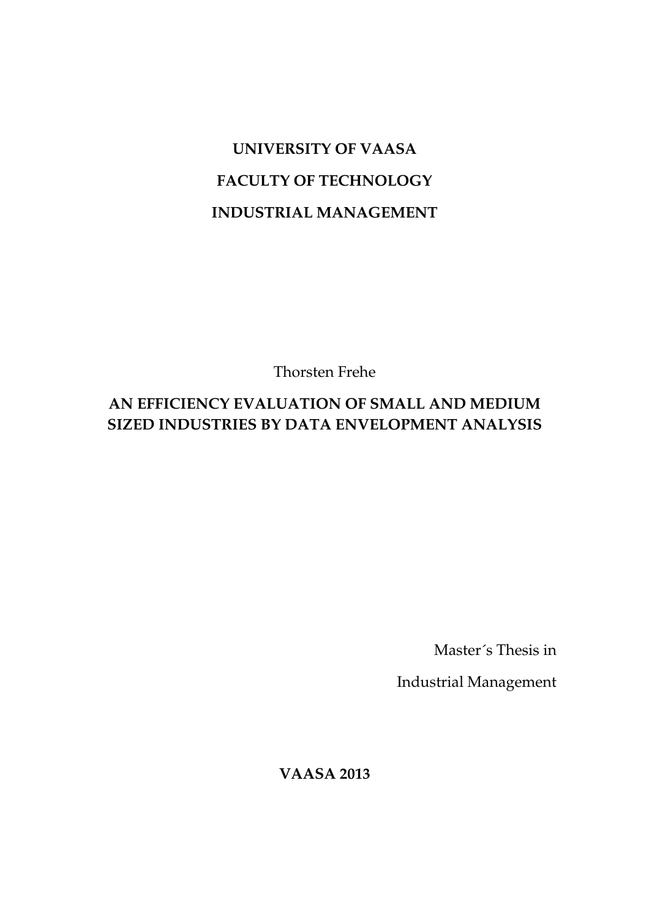**UNIVERSITY OF VAASA**

**FACULTY OF TECHNOLOGY**

**INDUSTRIAL MANAGEMENT**

Thorsten Frehe

# AN EFFICIENCY EVALUATION OF SMALL AND MEDIUM SIZED INDUSTRIES BY DATA ENVELOPMENT ANALYSIS

Master´s Thesis in

Industrial Management

**VAASA 2013**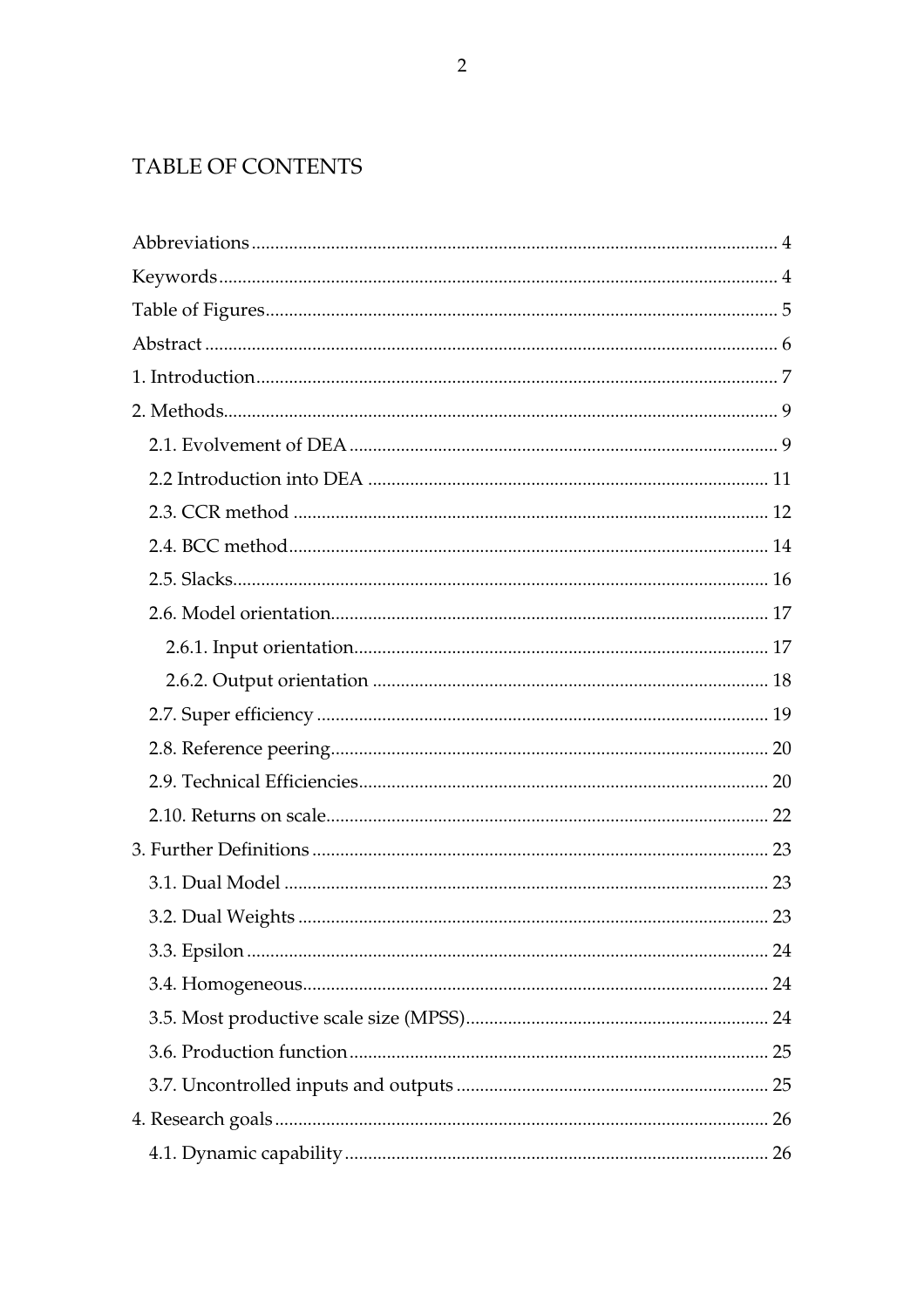# TABLE OF CONTENTS

Abbreviations ..... 4

Keywords ..... 4

Table of Figures ..... 5

Abstract ..... 6

1. Introduction ..... 7

2. Methods ..... 9

  2.1. Evolvement of DEA ..... 9

  2.2 Introduction into DEA ..... 11

  2.3. CCR method ..... 12

  2.4. BCC method ..... 14

  2.5. Slacks ..... 16

  2.6. Model orientation ..... 17

    2.6.1. Input orientation ..... 17

    2.6.2. Output orientation ..... 18

  2.7. Super efficiency ..... 19

  2.8. Reference peering ..... 20

  2.9. Technical Efficiencies ..... 20

  2.10. Returns on scale ..... 22

3. Further Definitions ..... 23

  3.1. Dual Model ..... 23

  3.2. Dual Weights ..... 23

  3.3. Epsilon ..... 24

  3.4. Homogeneous ..... 24

  3.5. Most productive scale size (MPSS) ..... 24

  3.6. Production function ..... 25

  3.7. Uncontrolled inputs and outputs ..... 25

4. Research goals ..... 26

  4.1. Dynamic capability ..... 26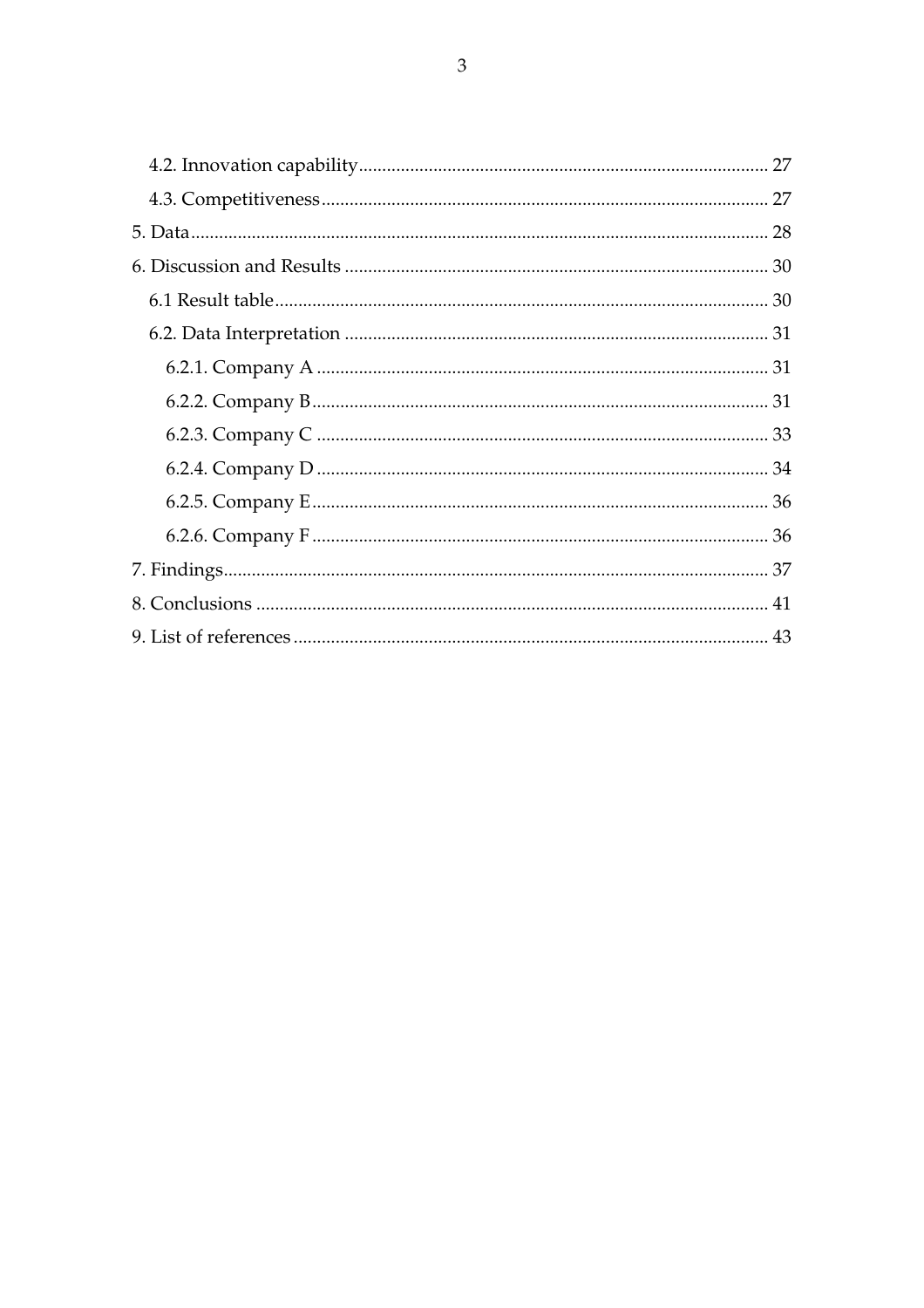4.2. Innovation capability ........................................................................................ 27

4.3. Competitiveness ................................................................................................ 27

5. Data ............................................................................................................................ 28

6. Discussion and Results ........................................................................................... 30

6.1 Result table ........................................................................................................... 30

6.2. Data Interpretation ............................................................................................ 31

6.2.1. Company A ................................................................................................... 31

6.2.2. Company B ................................................................................................... 31

6.2.3. Company C ................................................................................................... 33

6.2.4. Company D ................................................................................................... 34

6.2.5. Company E ................................................................................................... 36

6.2.6. Company F ................................................................................................... 36

7. Findings ...................................................................................................................... 37

8. Conclusions ............................................................................................................... 41

9. List of references ...................................................................................................... 43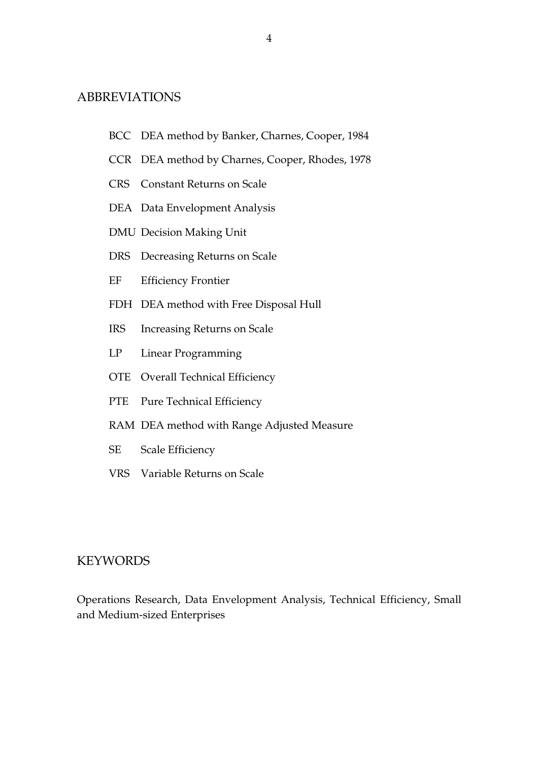## ABBREVIATIONS

| | |
|---|---|
| BCC | DEA method by Banker, Charnes, Cooper, 1984 |
| CCR | DEA method by Charnes, Cooper, Rhodes, 1978 |
| CRS | Constant Returns on Scale |
| DEA | Data Envelopment Analysis |
| DMU | Decision Making Unit |
| DRS | Decreasing Returns on Scale |
| EF | Efficiency Frontier |
| FDH | DEA method with Free Disposal Hull |
| IRS | Increasing Returns on Scale |
| LP | Linear Programming |
| OTE | Overall Technical Efficiency |
| PTE | Pure Technical Efficiency |
| RAM | DEA method with Range Adjusted Measure |
| SE | Scale Efficiency |
| VRS | Variable Returns on Scale |

## KEYWORDS

Operations Research, Data Envelopment Analysis, Technical Efficiency, Small and Medium-sized Enterprises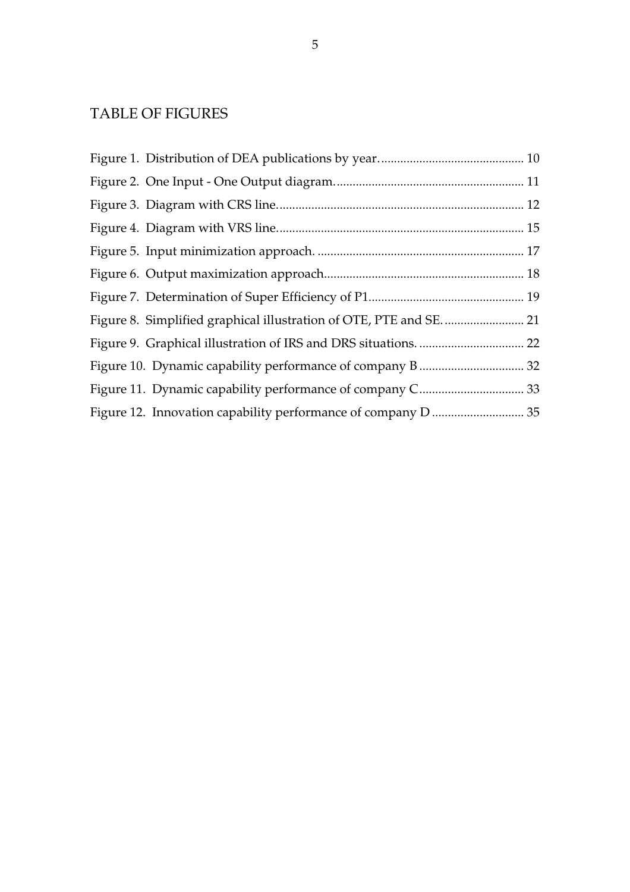# TABLE OF FIGURES

Figure 1. Distribution of DEA publications by year. ............................................. 10
Figure 2. One Input - One Output diagram. .......................................................... 11
Figure 3. Diagram with CRS line. ............................................................................ 12
Figure 4. Diagram with VRS line. ............................................................................ 15
Figure 5. Input minimization approach. ................................................................. 17
Figure 6. Output maximization approach. .............................................................. 18
Figure 7. Determination of Super Efficiency of P1. ................................................ 19
Figure 8. Simplified graphical illustration of OTE, PTE and SE. ........................ 21
Figure 9. Graphical illustration of IRS and DRS situations. ................................. 22
Figure 10. Dynamic capability performance of company B ................................. 32
Figure 11. Dynamic capability performance of company C ................................. 33
Figure 12. Innovation capability performance of company D ............................. 35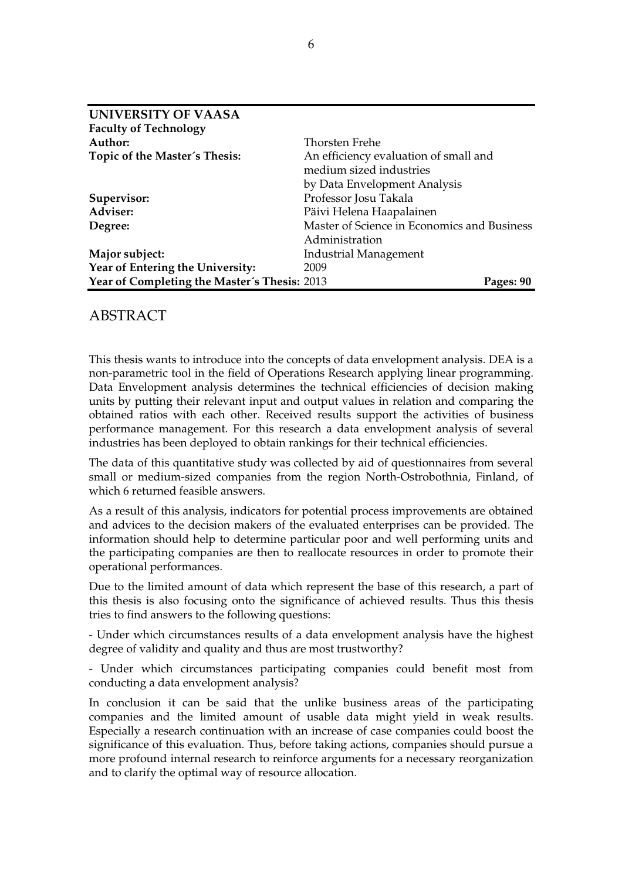| **UNIVERSITY OF VAASA** | |
|---|---|
| **Faculty of Technology** | |
| **Author:** | Thorsten Frehe |
| **Topic of the Master´s Thesis:** | An efficiency evaluation of small and medium sized industries by Data Envelopment Analysis |
| **Supervisor:** | Professor Josu Takala |
| **Adviser:** | Päivi Helena Haapalainen |
| **Degree:** | Master of Science in Economics and Business Administration |
| **Major subject:** | Industrial Management |
| **Year of Entering the University:** | 2009 |
| **Year of Completing the Master´s Thesis:** 2013 | **Pages: 90** |

## ABSTRACT

This thesis wants to introduce into the concepts of data envelopment analysis. DEA is a non-parametric tool in the field of Operations Research applying linear programming. Data Envelopment analysis determines the technical efficiencies of decision making units by putting their relevant input and output values in relation and comparing the obtained ratios with each other. Received results support the activities of business performance management. For this research a data envelopment analysis of several industries has been deployed to obtain rankings for their technical efficiencies.

The data of this quantitative study was collected by aid of questionnaires from several small or medium-sized companies from the region North-Ostrobothnia, Finland, of which 6 returned feasible answers.

As a result of this analysis, indicators for potential process improvements are obtained and advices to the decision makers of the evaluated enterprises can be provided. The information should help to determine particular poor and well performing units and the participating companies are then to reallocate resources in order to promote their operational performances.

Due to the limited amount of data which represent the base of this research, a part of this thesis is also focusing onto the significance of achieved results. Thus this thesis tries to find answers to the following questions:

- Under which circumstances results of a data envelopment analysis have the highest degree of validity and quality and thus are most trustworthy?

- Under which circumstances participating companies could benefit most from conducting a data envelopment analysis?

In conclusion it can be said that the unlike business areas of the participating companies and the limited amount of usable data might yield in weak results. Especially a research continuation with an increase of case companies could boost the significance of this evaluation. Thus, before taking actions, companies should pursue a more profound internal research to reinforce arguments for a necessary reorganization and to clarify the optimal way of resource allocation.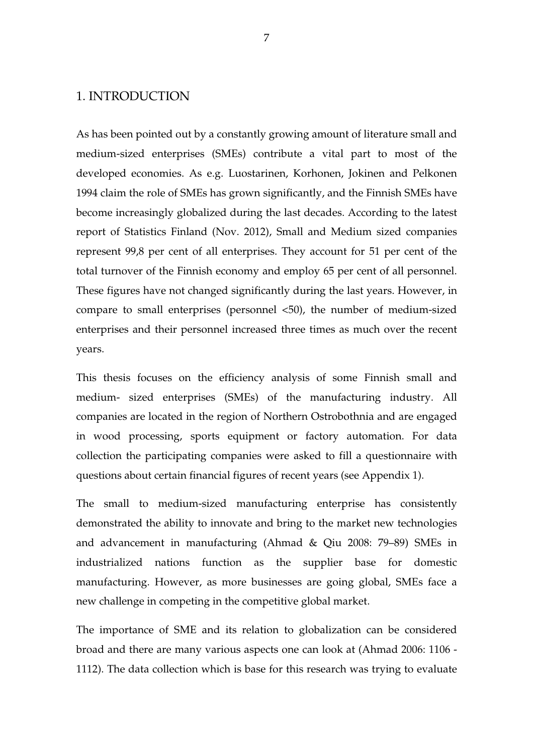# 1. INTRODUCTION

As has been pointed out by a constantly growing amount of literature small and medium-sized enterprises (SMEs) contribute a vital part to most of the developed economies. As e.g. Luostarinen, Korhonen, Jokinen and Pelkonen 1994 claim the role of SMEs has grown significantly, and the Finnish SMEs have become increasingly globalized during the last decades. According to the latest report of Statistics Finland (Nov. 2012), Small and Medium sized companies represent 99,8 per cent of all enterprises. They account for 51 per cent of the total turnover of the Finnish economy and employ 65 per cent of all personnel. These figures have not changed significantly during the last years. However, in compare to small enterprises (personnel <50), the number of medium-sized enterprises and their personnel increased three times as much over the recent years.

This thesis focuses on the efficiency analysis of some Finnish small and medium- sized enterprises (SMEs) of the manufacturing industry. All companies are located in the region of Northern Ostrobothnia and are engaged in wood processing, sports equipment or factory automation. For data collection the participating companies were asked to fill a questionnaire with questions about certain financial figures of recent years (see Appendix 1).

The small to medium-sized manufacturing enterprise has consistently demonstrated the ability to innovate and bring to the market new technologies and advancement in manufacturing (Ahmad & Qiu 2008: 79–89) SMEs in industrialized nations function as the supplier base for domestic manufacturing. However, as more businesses are going global, SMEs face a new challenge in competing in the competitive global market.

The importance of SME and its relation to globalization can be considered broad and there are many various aspects one can look at (Ahmad 2006: 1106 - 1112). The data collection which is base for this research was trying to evaluate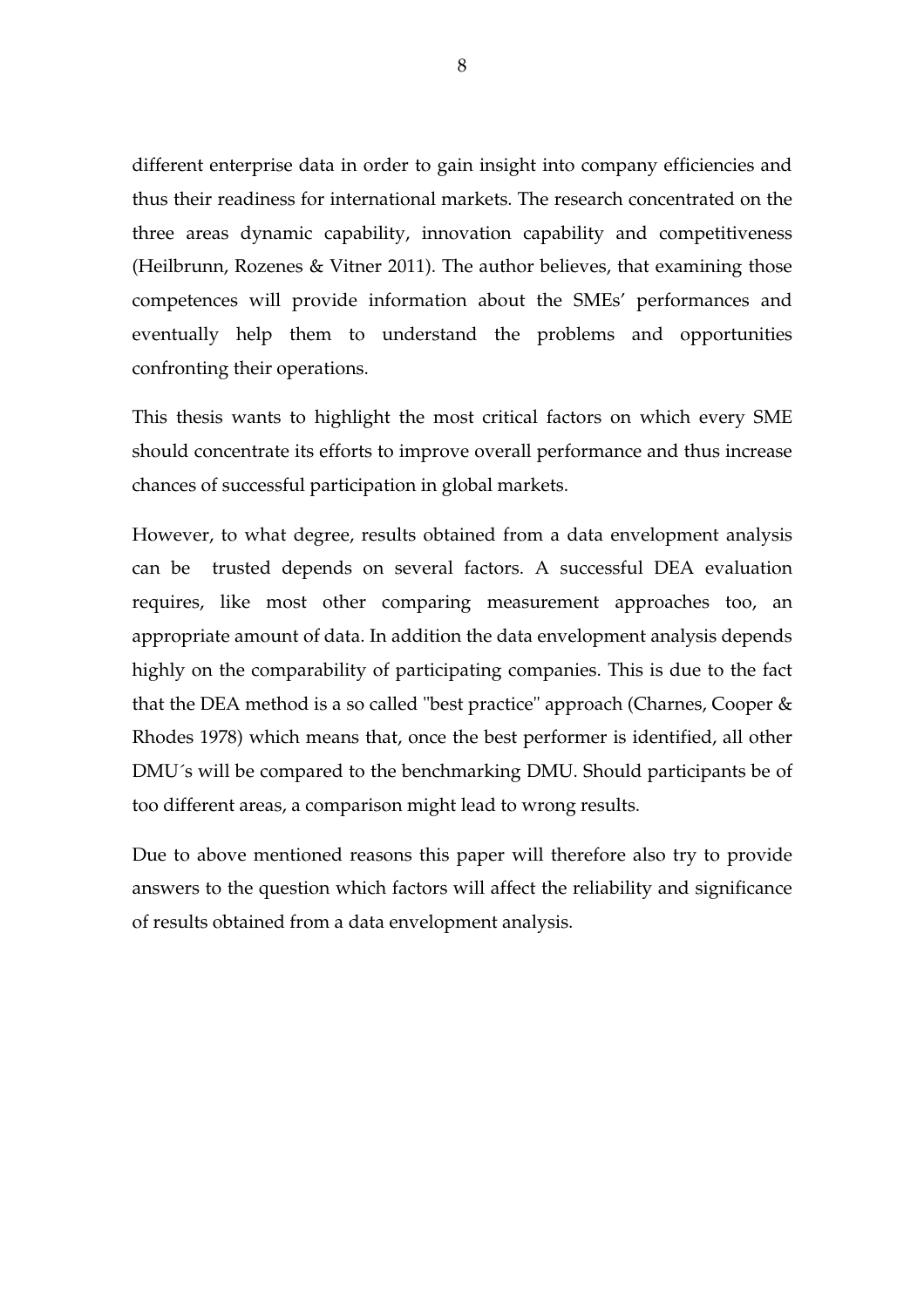different enterprise data in order to gain insight into company efficiencies and thus their readiness for international markets. The research concentrated on the three areas dynamic capability, innovation capability and competitiveness (Heilbrunn, Rozenes & Vitner 2011). The author believes, that examining those competences will provide information about the SMEs' performances and eventually help them to understand the problems and opportunities confronting their operations.

This thesis wants to highlight the most critical factors on which every SME should concentrate its efforts to improve overall performance and thus increase chances of successful participation in global markets.

However, to what degree, results obtained from a data envelopment analysis can be trusted depends on several factors. A successful DEA evaluation requires, like most other comparing measurement approaches too, an appropriate amount of data. In addition the data envelopment analysis depends highly on the comparability of participating companies. This is due to the fact that the DEA method is a so called "best practice" approach (Charnes, Cooper & Rhodes 1978) which means that, once the best performer is identified, all other DMU´s will be compared to the benchmarking DMU. Should participants be of too different areas, a comparison might lead to wrong results.

Due to above mentioned reasons this paper will therefore also try to provide answers to the question which factors will affect the reliability and significance of results obtained from a data envelopment analysis.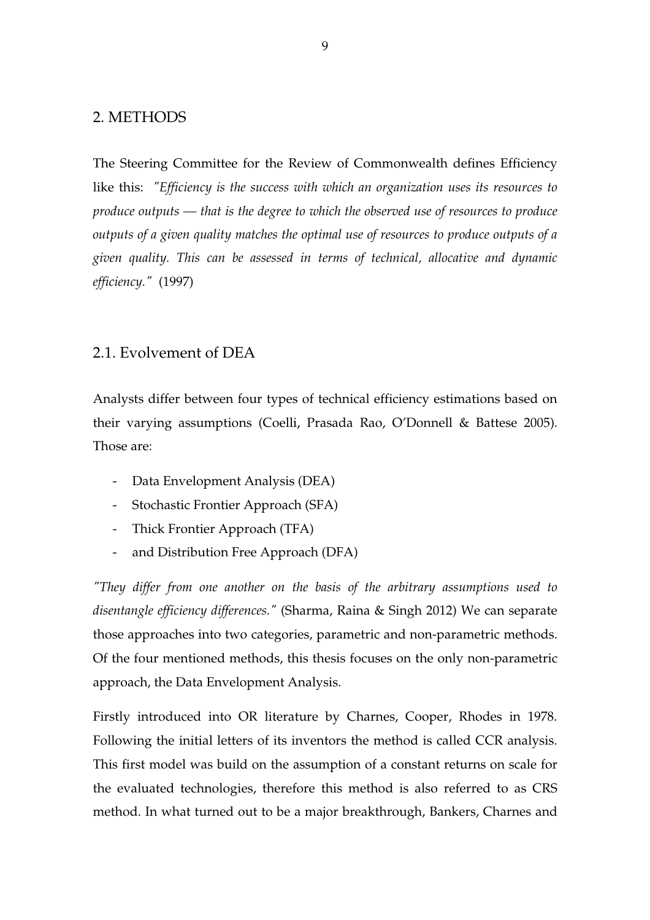## 2. METHODS

The Steering Committee for the Review of Commonwealth defines Efficiency like this: *"Efficiency is the success with which an organization uses its resources to produce outputs — that is the degree to which the observed use of resources to produce outputs of a given quality matches the optimal use of resources to produce outputs of a given quality. This can be assessed in terms of technical, allocative and dynamic efficiency."* (1997)

### 2.1. Evolvement of DEA

Analysts differ between four types of technical efficiency estimations based on their varying assumptions (Coelli, Prasada Rao, O'Donnell & Battese 2005). Those are:

- Data Envelopment Analysis (DEA)
- Stochastic Frontier Approach (SFA)
- Thick Frontier Approach (TFA)
- and Distribution Free Approach (DFA)

*"They differ from one another on the basis of the arbitrary assumptions used to disentangle efficiency differences."* (Sharma, Raina & Singh 2012) We can separate those approaches into two categories, parametric and non-parametric methods. Of the four mentioned methods, this thesis focuses on the only non-parametric approach, the Data Envelopment Analysis.

Firstly introduced into OR literature by Charnes, Cooper, Rhodes in 1978. Following the initial letters of its inventors the method is called CCR analysis. This first model was build on the assumption of a constant returns on scale for the evaluated technologies, therefore this method is also referred to as CRS method. In what turned out to be a major breakthrough, Bankers, Charnes and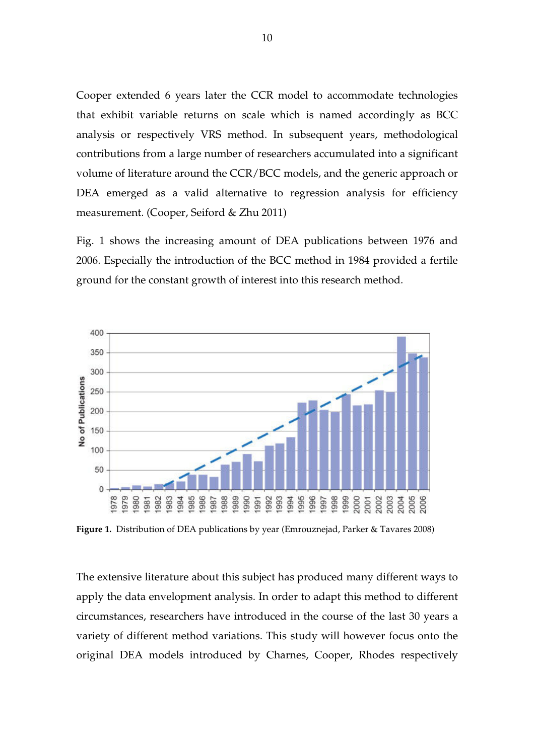Cooper extended 6 years later the CCR model to accommodate technologies that exhibit variable returns on scale which is named accordingly as BCC analysis or respectively VRS method. In subsequent years, methodological contributions from a large number of researchers accumulated into a significant volume of literature around the CCR/BCC models, and the generic approach or DEA emerged as a valid alternative to regression analysis for efficiency measurement. (Cooper, Seiford & Zhu 2011)

Fig. 1 shows the increasing amount of DEA publications between 1976 and 2006. Especially the introduction of the BCC method in 1984 provided a fertile ground for the constant growth of interest into this research method.

**Figure 1.** Distribution of DEA publications by year (Emrouznejad, Parker & Tavares 2008)

The extensive literature about this subject has produced many different ways to apply the data envelopment analysis. In order to adapt this method to different circumstances, researchers have introduced in the course of the last 30 years a variety of different method variations. This study will however focus onto the original DEA models introduced by Charnes, Cooper, Rhodes respectively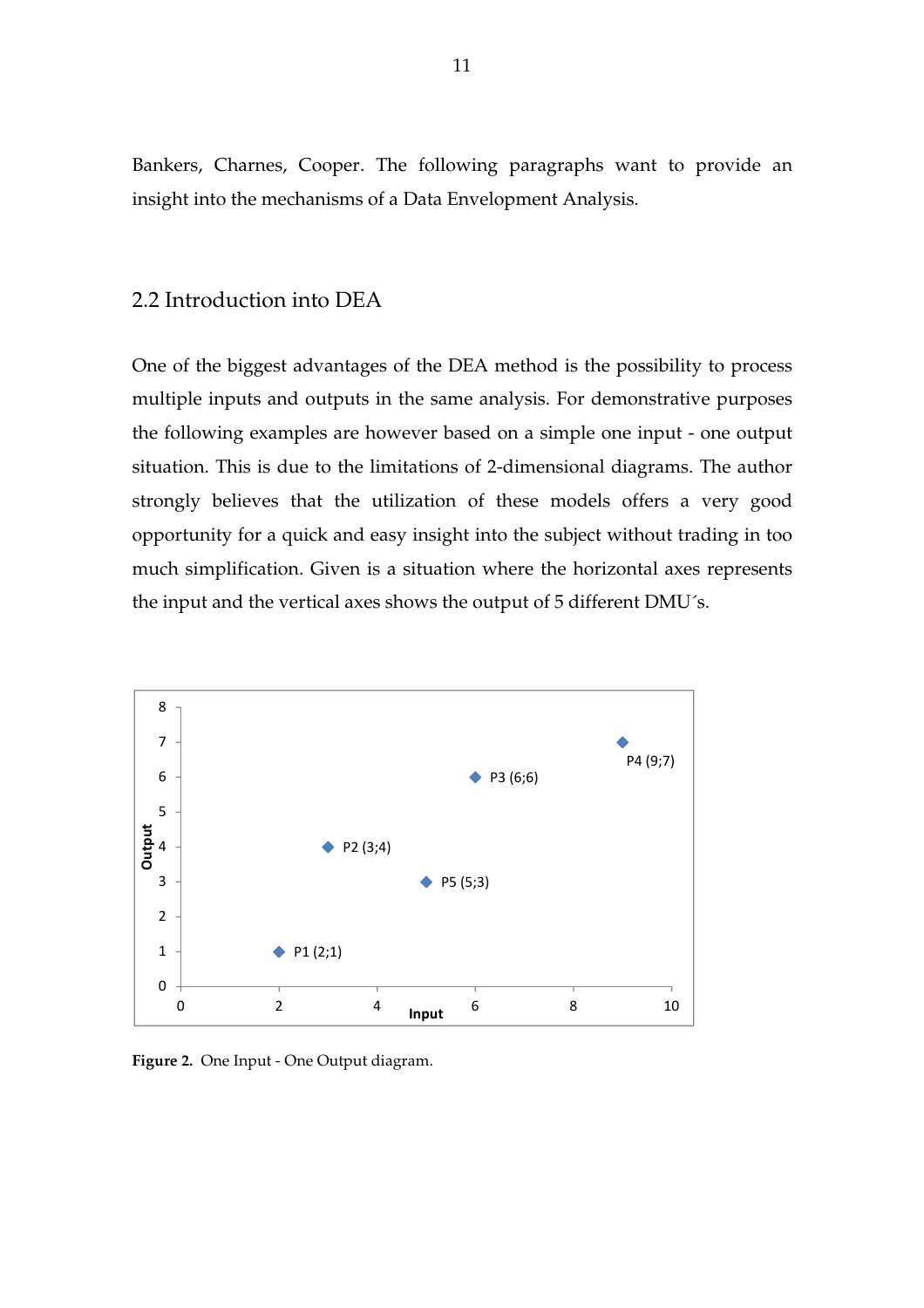Bankers, Charnes, Cooper. The following paragraphs want to provide an insight into the mechanisms of a Data Envelopment Analysis.

## 2.2 Introduction into DEA

One of the biggest advantages of the DEA method is the possibility to process multiple inputs and outputs in the same analysis. For demonstrative purposes the following examples are however based on a simple one input - one output situation. This is due to the limitations of 2-dimensional diagrams. The author strongly believes that the utilization of these models offers a very good opportunity for a quick and easy insight into the subject without trading in too much simplification. Given is a situation where the horizontal axes represents the input and the vertical axes shows the output of 5 different DMU´s.

**Figure 2.** One Input - One Output diagram.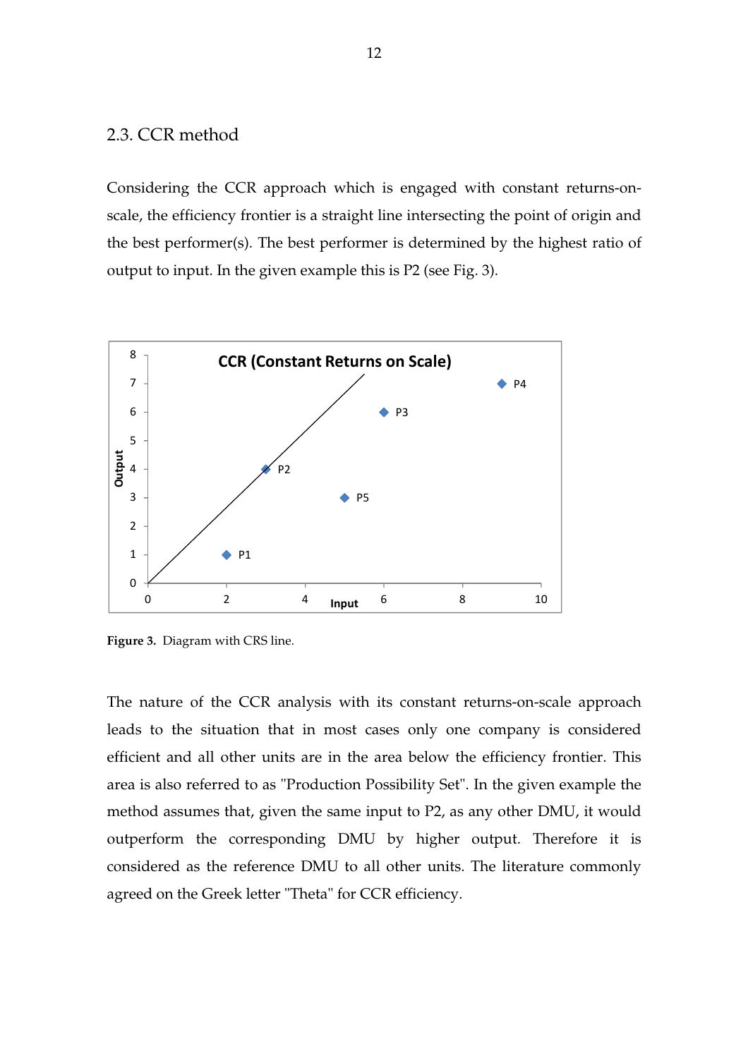## 2.3. CCR method

Considering the CCR approach which is engaged with constant returns-on-scale, the efficiency frontier is a straight line intersecting the point of origin and the best performer(s). The best performer is determined by the highest ratio of output to input. In the given example this is P2 (see Fig. 3).

**Figure 3.** Diagram with CRS line.

The nature of the CCR analysis with its constant returns-on-scale approach leads to the situation that in most cases only one company is considered efficient and all other units are in the area below the efficiency frontier. This area is also referred to as "Production Possibility Set". In the given example the method assumes that, given the same input to P2, as any other DMU, it would outperform the corresponding DMU by higher output. Therefore it is considered as the reference DMU to all other units. The literature commonly agreed on the Greek letter "Theta" for CCR efficiency.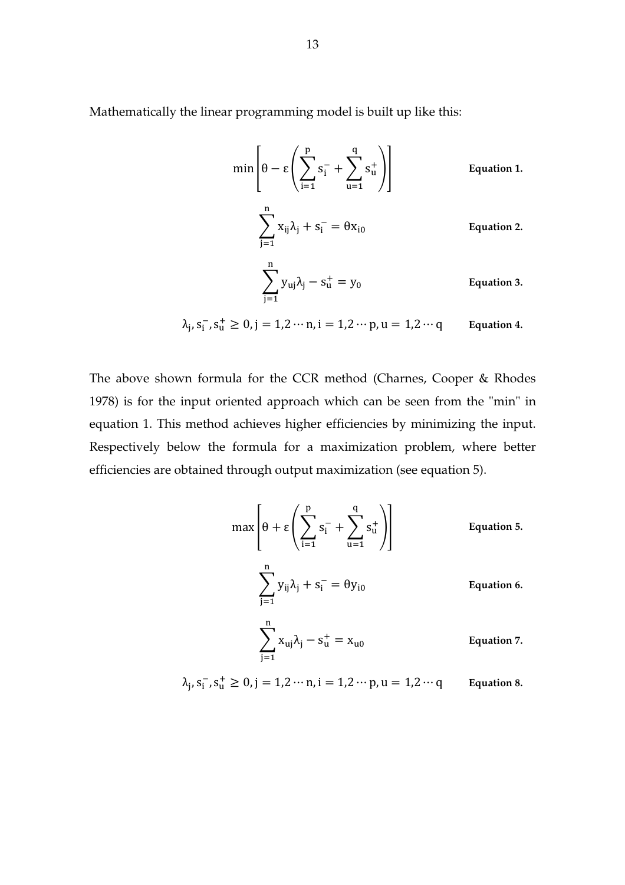Mathematically the linear programming model is built up like this:

$$\min\left[\theta - \varepsilon\left(\sum_{i=1}^{p} s_i^- + \sum_{u=1}^{q} s_u^+\right)\right] \qquad \textbf{Equation 1.}$$

$$\sum_{j=1}^{n} x_{ij}\lambda_j + s_i^- = \theta x_{i0} \qquad \textbf{Equation 2.}$$

$$\sum_{j=1}^{n} y_{uj}\lambda_j - s_u^+ = y_0 \qquad \textbf{Equation 3.}$$

$$\lambda_j, s_i^-, s_u^+ \geq 0, j = 1,2 \cdots n, i = 1,2 \cdots p, u = 1,2 \cdots q \qquad \textbf{Equation 4.}$$

The above shown formula for the CCR method (Charnes, Cooper & Rhodes 1978) is for the input oriented approach which can be seen from the "min" in equation 1. This method achieves higher efficiencies by minimizing the input. Respectively below the formula for a maximization problem, where better efficiencies are obtained through output maximization (see equation 5).

$$\max\left[\theta + \varepsilon\left(\sum_{i=1}^{p} s_i^- + \sum_{u=1}^{q} s_u^+\right)\right] \qquad \textbf{Equation 5.}$$

$$\sum_{j=1}^{n} y_{ij}\lambda_j + s_i^- = \theta y_{i0} \qquad \textbf{Equation 6.}$$

$$\sum_{j=1}^{n} x_{uj}\lambda_j - s_u^+ = x_{u0} \qquad \textbf{Equation 7.}$$

$$\lambda_j, s_i^-, s_u^+ \geq 0, j = 1,2 \cdots n, i = 1,2 \cdots p, u = 1,2 \cdots q \qquad \textbf{Equation 8.}$$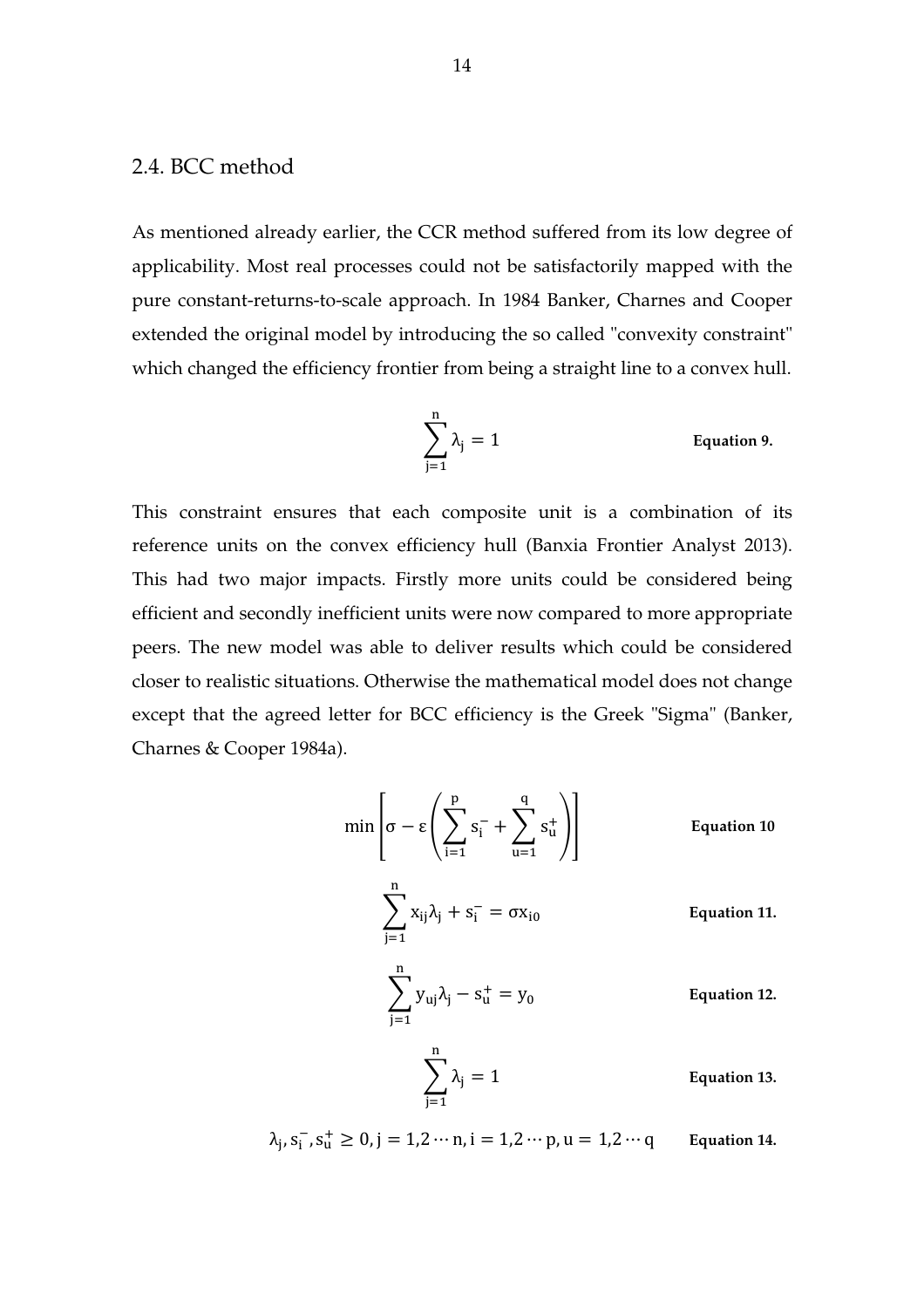## 2.4. BCC method

As mentioned already earlier, the CCR method suffered from its low degree of applicability. Most real processes could not be satisfactorily mapped with the pure constant-returns-to-scale approach. In 1984 Banker, Charnes and Cooper extended the original model by introducing the so called "convexity constraint" which changed the efficiency frontier from being a straight line to a convex hull.

$$\sum_{j=1}^{n} \lambda_j = 1 \qquad \textbf{Equation 9.}$$

This constraint ensures that each composite unit is a combination of its reference units on the convex efficiency hull (Banxia Frontier Analyst 2013). This had two major impacts. Firstly more units could be considered being efficient and secondly inefficient units were now compared to more appropriate peers. The new model was able to deliver results which could be considered closer to realistic situations. Otherwise the mathematical model does not change except that the agreed letter for BCC efficiency is the Greek "Sigma" (Banker, Charnes & Cooper 1984a).

$$\min \left[ \sigma - \varepsilon \left( \sum_{i=1}^{p} s_i^- + \sum_{u=1}^{q} s_u^+ \right) \right] \qquad \textbf{Equation 10}$$

$$\sum_{j=1}^{n} x_{ij}\lambda_j + s_i^- = \sigma x_{i0} \qquad \textbf{Equation 11.}$$

$$\sum_{j=1}^{n} y_{uj}\lambda_j - s_u^+ = y_0 \qquad \textbf{Equation 12.}$$

$$\sum_{j=1}^{n} \lambda_j = 1 \qquad \textbf{Equation 13.}$$

$$\lambda_j, s_i^-, s_u^+ \geq 0, j = 1,2 \cdots n, i = 1,2 \cdots p, u = 1,2 \cdots q \qquad \textbf{Equation 14.}$$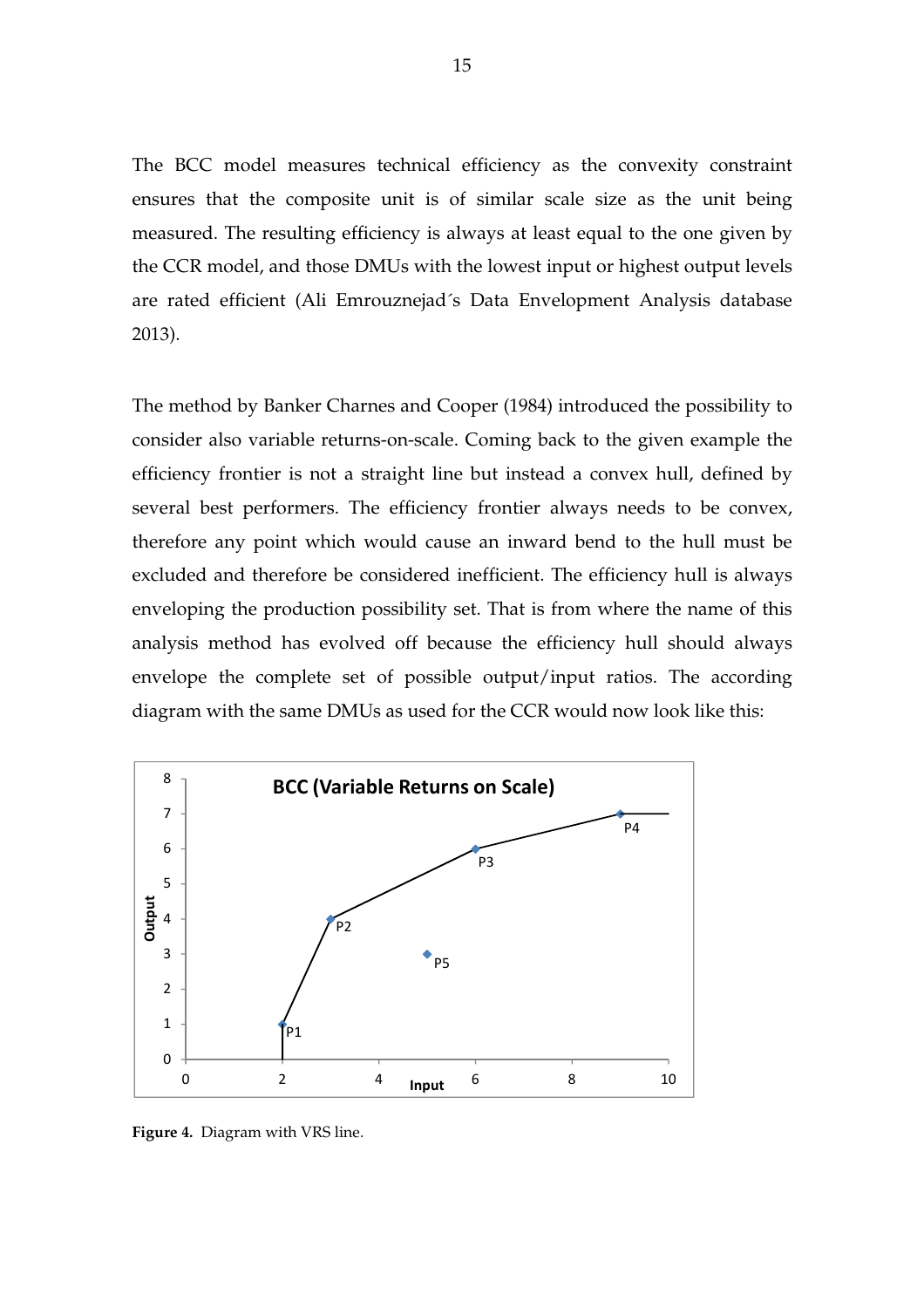The BCC model measures technical efficiency as the convexity constraint ensures that the composite unit is of similar scale size as the unit being measured. The resulting efficiency is always at least equal to the one given by the CCR model, and those DMUs with the lowest input or highest output levels are rated efficient (Ali Emrouznejad´s Data Envelopment Analysis database 2013).

The method by Banker Charnes and Cooper (1984) introduced the possibility to consider also variable returns-on-scale. Coming back to the given example the efficiency frontier is not a straight line but instead a convex hull, defined by several best performers. The efficiency frontier always needs to be convex, therefore any point which would cause an inward bend to the hull must be excluded and therefore be considered inefficient. The efficiency hull is always enveloping the production possibility set. That is from where the name of this analysis method has evolved off because the efficiency hull should always envelope the complete set of possible output/input ratios. The according diagram with the same DMUs as used for the CCR would now look like this:

**Figure 4.** Diagram with VRS line.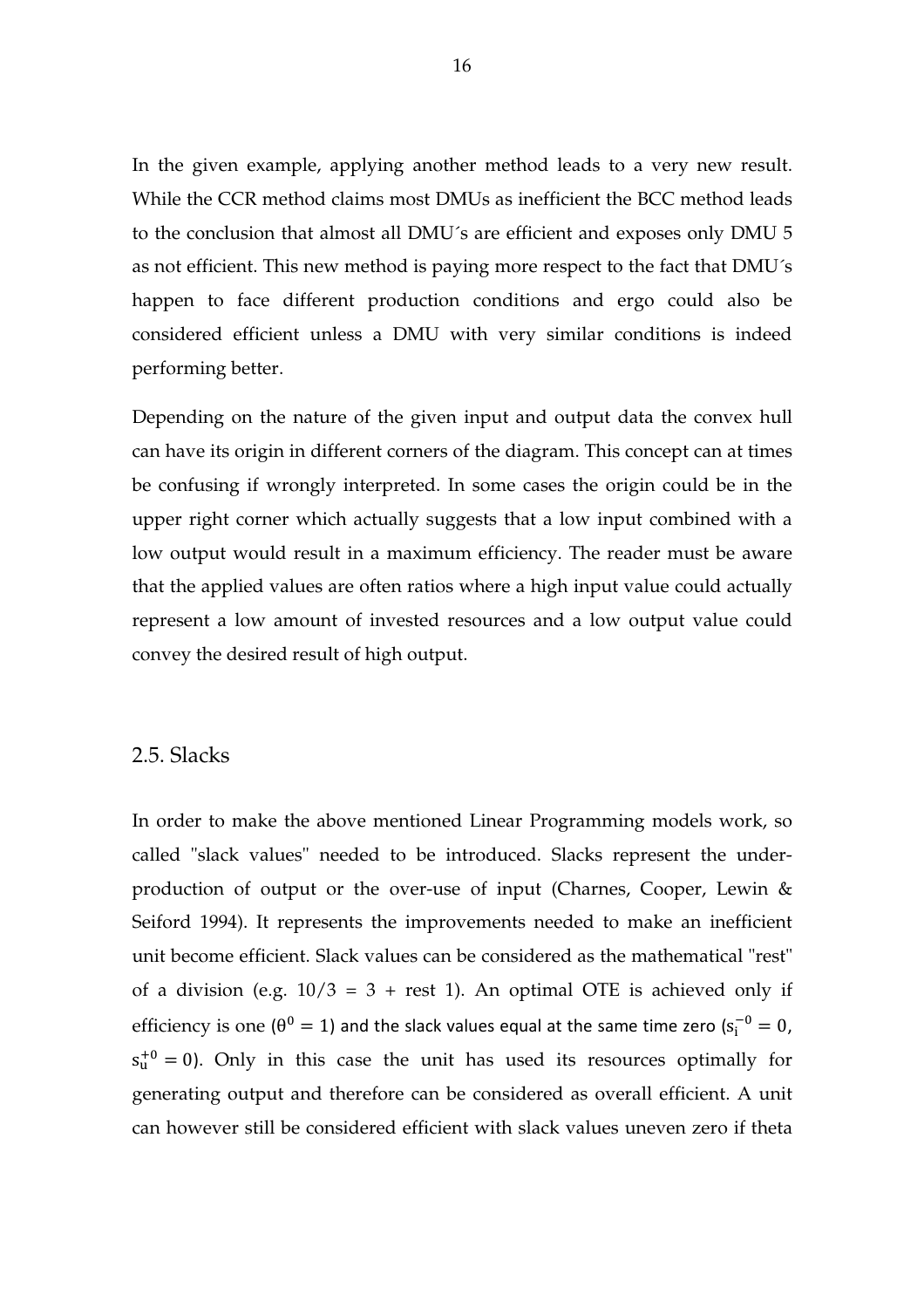In the given example, applying another method leads to a very new result. While the CCR method claims most DMUs as inefficient the BCC method leads to the conclusion that almost all DMU´s are efficient and exposes only DMU 5 as not efficient. This new method is paying more respect to the fact that DMU´s happen to face different production conditions and ergo could also be considered efficient unless a DMU with very similar conditions is indeed performing better.

Depending on the nature of the given input and output data the convex hull can have its origin in different corners of the diagram. This concept can at times be confusing if wrongly interpreted. In some cases the origin could be in the upper right corner which actually suggests that a low input combined with a low output would result in a maximum efficiency. The reader must be aware that the applied values are often ratios where a high input value could actually represent a low amount of invested resources and a low output value could convey the desired result of high output.

## 2.5. Slacks

In order to make the above mentioned Linear Programming models work, so called "slack values" needed to be introduced. Slacks represent the under-production of output or the over-use of input (Charnes, Cooper, Lewin & Seiford 1994). It represents the improvements needed to make an inefficient unit become efficient. Slack values can be considered as the mathematical "rest" of a division (e.g. 10/3 = 3 + rest 1). An optimal OTE is achieved only if efficiency is one ($\theta^0 = 1$) and the slack values equal at the same time zero ($s_i^{-0} = 0$, $s_u^{+0} = 0$). Only in this case the unit has used its resources optimally for generating output and therefore can be considered as overall efficient. A unit can however still be considered efficient with slack values uneven zero if theta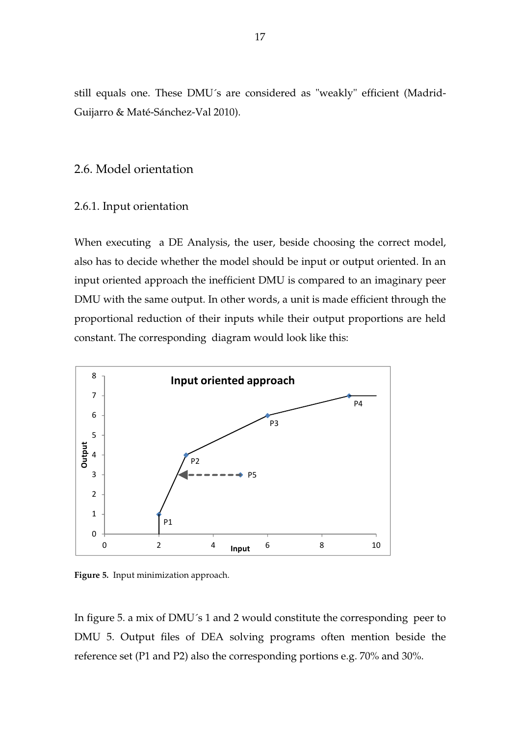still equals one. These DMU´s are considered as "weakly" efficient (Madrid-Guijarro & Maté-Sánchez-Val 2010).

## 2.6. Model orientation

### 2.6.1. Input orientation

When executing a DE Analysis, the user, beside choosing the correct model, also has to decide whether the model should be input or output oriented. In an input oriented approach the inefficient DMU is compared to an imaginary peer DMU with the same output. In other words, a unit is made efficient through the proportional reduction of their inputs while their output proportions are held constant. The corresponding diagram would look like this:

**Figure 5.** Input minimization approach.

In figure 5. a mix of DMU´s 1 and 2 would constitute the corresponding peer to DMU 5. Output files of DEA solving programs often mention beside the reference set (P1 and P2) also the corresponding portions e.g. 70% and 30%.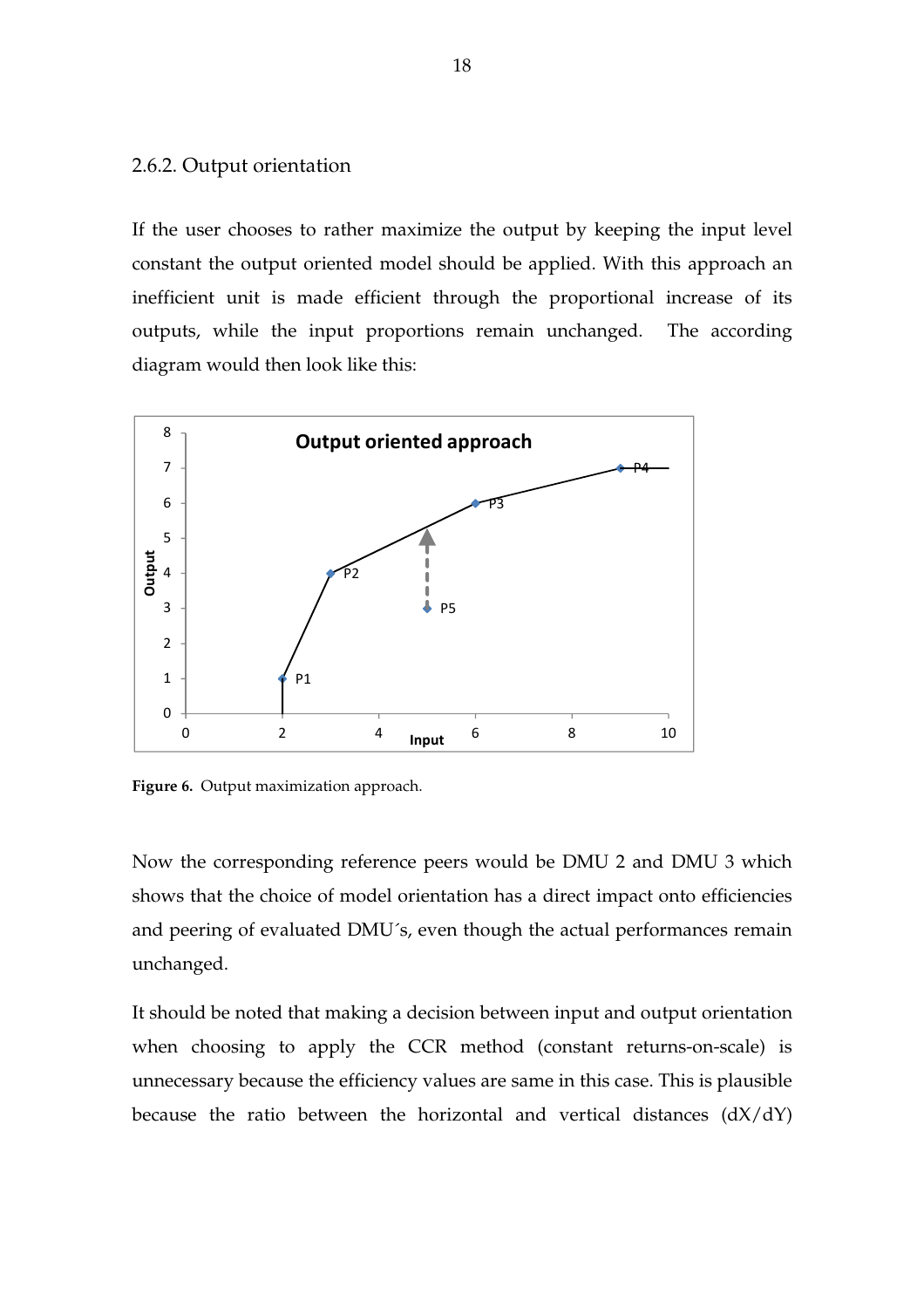### 2.6.2. Output orientation

If the user chooses to rather maximize the output by keeping the input level constant the output oriented model should be applied. With this approach an inefficient unit is made efficient through the proportional increase of its outputs, while the input proportions remain unchanged. The according diagram would then look like this:

**Figure 6.** Output maximization approach.

Now the corresponding reference peers would be DMU 2 and DMU 3 which shows that the choice of model orientation has a direct impact onto efficiencies and peering of evaluated DMU´s, even though the actual performances remain unchanged.

It should be noted that making a decision between input and output orientation when choosing to apply the CCR method (constant returns-on-scale) is unnecessary because the efficiency values are same in this case. This is plausible because the ratio between the horizontal and vertical distances (dX/dY)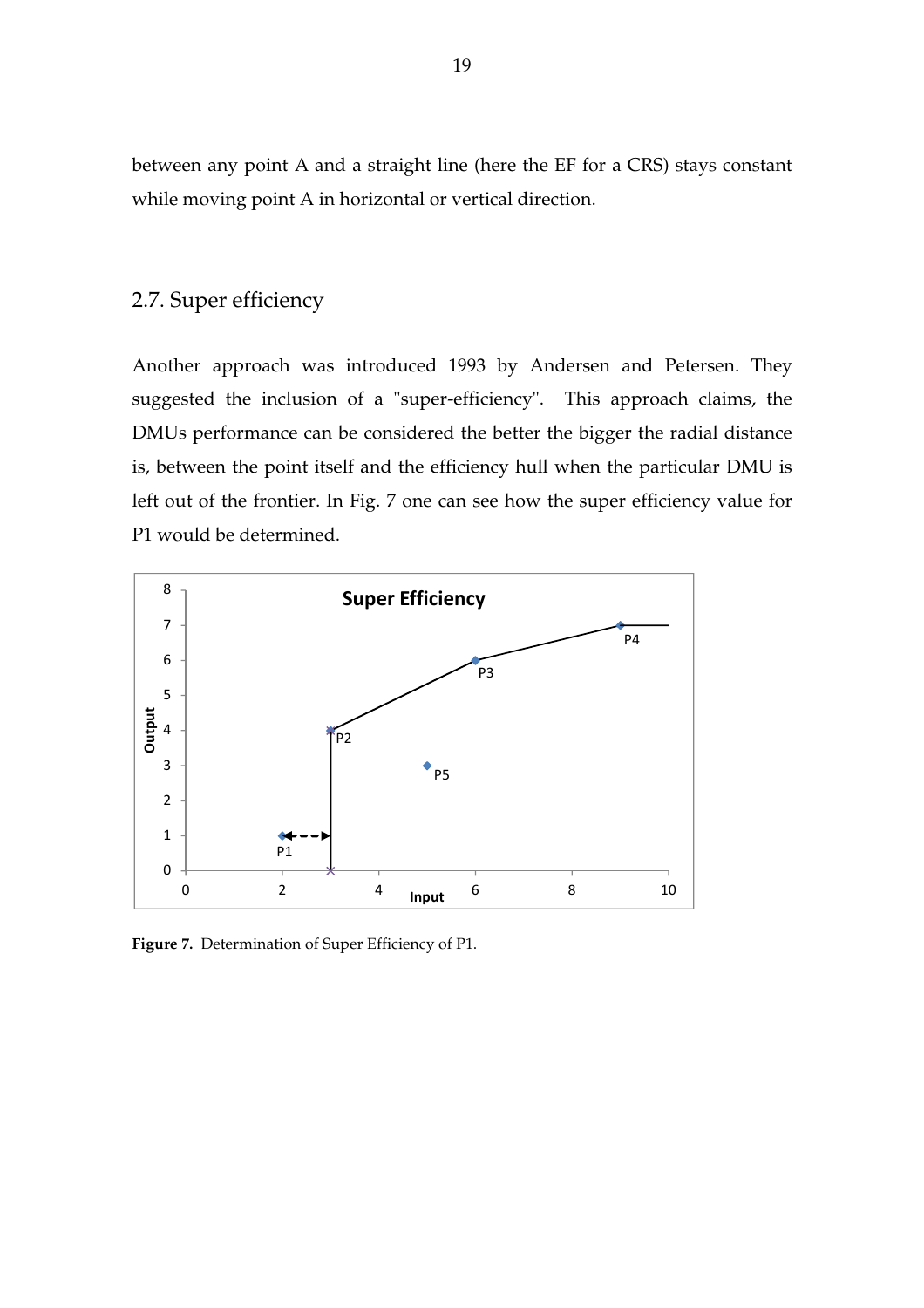between any point A and a straight line (here the EF for a CRS) stays constant while moving point A in horizontal or vertical direction.

## 2.7. Super efficiency

Another approach was introduced 1993 by Andersen and Petersen. They suggested the inclusion of a "super-efficiency". This approach claims, the DMUs performance can be considered the better the bigger the radial distance is, between the point itself and the efficiency hull when the particular DMU is left out of the frontier. In Fig. 7 one can see how the super efficiency value for P1 would be determined.

**Figure 7.** Determination of Super Efficiency of P1.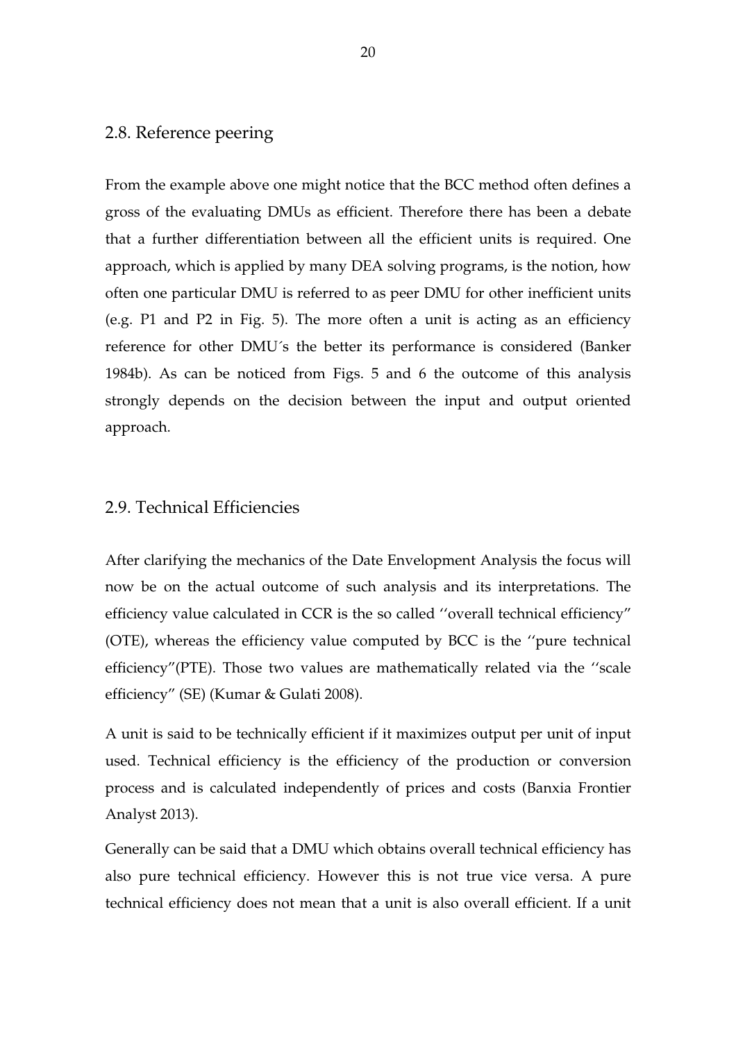## 2.8. Reference peering

From the example above one might notice that the BCC method often defines a gross of the evaluating DMUs as efficient. Therefore there has been a debate that a further differentiation between all the efficient units is required. One approach, which is applied by many DEA solving programs, is the notion, how often one particular DMU is referred to as peer DMU for other inefficient units (e.g. P1 and P2 in Fig. 5). The more often a unit is acting as an efficiency reference for other DMU´s the better its performance is considered (Banker 1984b). As can be noticed from Figs. 5 and 6 the outcome of this analysis strongly depends on the decision between the input and output oriented approach.

## 2.9. Technical Efficiencies

After clarifying the mechanics of the Date Envelopment Analysis the focus will now be on the actual outcome of such analysis and its interpretations. The efficiency value calculated in CCR is the so called ''overall technical efficiency" (OTE), whereas the efficiency value computed by BCC is the ''pure technical efficiency"(PTE). Those two values are mathematically related via the ''scale efficiency" (SE) (Kumar & Gulati 2008).

A unit is said to be technically efficient if it maximizes output per unit of input used. Technical efficiency is the efficiency of the production or conversion process and is calculated independently of prices and costs (Banxia Frontier Analyst 2013).

Generally can be said that a DMU which obtains overall technical efficiency has also pure technical efficiency. However this is not true vice versa. A pure technical efficiency does not mean that a unit is also overall efficient. If a unit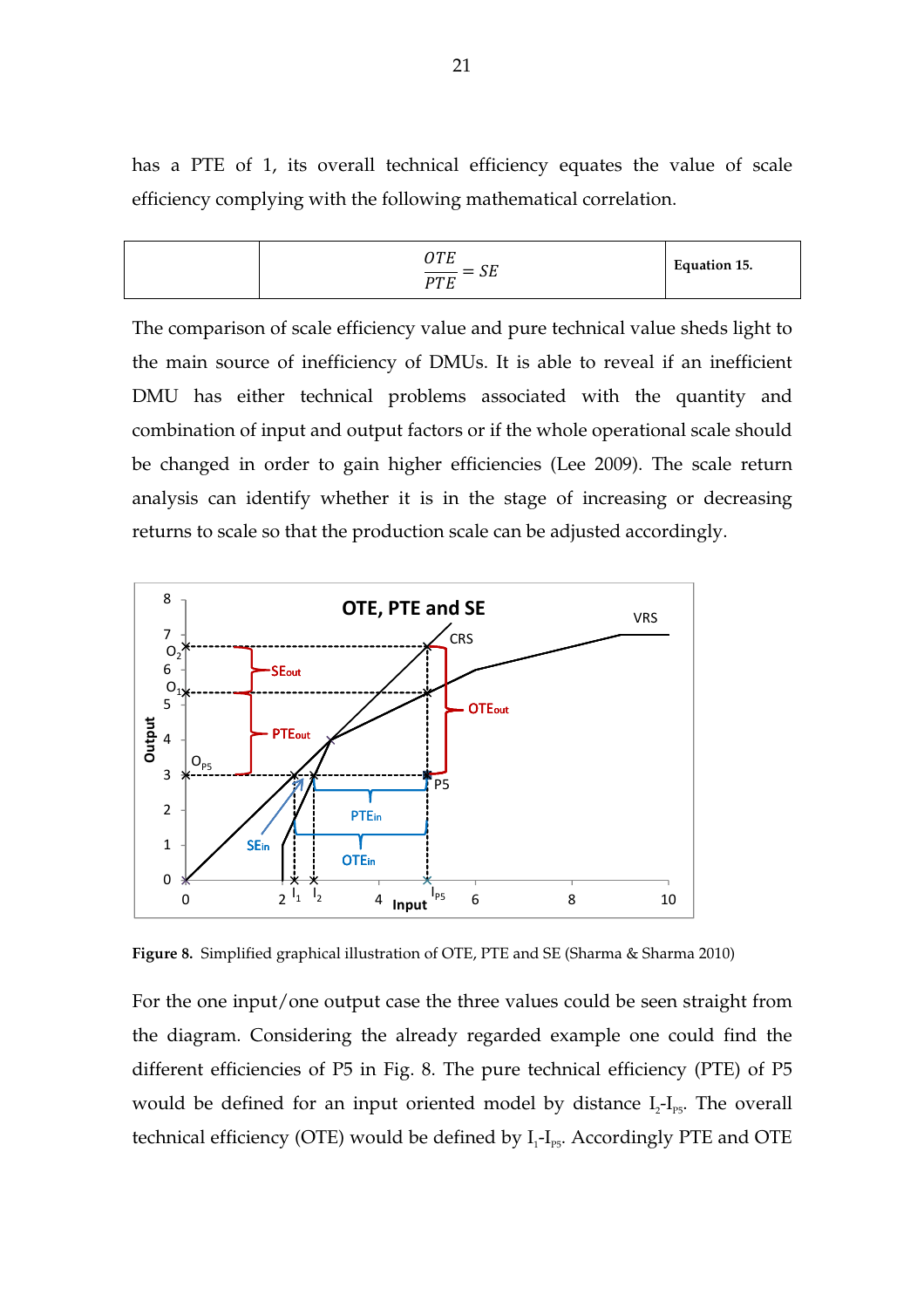has a PTE of 1, its overall technical efficiency equates the value of scale efficiency complying with the following mathematical correlation.

| | $$\frac{OTE}{PTE} = SE$$ | **Equation 15.** |
|---|---|---|

The comparison of scale efficiency value and pure technical value sheds light to the main source of inefficiency of DMUs. It is able to reveal if an inefficient DMU has either technical problems associated with the quantity and combination of input and output factors or if the whole operational scale should be changed in order to gain higher efficiencies (Lee 2009). The scale return analysis can identify whether it is in the stage of increasing or decreasing returns to scale so that the production scale can be adjusted accordingly.

**Figure 8.** Simplified graphical illustration of OTE, PTE and SE (Sharma & Sharma 2010)

For the one input/one output case the three values could be seen straight from the diagram. Considering the already regarded example one could find the different efficiencies of P5 in Fig. 8. The pure technical efficiency (PTE) of P5 would be defined for an input oriented model by distance $I_2$-$I_{P5}$. The overall technical efficiency (OTE) would be defined by $I_1$-$I_{P5}$. Accordingly PTE and OTE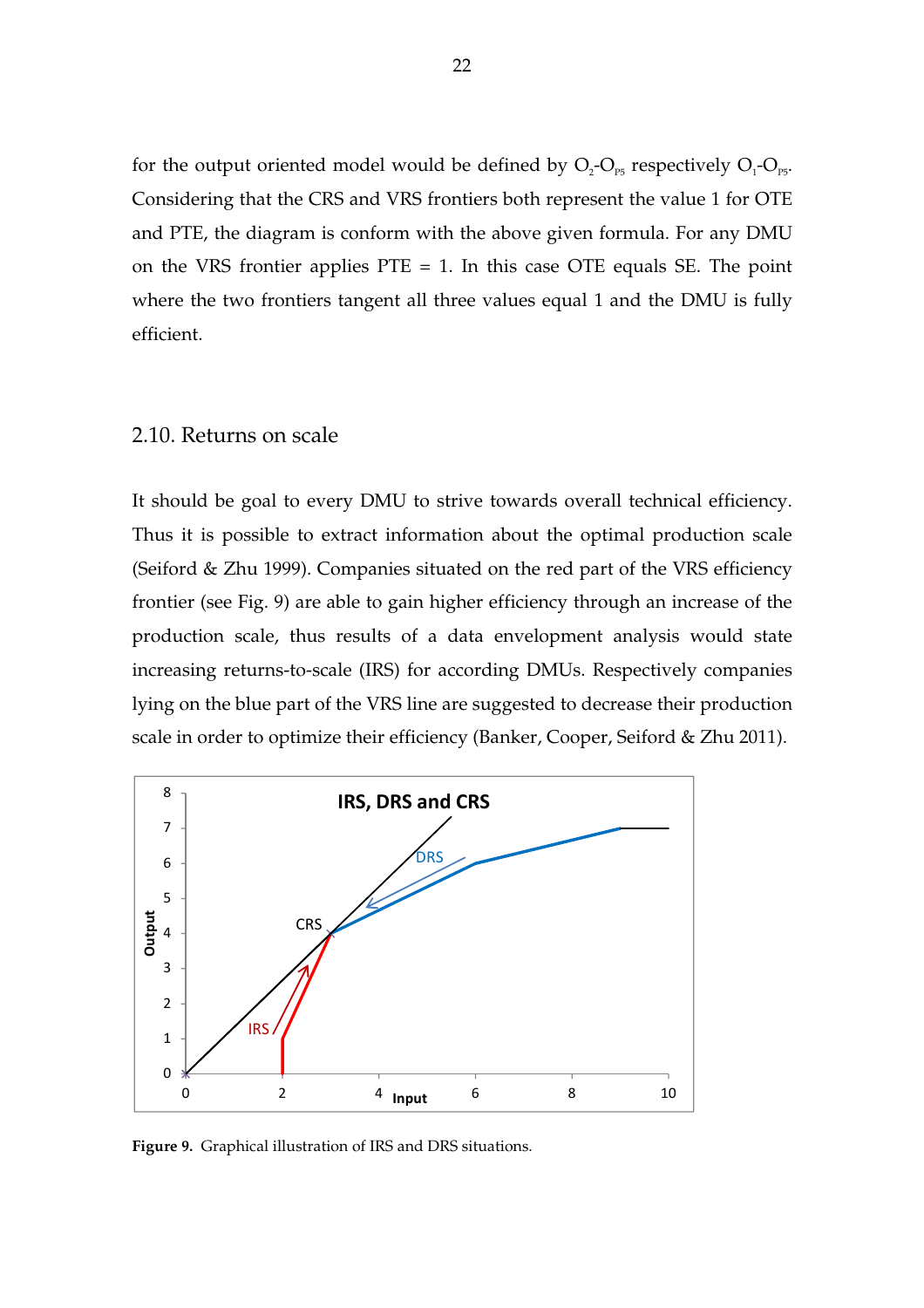for the output oriented model would be defined by $O_2$-$O_{P5}$ respectively $O_1$-$O_{P5}$. Considering that the CRS and VRS frontiers both represent the value 1 for OTE and PTE, the diagram is conform with the above given formula. For any DMU on the VRS frontier applies PTE = 1. In this case OTE equals SE. The point where the two frontiers tangent all three values equal 1 and the DMU is fully efficient.

## 2.10. Returns on scale

It should be goal to every DMU to strive towards overall technical efficiency. Thus it is possible to extract information about the optimal production scale (Seiford & Zhu 1999). Companies situated on the red part of the VRS efficiency frontier (see Fig. 9) are able to gain higher efficiency through an increase of the production scale, thus results of a data envelopment analysis would state increasing returns-to-scale (IRS) for according DMUs. Respectively companies lying on the blue part of the VRS line are suggested to decrease their production scale in order to optimize their efficiency (Banker, Cooper, Seiford & Zhu 2011).

**Figure 9.** Graphical illustration of IRS and DRS situations.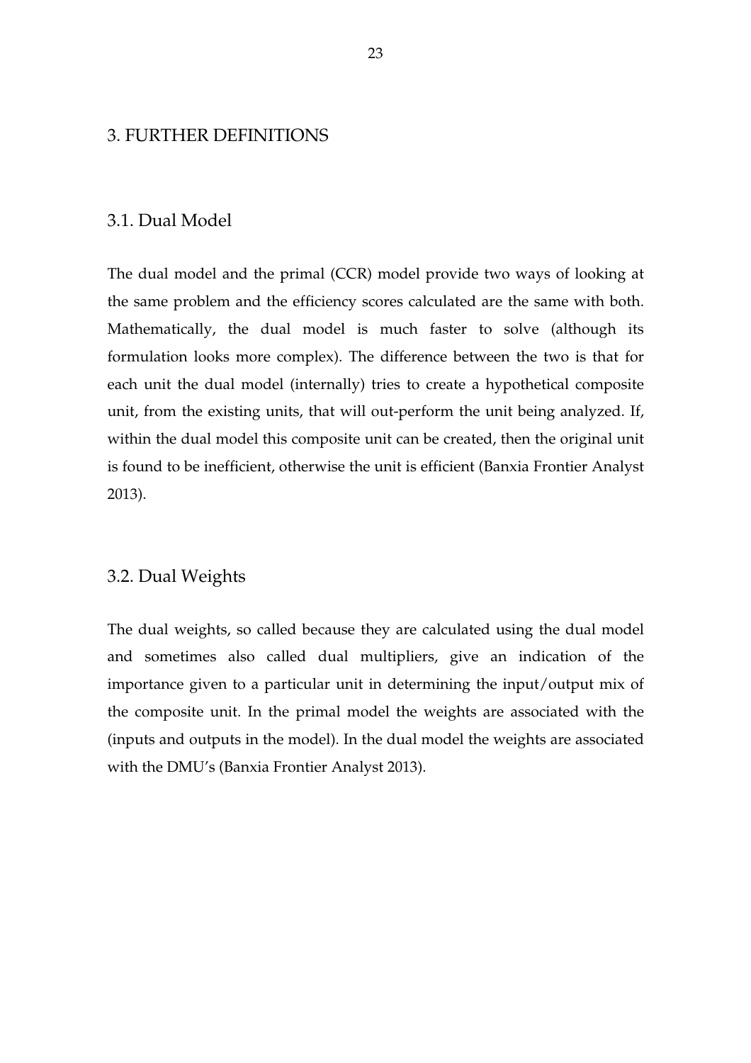# 3. FURTHER DEFINITIONS

## 3.1. Dual Model

The dual model and the primal (CCR) model provide two ways of looking at the same problem and the efficiency scores calculated are the same with both. Mathematically, the dual model is much faster to solve (although its formulation looks more complex). The difference between the two is that for each unit the dual model (internally) tries to create a hypothetical composite unit, from the existing units, that will out-perform the unit being analyzed. If, within the dual model this composite unit can be created, then the original unit is found to be inefficient, otherwise the unit is efficient (Banxia Frontier Analyst 2013).

## 3.2. Dual Weights

The dual weights, so called because they are calculated using the dual model and sometimes also called dual multipliers, give an indication of the importance given to a particular unit in determining the input/output mix of the composite unit. In the primal model the weights are associated with the (inputs and outputs in the model). In the dual model the weights are associated with the DMU's (Banxia Frontier Analyst 2013).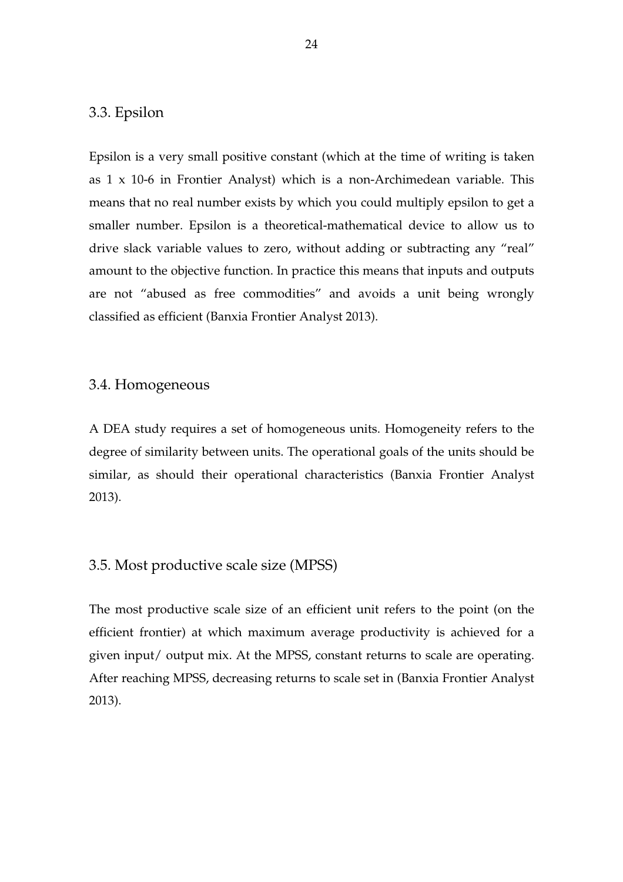## 3.3. Epsilon

Epsilon is a very small positive constant (which at the time of writing is taken as 1 x 10-6 in Frontier Analyst) which is a non-Archimedean variable. This means that no real number exists by which you could multiply epsilon to get a smaller number. Epsilon is a theoretical-mathematical device to allow us to drive slack variable values to zero, without adding or subtracting any "real" amount to the objective function. In practice this means that inputs and outputs are not "abused as free commodities" and avoids a unit being wrongly classified as efficient (Banxia Frontier Analyst 2013).

## 3.4. Homogeneous

A DEA study requires a set of homogeneous units. Homogeneity refers to the degree of similarity between units. The operational goals of the units should be similar, as should their operational characteristics (Banxia Frontier Analyst 2013).

## 3.5. Most productive scale size (MPSS)

The most productive scale size of an efficient unit refers to the point (on the efficient frontier) at which maximum average productivity is achieved for a given input/ output mix. At the MPSS, constant returns to scale are operating. After reaching MPSS, decreasing returns to scale set in (Banxia Frontier Analyst 2013).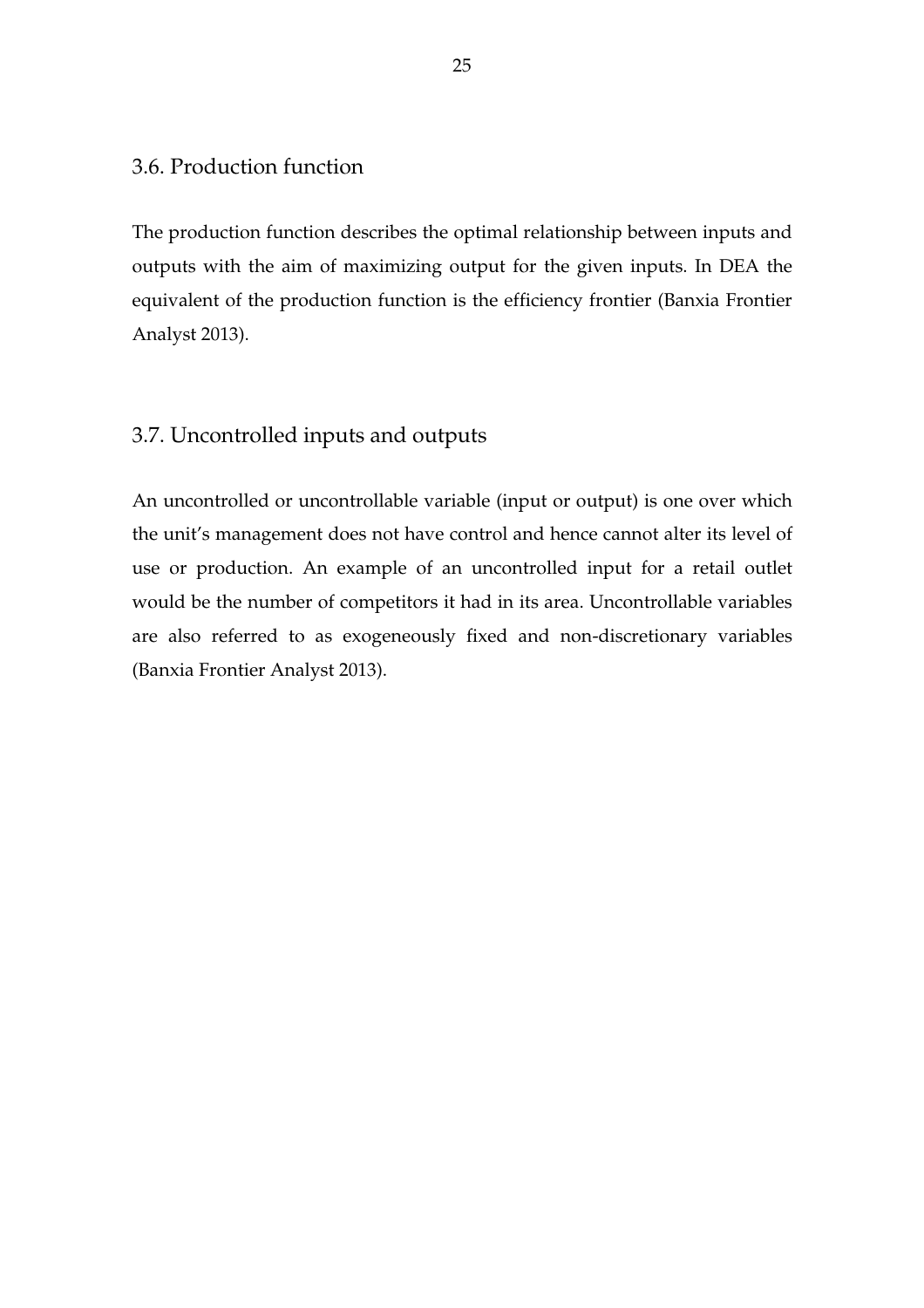## 3.6. Production function

The production function describes the optimal relationship between inputs and outputs with the aim of maximizing output for the given inputs. In DEA the equivalent of the production function is the efficiency frontier (Banxia Frontier Analyst 2013).

## 3.7. Uncontrolled inputs and outputs

An uncontrolled or uncontrollable variable (input or output) is one over which the unit's management does not have control and hence cannot alter its level of use or production. An example of an uncontrolled input for a retail outlet would be the number of competitors it had in its area. Uncontrollable variables are also referred to as exogeneously fixed and non-discretionary variables (Banxia Frontier Analyst 2013).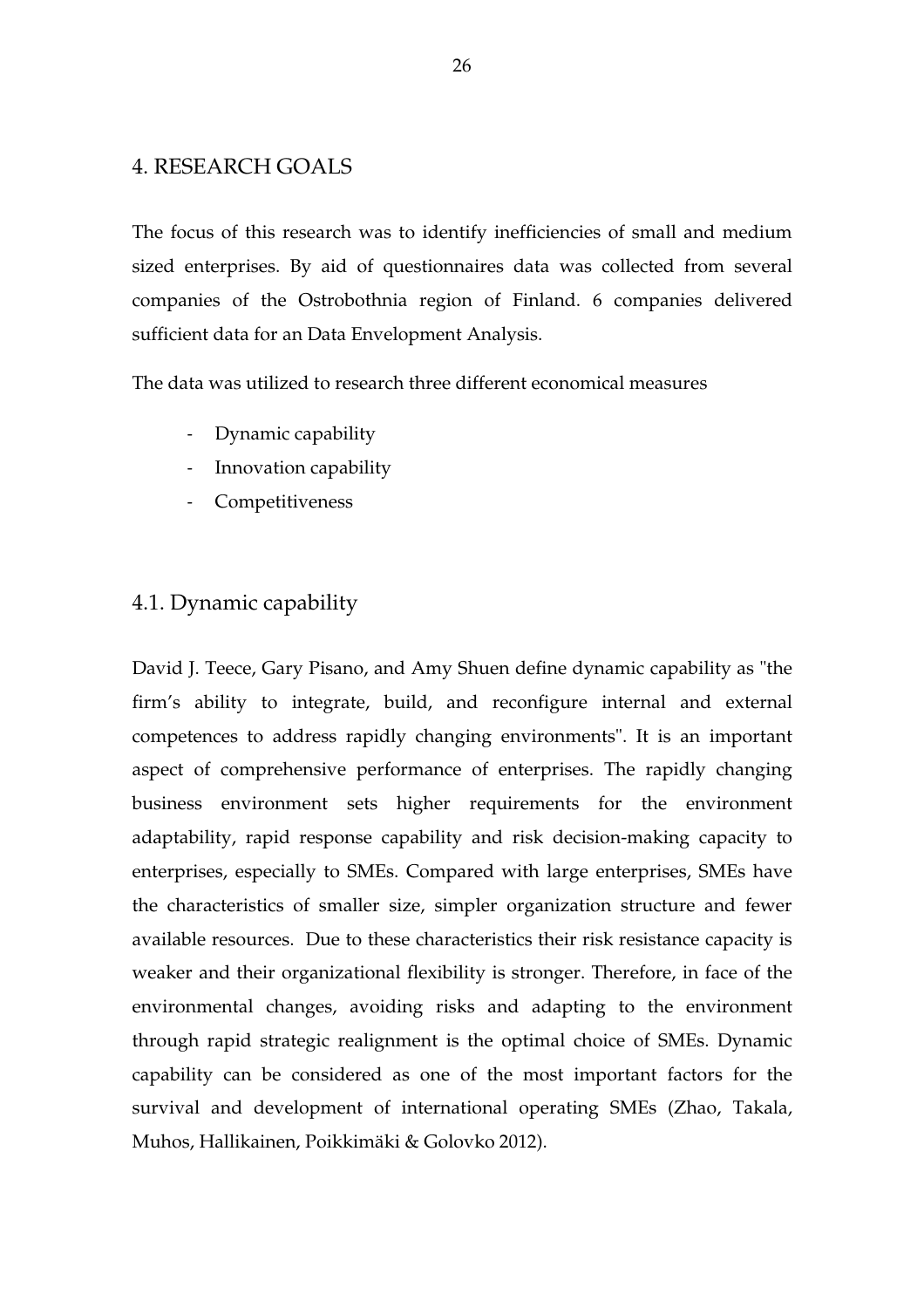# 4. RESEARCH GOALS

The focus of this research was to identify inefficiencies of small and medium sized enterprises. By aid of questionnaires data was collected from several companies of the Ostrobothnia region of Finland. 6 companies delivered sufficient data for an Data Envelopment Analysis.

The data was utilized to research three different economical measures

- Dynamic capability
- Innovation capability
- Competitiveness

## 4.1. Dynamic capability

David J. Teece, Gary Pisano, and Amy Shuen define dynamic capability as "the firm's ability to integrate, build, and reconfigure internal and external competences to address rapidly changing environments". It is an important aspect of comprehensive performance of enterprises. The rapidly changing business environment sets higher requirements for the environment adaptability, rapid response capability and risk decision-making capacity to enterprises, especially to SMEs. Compared with large enterprises, SMEs have the characteristics of smaller size, simpler organization structure and fewer available resources. Due to these characteristics their risk resistance capacity is weaker and their organizational flexibility is stronger. Therefore, in face of the environmental changes, avoiding risks and adapting to the environment through rapid strategic realignment is the optimal choice of SMEs. Dynamic capability can be considered as one of the most important factors for the survival and development of international operating SMEs (Zhao, Takala, Muhos, Hallikainen, Poikkimäki & Golovko 2012).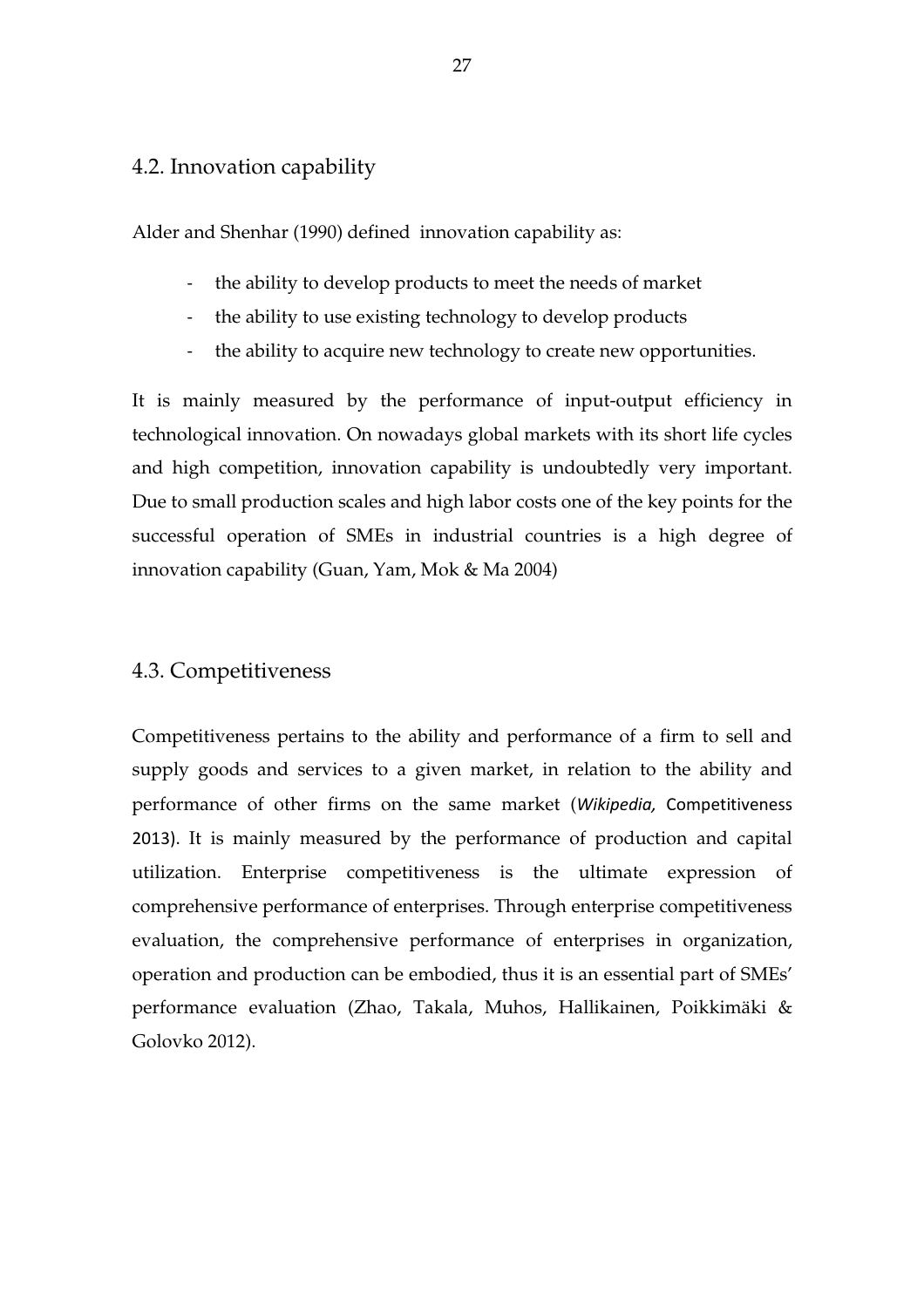## 4.2. Innovation capability

Alder and Shenhar (1990) defined innovation capability as:

- the ability to develop products to meet the needs of market
- the ability to use existing technology to develop products
- the ability to acquire new technology to create new opportunities.

It is mainly measured by the performance of input-output efficiency in technological innovation. On nowadays global markets with its short life cycles and high competition, innovation capability is undoubtedly very important. Due to small production scales and high labor costs one of the key points for the successful operation of SMEs in industrial countries is a high degree of innovation capability (Guan, Yam, Mok & Ma 2004)

## 4.3. Competitiveness

Competitiveness pertains to the ability and performance of a firm to sell and supply goods and services to a given market, in relation to the ability and performance of other firms on the same market (*Wikipedia,* Competitiveness 2013). It is mainly measured by the performance of production and capital utilization. Enterprise competitiveness is the ultimate expression of comprehensive performance of enterprises. Through enterprise competitiveness evaluation, the comprehensive performance of enterprises in organization, operation and production can be embodied, thus it is an essential part of SMEs' performance evaluation (Zhao, Takala, Muhos, Hallikainen, Poikkimäki & Golovko 2012).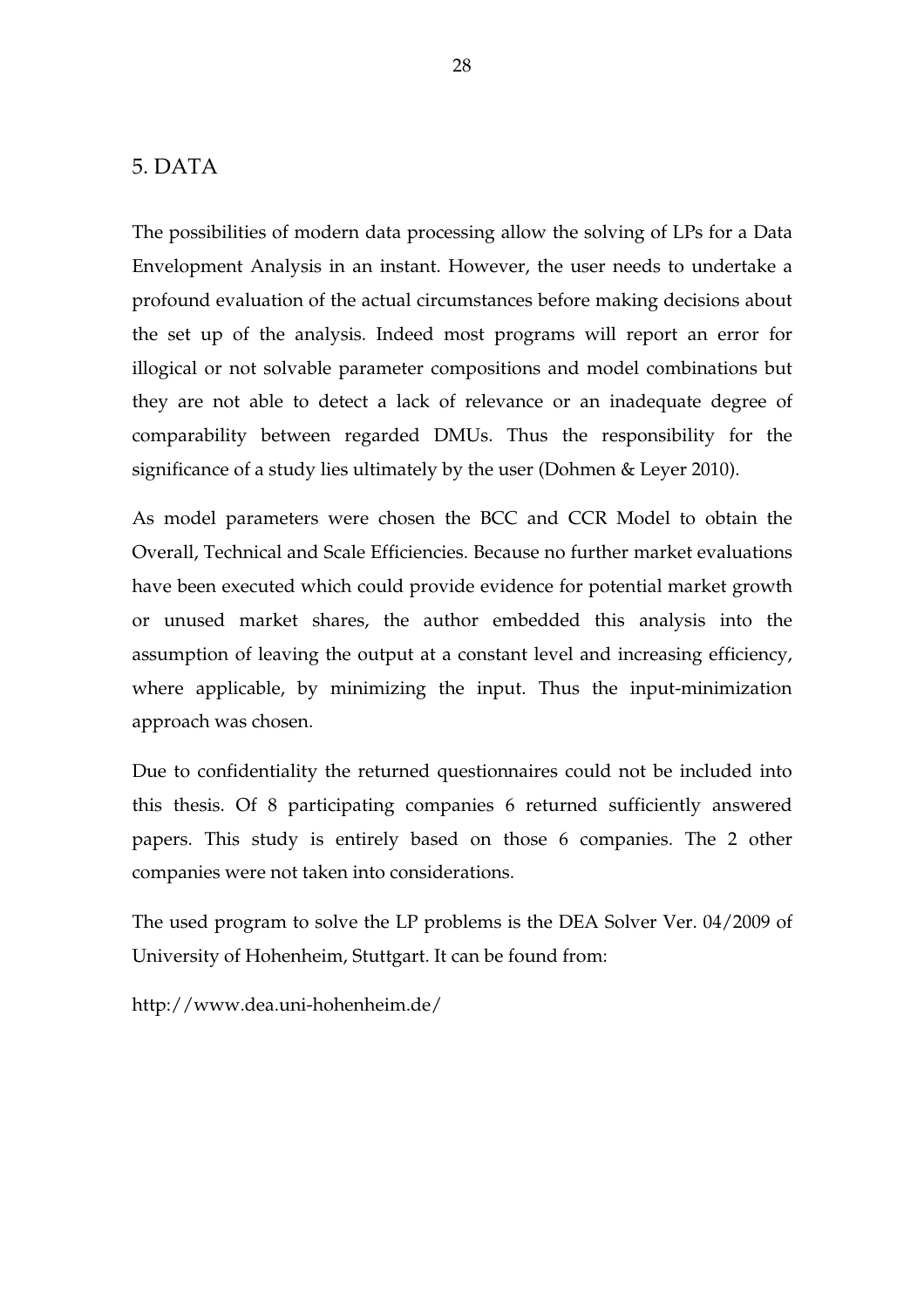# 5. DATA

The possibilities of modern data processing allow the solving of LPs for a Data Envelopment Analysis in an instant. However, the user needs to undertake a profound evaluation of the actual circumstances before making decisions about the set up of the analysis. Indeed most programs will report an error for illogical or not solvable parameter compositions and model combinations but they are not able to detect a lack of relevance or an inadequate degree of comparability between regarded DMUs. Thus the responsibility for the significance of a study lies ultimately by the user (Dohmen & Leyer 2010).

As model parameters were chosen the BCC and CCR Model to obtain the Overall, Technical and Scale Efficiencies. Because no further market evaluations have been executed which could provide evidence for potential market growth or unused market shares, the author embedded this analysis into the assumption of leaving the output at a constant level and increasing efficiency, where applicable, by minimizing the input. Thus the input-minimization approach was chosen.

Due to confidentiality the returned questionnaires could not be included into this thesis. Of 8 participating companies 6 returned sufficiently answered papers. This study is entirely based on those 6 companies. The 2 other companies were not taken into considerations.

The used program to solve the LP problems is the DEA Solver Ver. 04/2009 of University of Hohenheim, Stuttgart. It can be found from:

http://www.dea.uni-hohenheim.de/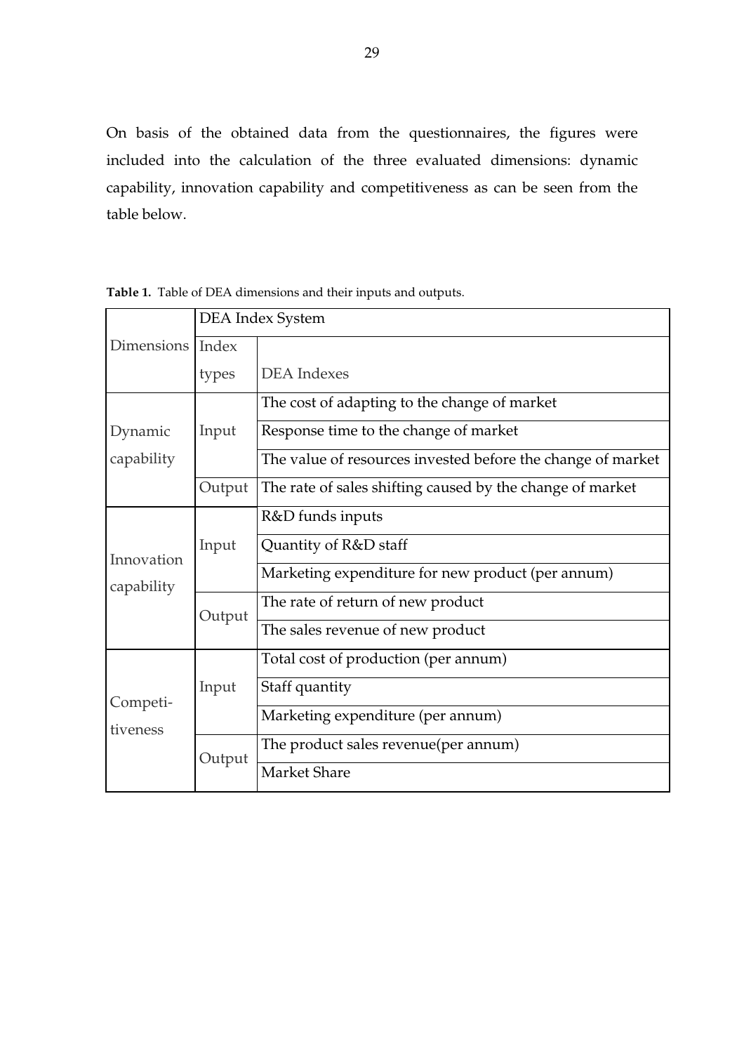On basis of the obtained data from the questionnaires, the figures were included into the calculation of the three evaluated dimensions: dynamic capability, innovation capability and competitiveness as can be seen from the table below.

**Table 1.** Table of DEA dimensions and their inputs and outputs.

| Dimensions | DEA Index System | |
|---|---|---|
| | Index types | DEA Indexes |
| Dynamic capability | Input | The cost of adapting to the change of market |
| | | Response time to the change of market |
| | | The value of resources invested before the change of market |
| | Output | The rate of sales shifting caused by the change of market |
| Innovation capability | Input | R&D funds inputs |
| | | Quantity of R&D staff |
| | | Marketing expenditure for new product (per annum) |
| | Output | The rate of return of new product |
| | | The sales revenue of new product |
| Competi-tiveness | Input | Total cost of production (per annum) |
| | | Staff quantity |
| | | Marketing expenditure (per annum) |
| | Output | The product sales revenue(per annum) |
| | | Market Share |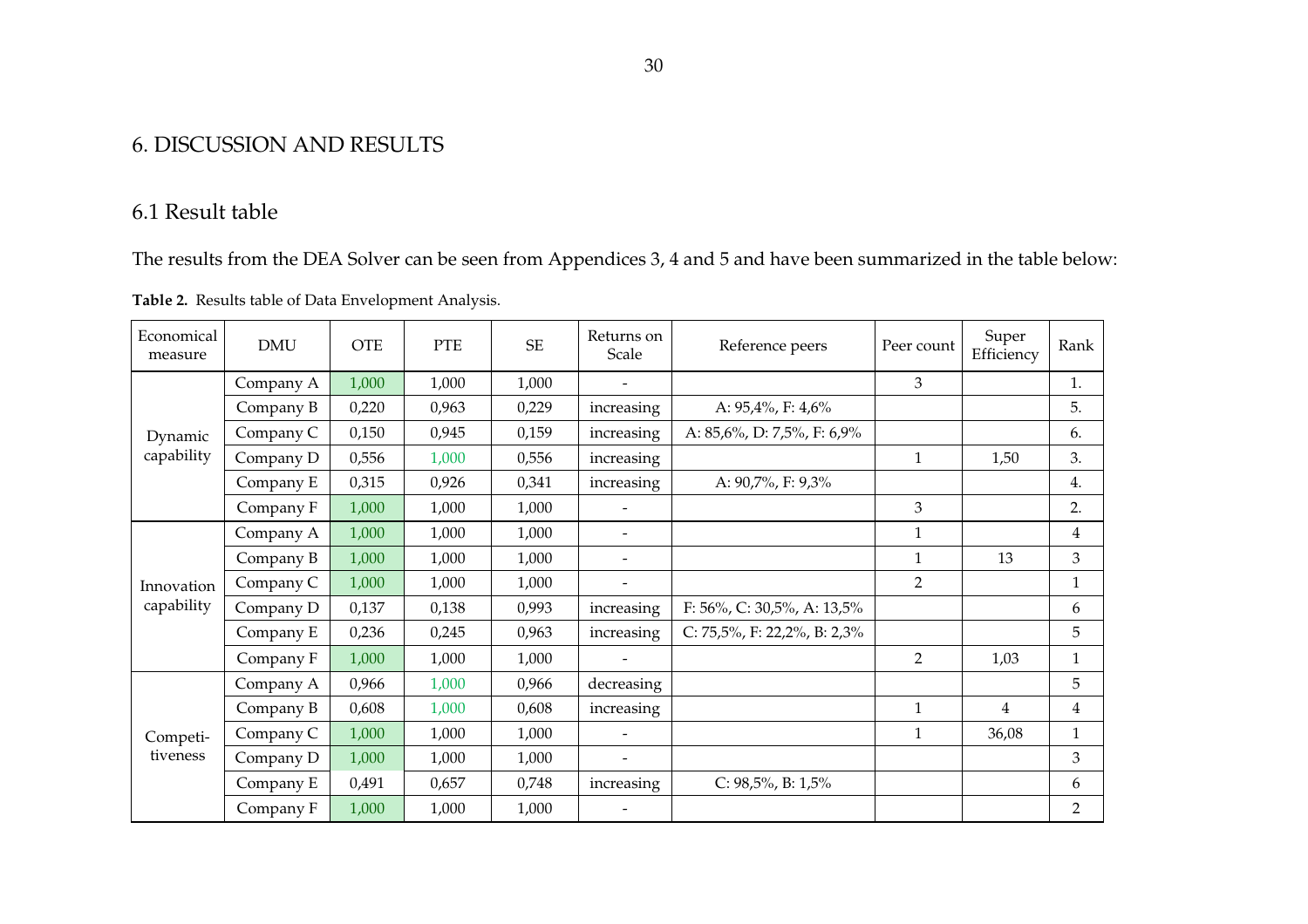# 6. DISCUSSION AND RESULTS

## 6.1 Result table

The results from the DEA Solver can be seen from Appendices 3, 4 and 5 and have been summarized in the table below:

**Table 2.** Results table of Data Envelopment Analysis.

| Economical measure | DMU | OTE | PTE | SE | Returns on Scale | Reference peers | Peer count | Super Efficiency | Rank |
|---|---|---|---|---|---|---|---|---|---|
| Dynamic capability | Company A | 1,000 | 1,000 | 1,000 | - | | 3 | | 1. |
| | Company B | 0,220 | 0,963 | 0,229 | increasing | A: 95,4%, F: 4,6% | | | 5. |
| | Company C | 0,150 | 0,945 | 0,159 | increasing | A: 85,6%, D: 7,5%, F: 6,9% | | | 6. |
| | Company D | 0,556 | 1,000 | 0,556 | increasing | | 1 | 1,50 | 3. |
| | Company E | 0,315 | 0,926 | 0,341 | increasing | A: 90,7%, F: 9,3% | | | 4. |
| | Company F | 1,000 | 1,000 | 1,000 | - | | 3 | | 2. |
| Innovation capability | Company A | 1,000 | 1,000 | 1,000 | - | | 1 | | 4 |
| | Company B | 1,000 | 1,000 | 1,000 | - | | 1 | 13 | 3 |
| | Company C | 1,000 | 1,000 | 1,000 | - | | 2 | | 1 |
| | Company D | 0,137 | 0,138 | 0,993 | increasing | F: 56%, C: 30,5%, A: 13,5% | | | 6 |
| | Company E | 0,236 | 0,245 | 0,963 | increasing | C: 75,5%, F: 22,2%, B: 2,3% | | | 5 |
| | Company F | 1,000 | 1,000 | 1,000 | - | | 2 | 1,03 | 1 |
| Competi-tiveness | Company A | 0,966 | 1,000 | 0,966 | decreasing | | | | 5 |
| | Company B | 0,608 | 1,000 | 0,608 | increasing | | 1 | 4 | 4 |
| | Company C | 1,000 | 1,000 | 1,000 | - | | 1 | 36,08 | 1 |
| | Company D | 1,000 | 1,000 | 1,000 | - | | | | 3 |
| | Company E | 0,491 | 0,657 | 0,748 | increasing | C: 98,5%, B: 1,5% | | | 6 |
| | Company F | 1,000 | 1,000 | 1,000 | - | | | | 2 |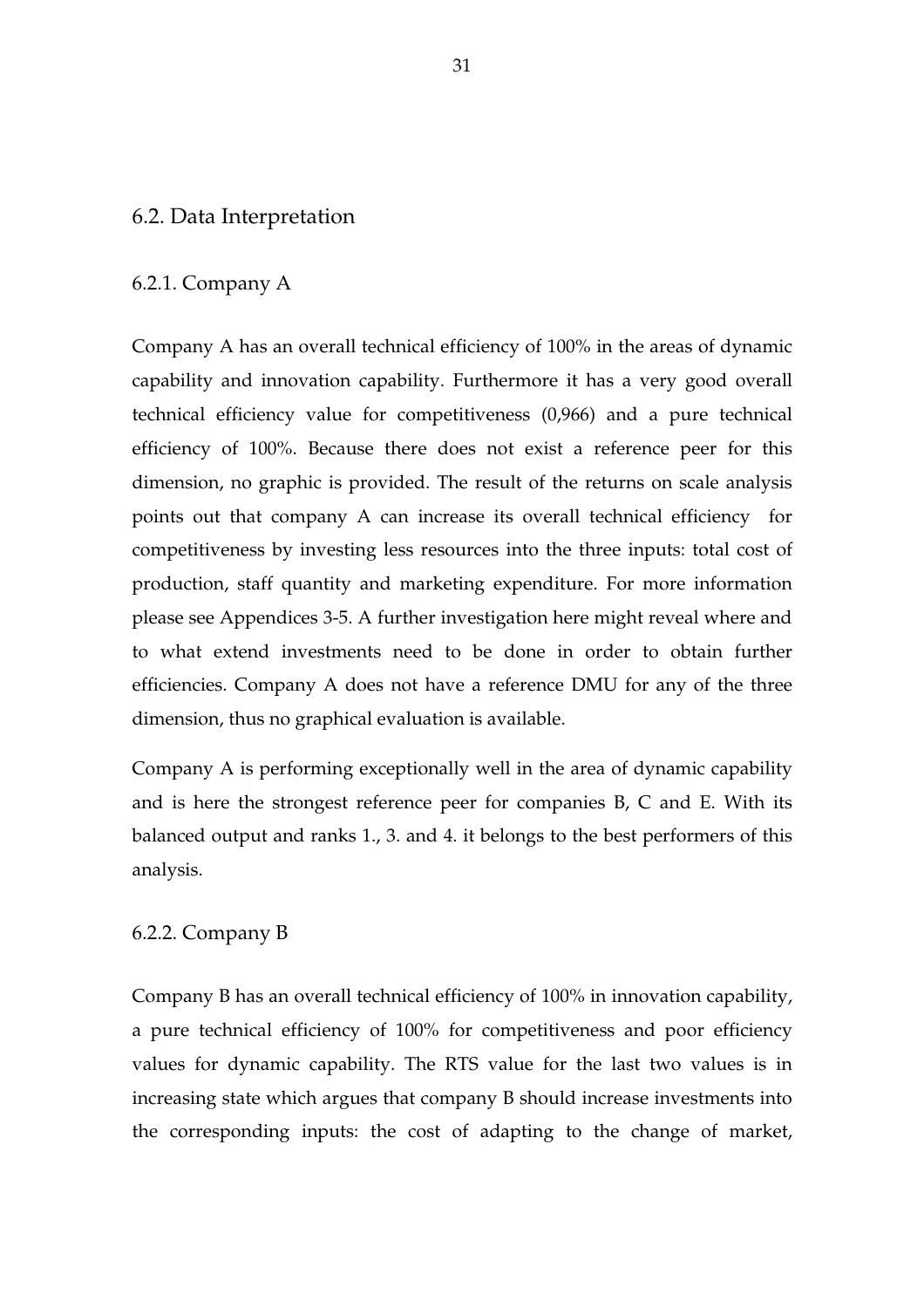## 6.2. Data Interpretation

### 6.2.1. Company A

Company A has an overall technical efficiency of 100% in the areas of dynamic capability and innovation capability. Furthermore it has a very good overall technical efficiency value for competitiveness (0,966) and a pure technical efficiency of 100%. Because there does not exist a reference peer for this dimension, no graphic is provided. The result of the returns on scale analysis points out that company A can increase its overall technical efficiency for competitiveness by investing less resources into the three inputs: total cost of production, staff quantity and marketing expenditure. For more information please see Appendices 3-5. A further investigation here might reveal where and to what extend investments need to be done in order to obtain further efficiencies. Company A does not have a reference DMU for any of the three dimension, thus no graphical evaluation is available.

Company A is performing exceptionally well in the area of dynamic capability and is here the strongest reference peer for companies B, C and E. With its balanced output and ranks 1., 3. and 4. it belongs to the best performers of this analysis.

### 6.2.2. Company B

Company B has an overall technical efficiency of 100% in innovation capability, a pure technical efficiency of 100% for competitiveness and poor efficiency values for dynamic capability. The RTS value for the last two values is in increasing state which argues that company B should increase investments into the corresponding inputs: the cost of adapting to the change of market,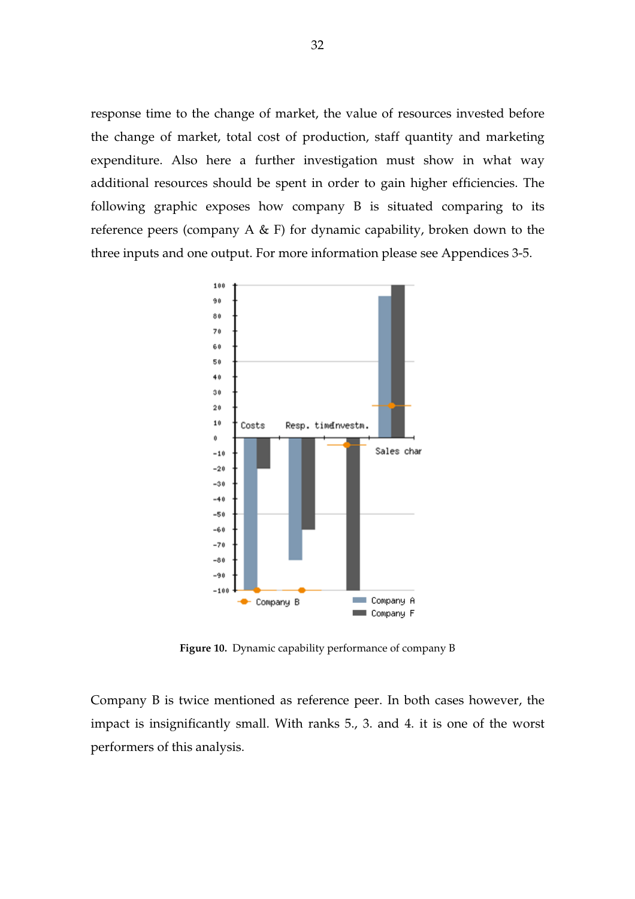response time to the change of market, the value of resources invested before the change of market, total cost of production, staff quantity and marketing expenditure. Also here a further investigation must show in what way additional resources should be spent in order to gain higher efficiencies. The following graphic exposes how company B is situated comparing to its reference peers (company A & F) for dynamic capability, broken down to the three inputs and one output. For more information please see Appendices 3-5.

**Figure 10.** Dynamic capability performance of company B

Company B is twice mentioned as reference peer. In both cases however, the impact is insignificantly small. With ranks 5., 3. and 4. it is one of the worst performers of this analysis.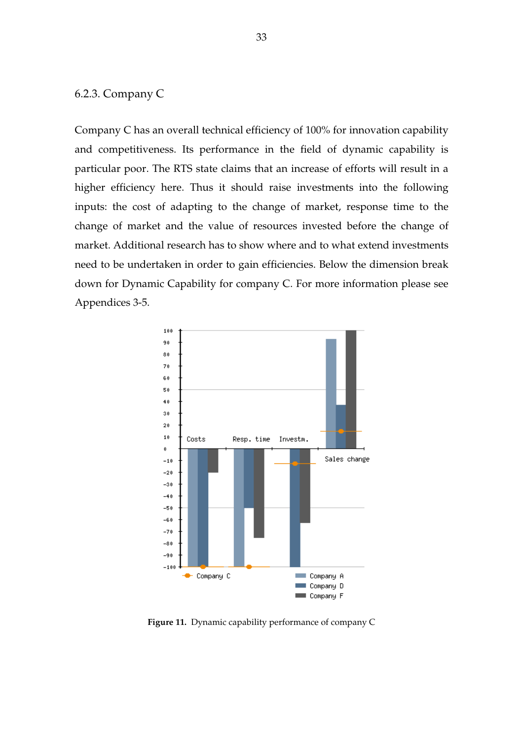### 6.2.3. Company C

Company C has an overall technical efficiency of 100% for innovation capability and competitiveness. Its performance in the field of dynamic capability is particular poor. The RTS state claims that an increase of efforts will result in a higher efficiency here. Thus it should raise investments into the following inputs: the cost of adapting to the change of market, response time to the change of market and the value of resources invested before the change of market. Additional research has to show where and to what extend investments need to be undertaken in order to gain efficiencies. Below the dimension break down for Dynamic Capability for company C. For more information please see Appendices 3-5.

**Figure 11.** Dynamic capability performance of company C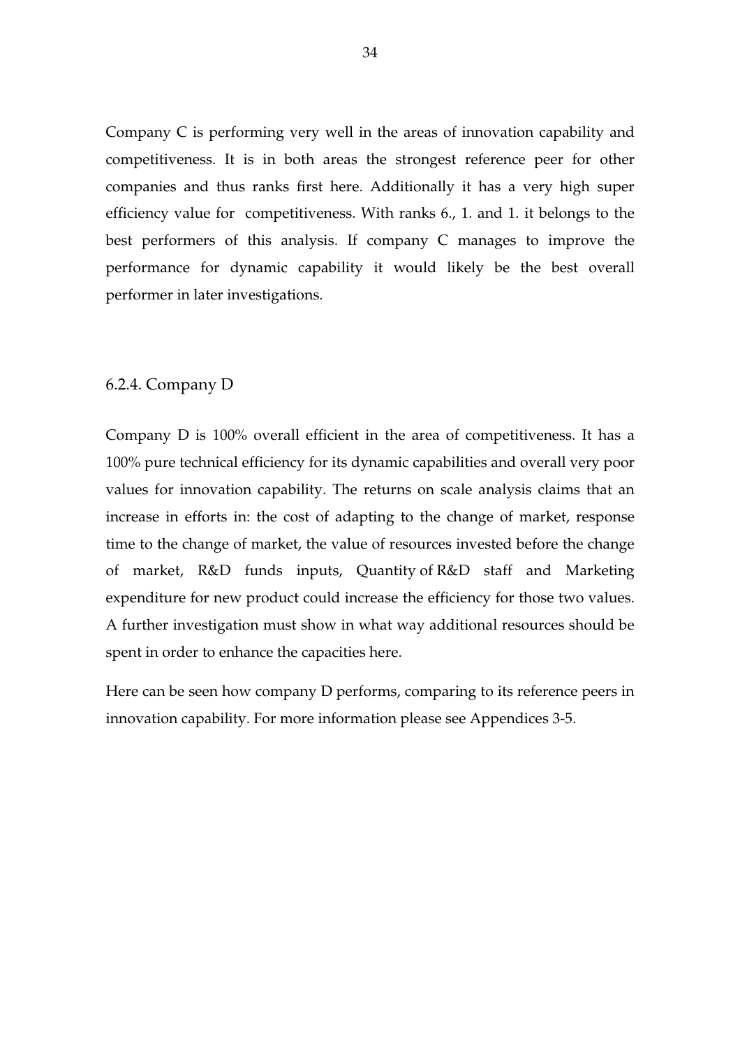Company C is performing very well in the areas of innovation capability and competitiveness. It is in both areas the strongest reference peer for other companies and thus ranks first here. Additionally it has a very high super efficiency value for competitiveness. With ranks 6., 1. and 1. it belongs to the best performers of this analysis. If company C manages to improve the performance for dynamic capability it would likely be the best overall performer in later investigations.

### 6.2.4. Company D

Company D is 100% overall efficient in the area of competitiveness. It has a 100% pure technical efficiency for its dynamic capabilities and overall very poor values for innovation capability. The returns on scale analysis claims that an increase in efforts in: the cost of adapting to the change of market, response time to the change of market, the value of resources invested before the change of market, R&D funds inputs, Quantity of R&D staff and Marketing expenditure for new product could increase the efficiency for those two values. A further investigation must show in what way additional resources should be spent in order to enhance the capacities here.

Here can be seen how company D performs, comparing to its reference peers in innovation capability. For more information please see Appendices 3-5.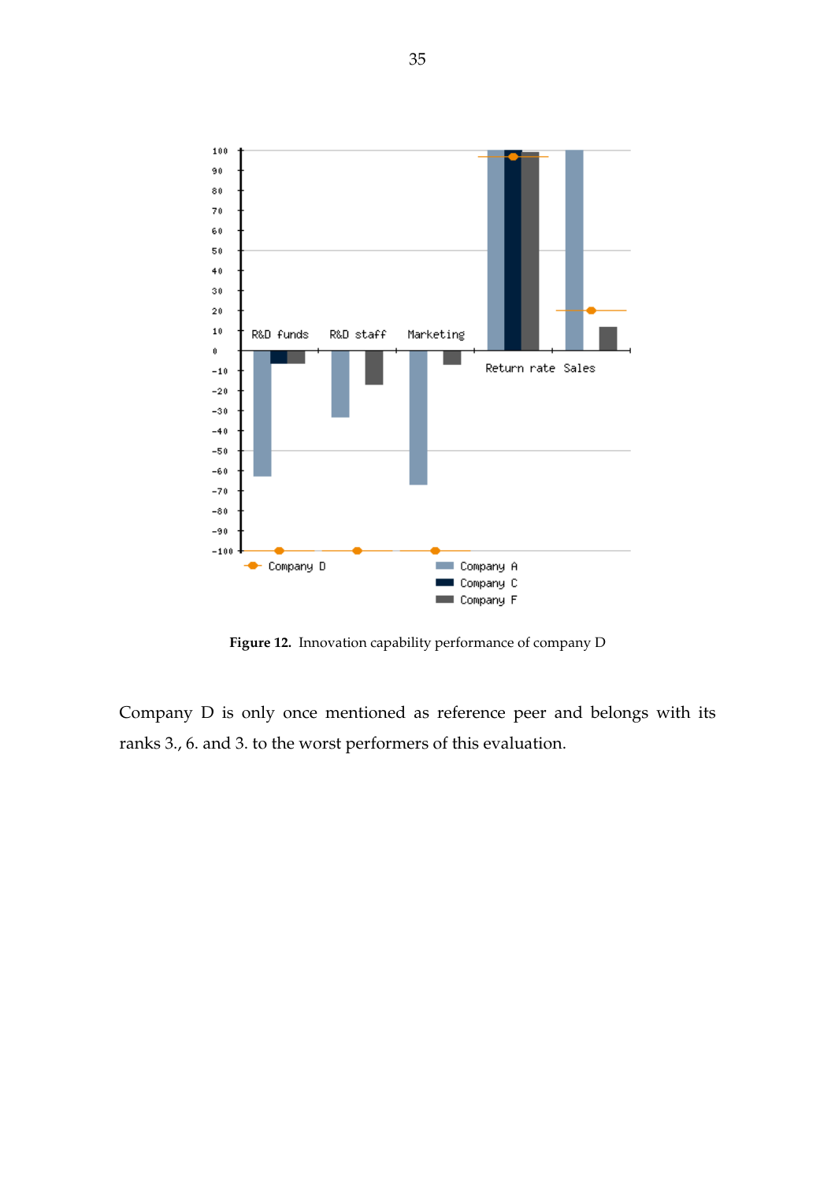**Figure 12.** Innovation capability performance of company D

Company D is only once mentioned as reference peer and belongs with its ranks 3., 6. and 3. to the worst performers of this evaluation.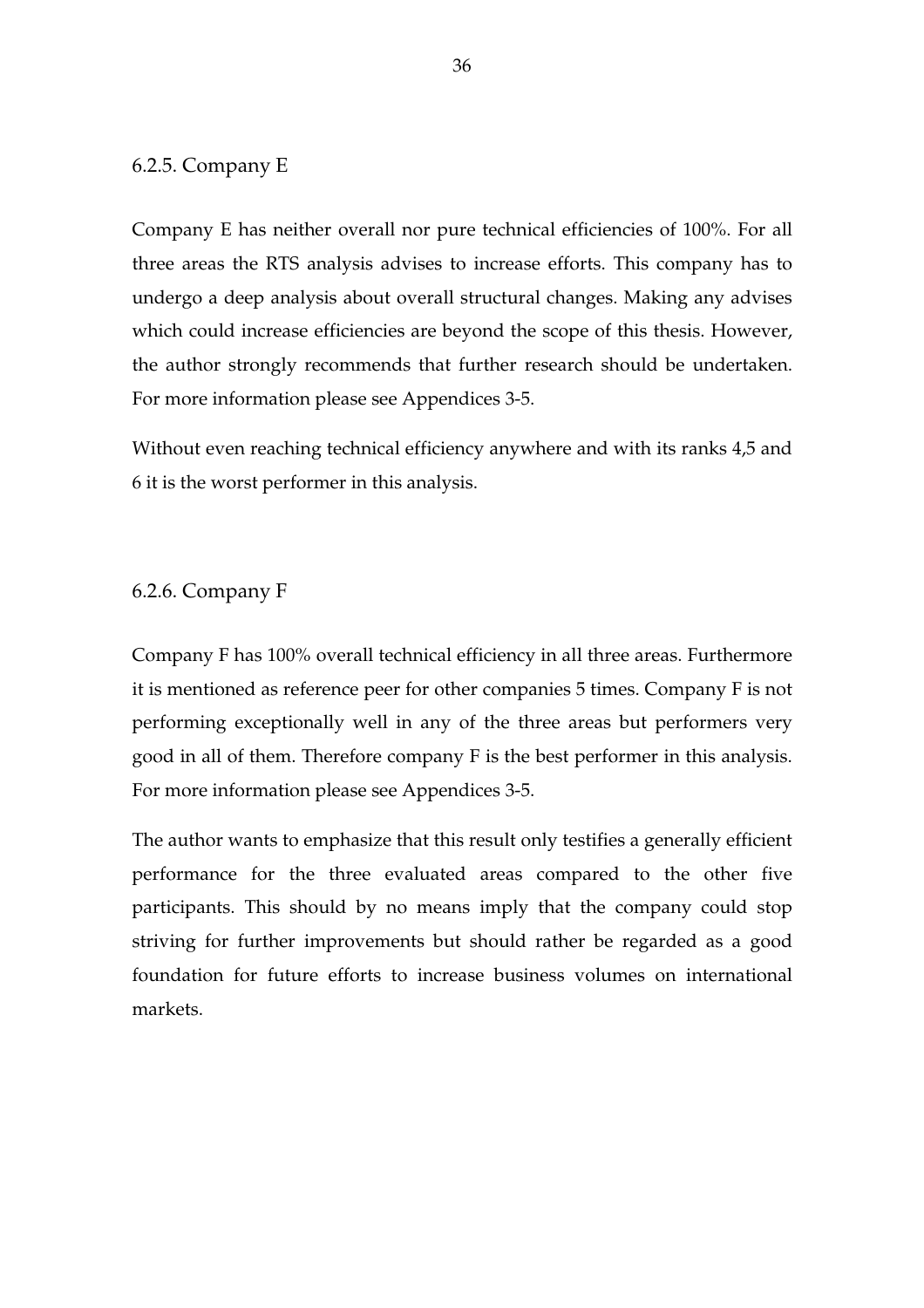### 6.2.5. Company E

Company E has neither overall nor pure technical efficiencies of 100%. For all three areas the RTS analysis advises to increase efforts. This company has to undergo a deep analysis about overall structural changes. Making any advises which could increase efficiencies are beyond the scope of this thesis. However, the author strongly recommends that further research should be undertaken. For more information please see Appendices 3-5.

Without even reaching technical efficiency anywhere and with its ranks 4,5 and 6 it is the worst performer in this analysis.

### 6.2.6. Company F

Company F has 100% overall technical efficiency in all three areas. Furthermore it is mentioned as reference peer for other companies 5 times. Company F is not performing exceptionally well in any of the three areas but performers very good in all of them. Therefore company F is the best performer in this analysis. For more information please see Appendices 3-5.

The author wants to emphasize that this result only testifies a generally efficient performance for the three evaluated areas compared to the other five participants. This should by no means imply that the company could stop striving for further improvements but should rather be regarded as a good foundation for future efforts to increase business volumes on international markets.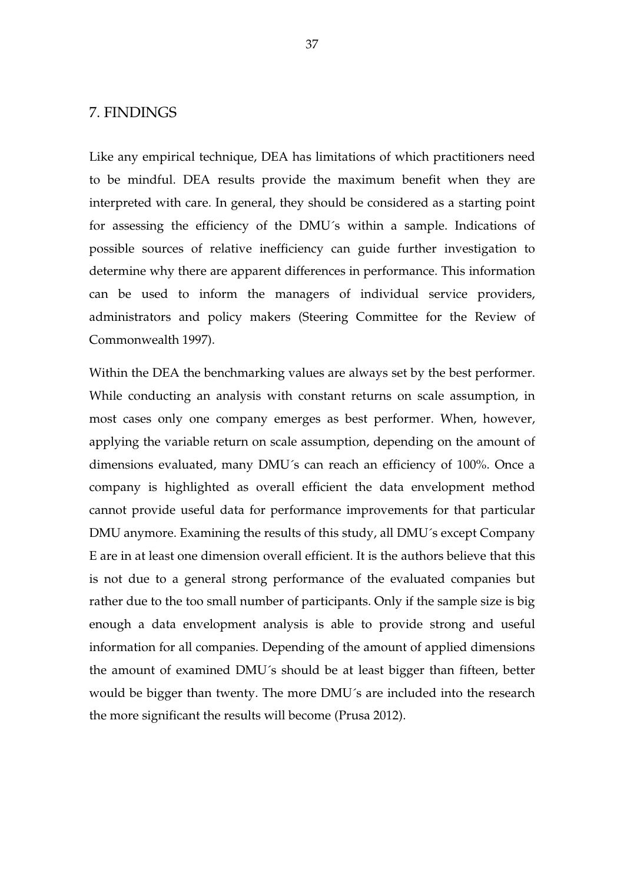# 7. FINDINGS

Like any empirical technique, DEA has limitations of which practitioners need to be mindful. DEA results provide the maximum benefit when they are interpreted with care. In general, they should be considered as a starting point for assessing the efficiency of the DMU´s within a sample. Indications of possible sources of relative inefficiency can guide further investigation to determine why there are apparent differences in performance. This information can be used to inform the managers of individual service providers, administrators and policy makers (Steering Committee for the Review of Commonwealth 1997).

Within the DEA the benchmarking values are always set by the best performer. While conducting an analysis with constant returns on scale assumption, in most cases only one company emerges as best performer. When, however, applying the variable return on scale assumption, depending on the amount of dimensions evaluated, many DMU´s can reach an efficiency of 100%. Once a company is highlighted as overall efficient the data envelopment method cannot provide useful data for performance improvements for that particular DMU anymore. Examining the results of this study, all DMU´s except Company E are in at least one dimension overall efficient. It is the authors believe that this is not due to a general strong performance of the evaluated companies but rather due to the too small number of participants. Only if the sample size is big enough a data envelopment analysis is able to provide strong and useful information for all companies. Depending of the amount of applied dimensions the amount of examined DMU´s should be at least bigger than fifteen, better would be bigger than twenty. The more DMU´s are included into the research the more significant the results will become (Prusa 2012).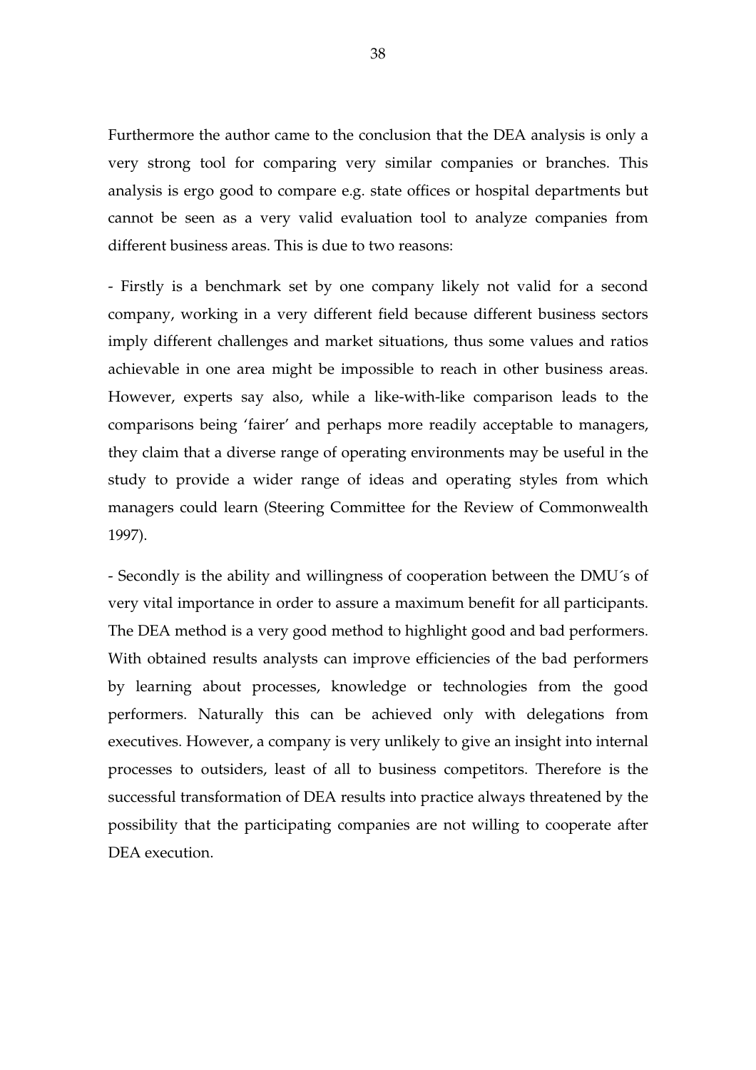Furthermore the author came to the conclusion that the DEA analysis is only a very strong tool for comparing very similar companies or branches. This analysis is ergo good to compare e.g. state offices or hospital departments but cannot be seen as a very valid evaluation tool to analyze companies from different business areas. This is due to two reasons:

- Firstly is a benchmark set by one company likely not valid for a second company, working in a very different field because different business sectors imply different challenges and market situations, thus some values and ratios achievable in one area might be impossible to reach in other business areas. However, experts say also, while a like-with-like comparison leads to the comparisons being 'fairer' and perhaps more readily acceptable to managers, they claim that a diverse range of operating environments may be useful in the study to provide a wider range of ideas and operating styles from which managers could learn (Steering Committee for the Review of Commonwealth 1997).

- Secondly is the ability and willingness of cooperation between the DMU´s of very vital importance in order to assure a maximum benefit for all participants. The DEA method is a very good method to highlight good and bad performers. With obtained results analysts can improve efficiencies of the bad performers by learning about processes, knowledge or technologies from the good performers. Naturally this can be achieved only with delegations from executives. However, a company is very unlikely to give an insight into internal processes to outsiders, least of all to business competitors. Therefore is the successful transformation of DEA results into practice always threatened by the possibility that the participating companies are not willing to cooperate after DEA execution.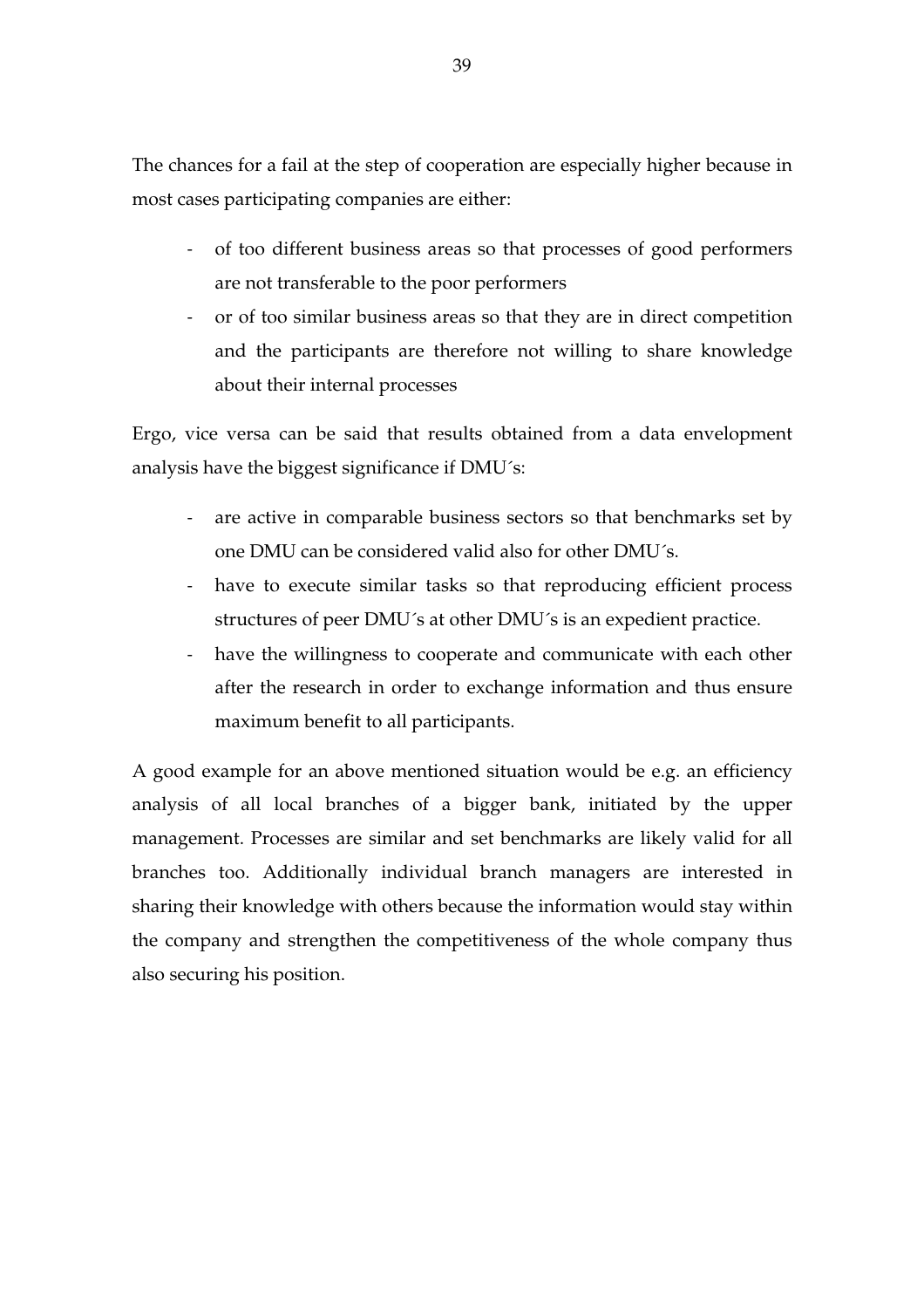The chances for a fail at the step of cooperation are especially higher because in most cases participating companies are either:

- of too different business areas so that processes of good performers are not transferable to the poor performers
- or of too similar business areas so that they are in direct competition and the participants are therefore not willing to share knowledge about their internal processes

Ergo, vice versa can be said that results obtained from a data envelopment analysis have the biggest significance if DMU´s:

- are active in comparable business sectors so that benchmarks set by one DMU can be considered valid also for other DMU´s.
- have to execute similar tasks so that reproducing efficient process structures of peer DMU´s at other DMU´s is an expedient practice.
- have the willingness to cooperate and communicate with each other after the research in order to exchange information and thus ensure maximum benefit to all participants.

A good example for an above mentioned situation would be e.g. an efficiency analysis of all local branches of a bigger bank, initiated by the upper management. Processes are similar and set benchmarks are likely valid for all branches too. Additionally individual branch managers are interested in sharing their knowledge with others because the information would stay within the company and strengthen the competitiveness of the whole company thus also securing his position.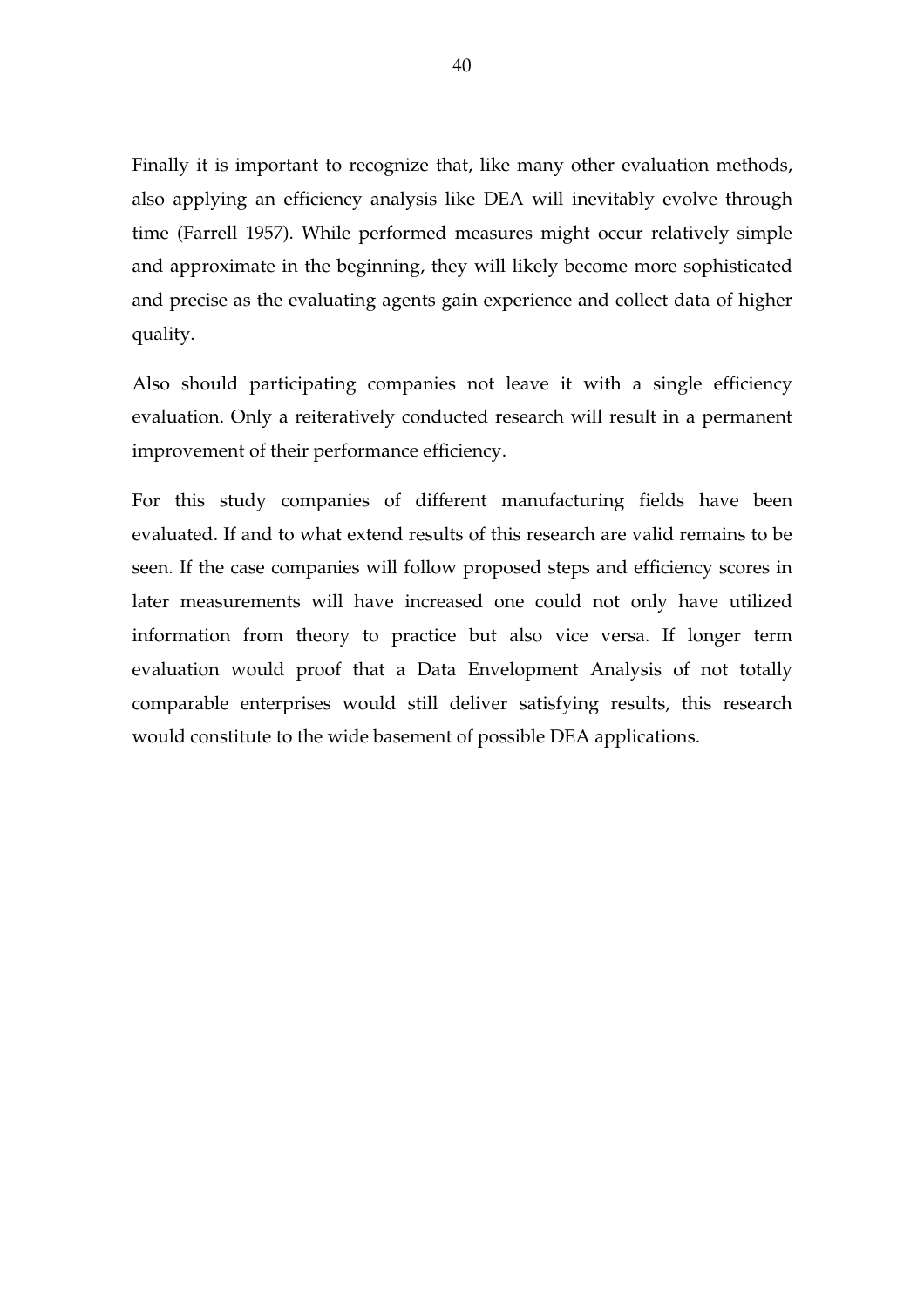Finally it is important to recognize that, like many other evaluation methods, also applying an efficiency analysis like DEA will inevitably evolve through time (Farrell 1957). While performed measures might occur relatively simple and approximate in the beginning, they will likely become more sophisticated and precise as the evaluating agents gain experience and collect data of higher quality.

Also should participating companies not leave it with a single efficiency evaluation. Only a reiteratively conducted research will result in a permanent improvement of their performance efficiency.

For this study companies of different manufacturing fields have been evaluated. If and to what extend results of this research are valid remains to be seen. If the case companies will follow proposed steps and efficiency scores in later measurements will have increased one could not only have utilized information from theory to practice but also vice versa. If longer term evaluation would proof that a Data Envelopment Analysis of not totally comparable enterprises would still deliver satisfying results, this research would constitute to the wide basement of possible DEA applications.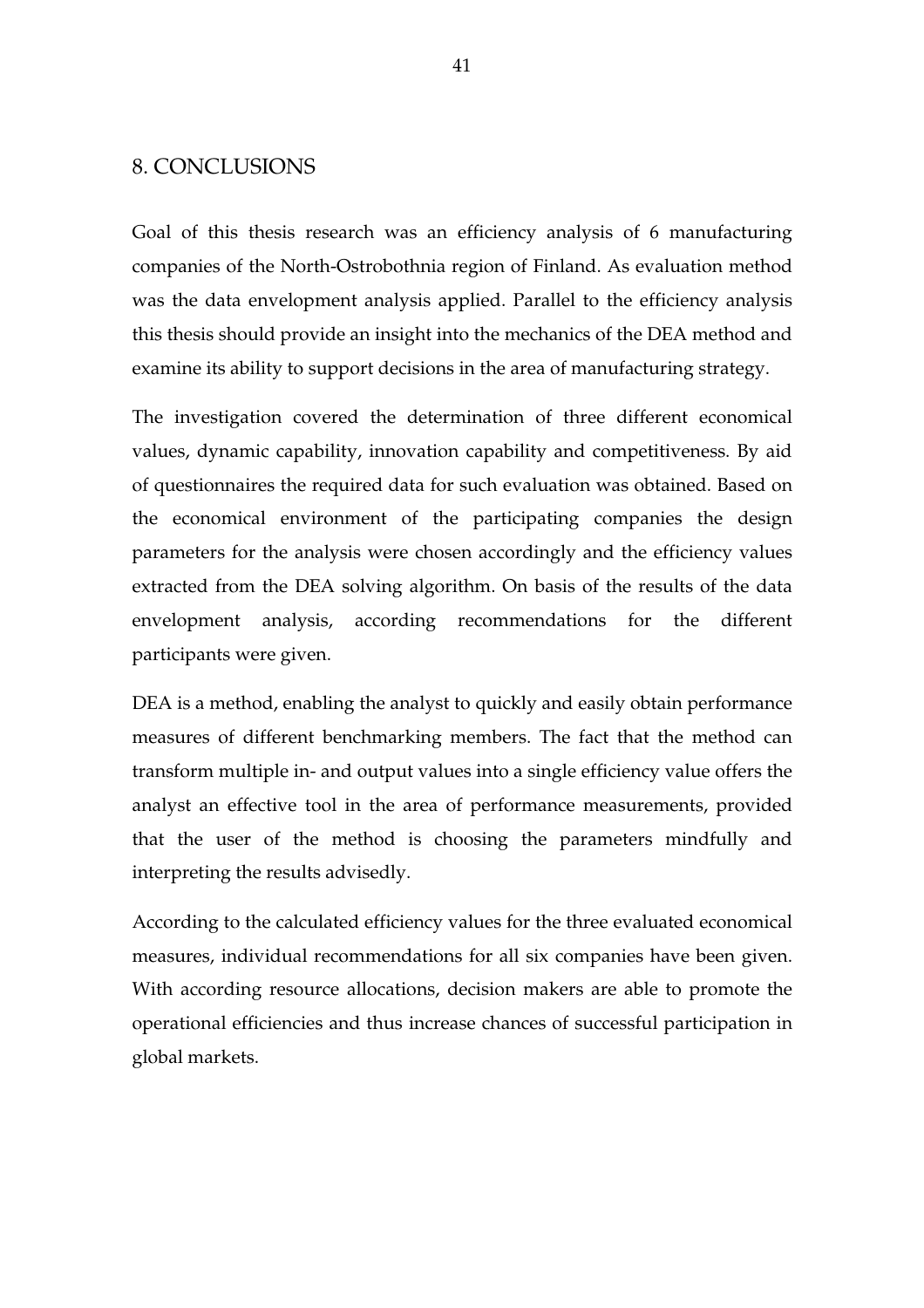# 8. CONCLUSIONS

Goal of this thesis research was an efficiency analysis of 6 manufacturing companies of the North-Ostrobothnia region of Finland. As evaluation method was the data envelopment analysis applied. Parallel to the efficiency analysis this thesis should provide an insight into the mechanics of the DEA method and examine its ability to support decisions in the area of manufacturing strategy.

The investigation covered the determination of three different economical values, dynamic capability, innovation capability and competitiveness. By aid of questionnaires the required data for such evaluation was obtained. Based on the economical environment of the participating companies the design parameters for the analysis were chosen accordingly and the efficiency values extracted from the DEA solving algorithm. On basis of the results of the data envelopment analysis, according recommendations for the different participants were given.

DEA is a method, enabling the analyst to quickly and easily obtain performance measures of different benchmarking members. The fact that the method can transform multiple in- and output values into a single efficiency value offers the analyst an effective tool in the area of performance measurements, provided that the user of the method is choosing the parameters mindfully and interpreting the results advisedly.

According to the calculated efficiency values for the three evaluated economical measures, individual recommendations for all six companies have been given. With according resource allocations, decision makers are able to promote the operational efficiencies and thus increase chances of successful participation in global markets.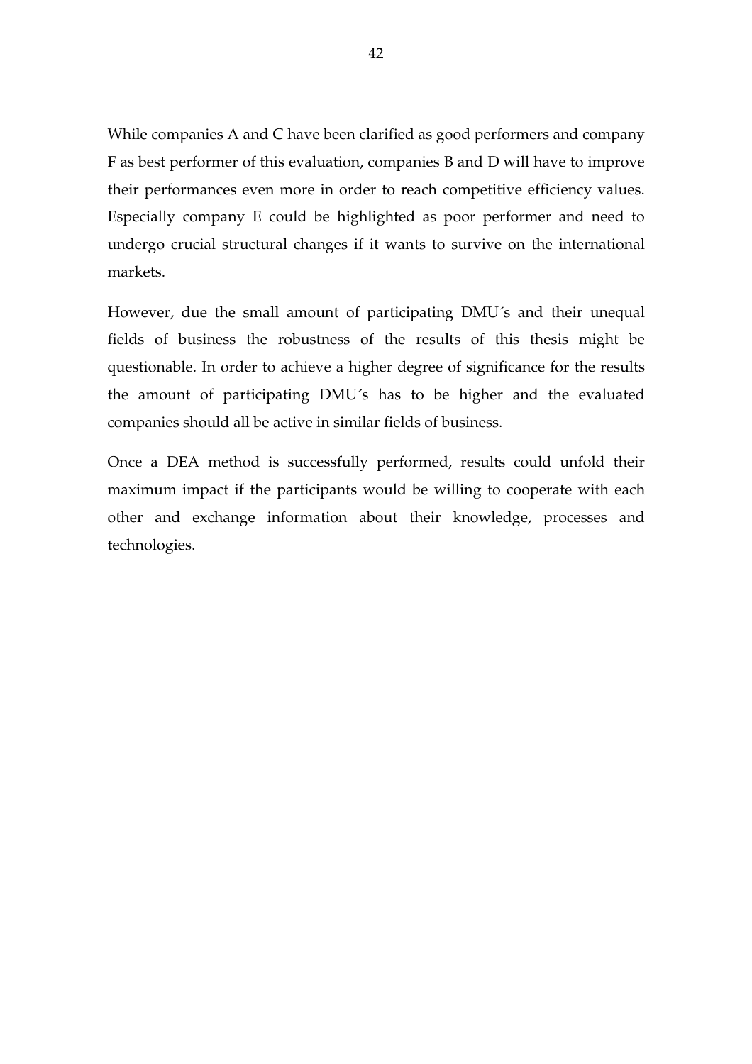While companies A and C have been clarified as good performers and company F as best performer of this evaluation, companies B and D will have to improve their performances even more in order to reach competitive efficiency values. Especially company E could be highlighted as poor performer and need to undergo crucial structural changes if it wants to survive on the international markets.

However, due the small amount of participating DMU´s and their unequal fields of business the robustness of the results of this thesis might be questionable. In order to achieve a higher degree of significance for the results the amount of participating DMU´s has to be higher and the evaluated companies should all be active in similar fields of business.

Once a DEA method is successfully performed, results could unfold their maximum impact if the participants would be willing to cooperate with each other and exchange information about their knowledge, processes and technologies.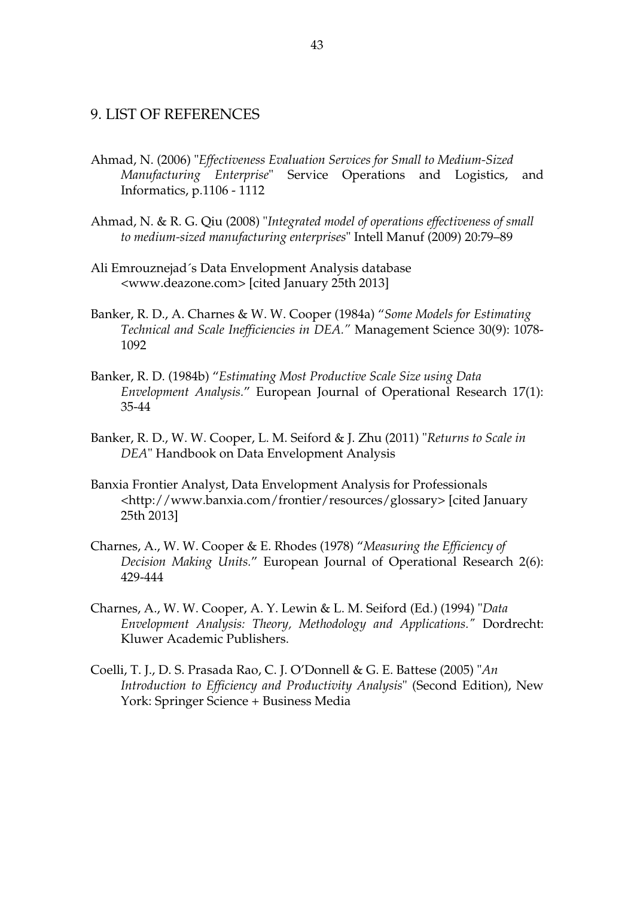# 9. LIST OF REFERENCES

Ahmad, N. (2006) "*Effectiveness Evaluation Services for Small to Medium-Sized Manufacturing Enterprise*" Service Operations and Logistics, and Informatics, p.1106 - 1112

Ahmad, N. & R. G. Qiu (2008) "*Integrated model of operations effectiveness of small to medium-sized manufacturing enterprises*" Intell Manuf (2009) 20:79–89

Ali Emrouznejad´s Data Envelopment Analysis database <www.deazone.com> [cited January 25th 2013]

Banker, R. D., A. Charnes & W. W. Cooper (1984a) "*Some Models for Estimating Technical and Scale Inefficiencies in DEA.*" Management Science 30(9): 1078-1092

Banker, R. D. (1984b) "*Estimating Most Productive Scale Size using Data Envelopment Analysis.*" European Journal of Operational Research 17(1): 35-44

Banker, R. D., W. W. Cooper, L. M. Seiford & J. Zhu (2011) "*Returns to Scale in DEA*" Handbook on Data Envelopment Analysis

Banxia Frontier Analyst, Data Envelopment Analysis for Professionals <http://www.banxia.com/frontier/resources/glossary> [cited January 25th 2013]

Charnes, A., W. W. Cooper & E. Rhodes (1978) "*Measuring the Efficiency of Decision Making Units.*" European Journal of Operational Research 2(6): 429-444

Charnes, A., W. W. Cooper, A. Y. Lewin & L. M. Seiford (Ed.) (1994) "*Data Envelopment Analysis: Theory, Methodology and Applications.*" Dordrecht: Kluwer Academic Publishers.

Coelli, T. J., D. S. Prasada Rao, C. J. O'Donnell & G. E. Battese (2005) "*An Introduction to Efficiency and Productivity Analysis*" (Second Edition), New York: Springer Science + Business Media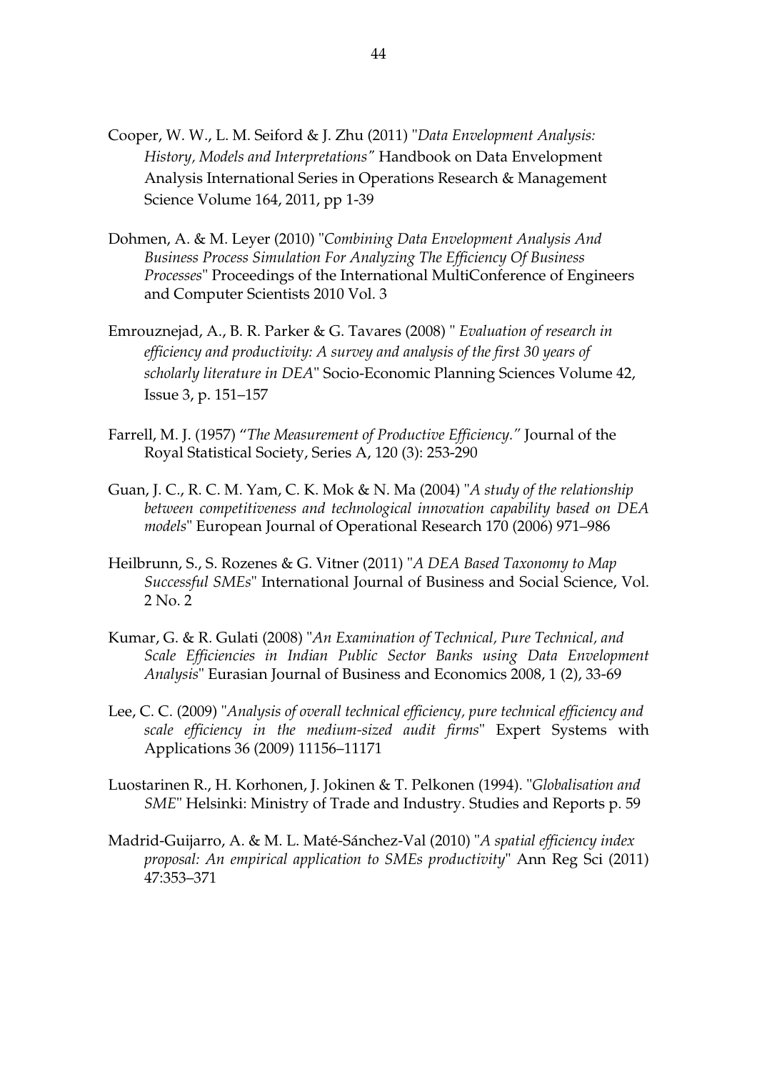Cooper, W. W., L. M. Seiford & J. Zhu (2011) "*Data Envelopment Analysis: History, Models and Interpretations"* Handbook on Data Envelopment Analysis International Series in Operations Research & Management Science Volume 164, 2011, pp 1-39

Dohmen, A. & M. Leyer (2010) "*Combining Data Envelopment Analysis And Business Process Simulation For Analyzing The Efficiency Of Business Processes*" Proceedings of the International MultiConference of Engineers and Computer Scientists 2010 Vol. 3

Emrouznejad, A., B. R. Parker & G. Tavares (2008) " *Evaluation of research in efficiency and productivity: A survey and analysis of the first 30 years of scholarly literature in DEA*" Socio-Economic Planning Sciences Volume 42, Issue 3, p. 151–157

Farrell, M. J. (1957) "*The Measurement of Productive Efficiency."* Journal of the Royal Statistical Society, Series A, 120 (3): 253-290

Guan, J. C., R. C. M. Yam, C. K. Mok & N. Ma (2004) "*A study of the relationship between competitiveness and technological innovation capability based on DEA models*" European Journal of Operational Research 170 (2006) 971–986

Heilbrunn, S., S. Rozenes & G. Vitner (2011) "*A DEA Based Taxonomy to Map Successful SMEs*" International Journal of Business and Social Science, Vol. 2 No. 2

Kumar, G. & R. Gulati (2008) "*An Examination of Technical, Pure Technical, and Scale Efficiencies in Indian Public Sector Banks using Data Envelopment Analysis*" Eurasian Journal of Business and Economics 2008, 1 (2), 33-69

Lee, C. C. (2009) "*Analysis of overall technical efficiency, pure technical efficiency and scale efficiency in the medium-sized audit firms*" Expert Systems with Applications 36 (2009) 11156–11171

Luostarinen R., H. Korhonen, J. Jokinen & T. Pelkonen (1994). "*Globalisation and SME*" Helsinki: Ministry of Trade and Industry. Studies and Reports p. 59

Madrid-Guijarro, A. & M. L. Maté-Sánchez-Val (2010) "*A spatial efficiency index proposal: An empirical application to SMEs productivity*" Ann Reg Sci (2011) 47:353–371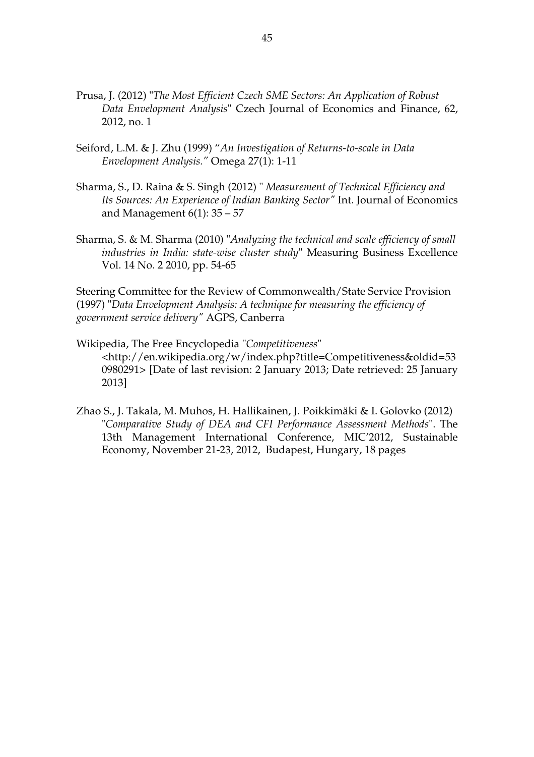Prusa, J. (2012) "*The Most Efficient Czech SME Sectors: An Application of Robust Data Envelopment Analysis*" Czech Journal of Economics and Finance, 62, 2012, no. 1

Seiford, L.M. & J. Zhu (1999) "*An Investigation of Returns-to-scale in Data Envelopment Analysis.*" Omega 27(1): 1-11

Sharma, S., D. Raina & S. Singh (2012) " *Measurement of Technical Efficiency and Its Sources: An Experience of Indian Banking Sector*" Int. Journal of Economics and Management 6(1): 35 – 57

Sharma, S. & M. Sharma (2010) "*Analyzing the technical and scale efficiency of small industries in India: state-wise cluster study*" Measuring Business Excellence Vol. 14 No. 2 2010, pp. 54-65

Steering Committee for the Review of Commonwealth/State Service Provision (1997) "*Data Envelopment Analysis: A technique for measuring the efficiency of government service delivery*" AGPS, Canberra

Wikipedia, The Free Encyclopedia "*Competitiveness*" <http://en.wikipedia.org/w/index.php?title=Competitiveness&oldid=530980291> [Date of last revision: 2 January 2013; Date retrieved: 25 January 2013]

Zhao S., J. Takala, M. Muhos, H. Hallikainen, J. Poikkimäki & I. Golovko (2012) "*Comparative Study of DEA and CFI Performance Assessment Methods*". The 13th Management International Conference, MIC'2012, Sustainable Economy, November 21-23, 2012, Budapest, Hungary, 18 pages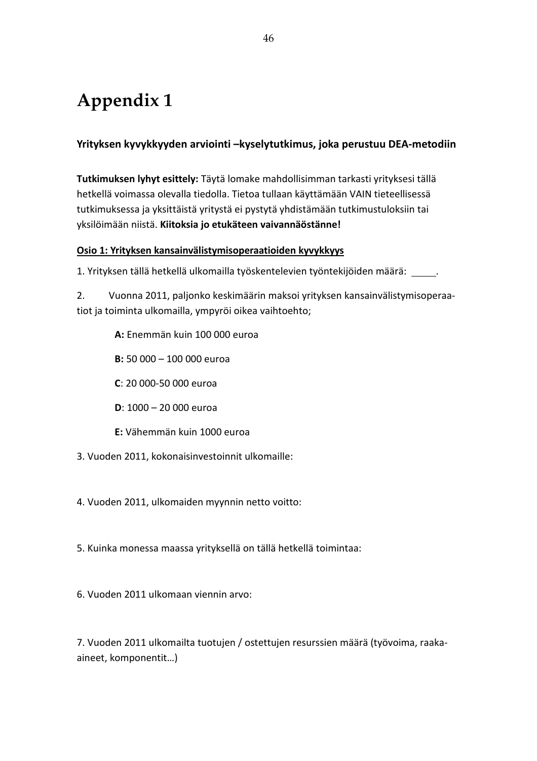# Appendix 1

### Yrityksen kyvykkyyden arviointi –kyselytutkimus, joka perustuu DEA-metodiin

**Tutkimuksen lyhyt esittely:** Täytä lomake mahdollisimman tarkasti yrityksesi tällä hetkellä voimassa olevalla tiedolla. Tietoa tullaan käyttämään VAIN tieteellisessä tutkimuksessa ja yksittäistä yritystä ei pystytä yhdistämään tutkimustuloksiin tai yksilöimään niistä. **Kiitoksia jo etukäteen vaivannäöstänne!**

**Osio 1: Yrityksen kansainvälistymisoperaatioiden kyvykkyys**

1. Yrityksen tällä hetkellä ulkomailla työskentelevien työntekijöiden määrä: ____.

2. Vuonna 2011, paljonko keskimäärin maksoi yrityksen kansainvälistymisoperaatiot ja toiminta ulkomailla, ympyröi oikea vaihtoehto;

   **A:** Enemmän kuin 100 000 euroa

   **B:** 50 000 – 100 000 euroa

   **C**: 20 000-50 000 euroa

   **D**: 1000 – 20 000 euroa

   **E:** Vähemmän kuin 1000 euroa

3. Vuoden 2011, kokonaisinvestoinnit ulkomaille:

4. Vuoden 2011, ulkomaiden myynnin netto voitto:

5. Kuinka monessa maassa yrityksellä on tällä hetkellä toimintaa:

6. Vuoden 2011 ulkomaan viennin arvo:

7. Vuoden 2011 ulkomailta tuotujen / ostettujen resurssien määrä (työvoima, raaka-aineet, komponentit…)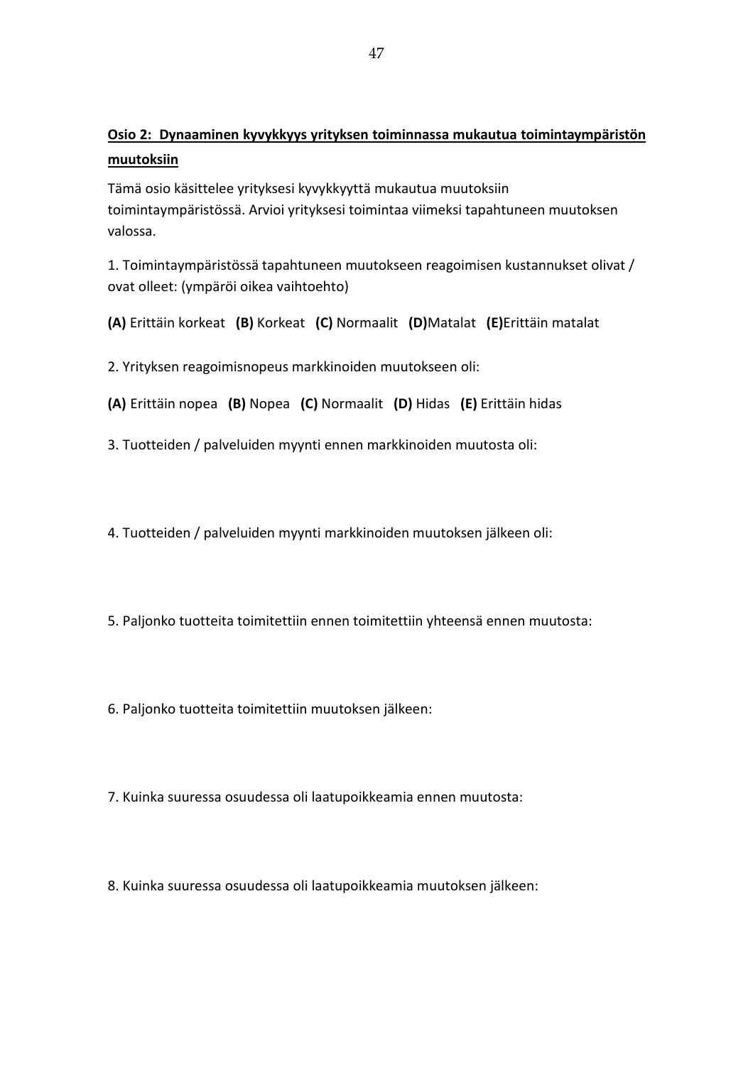**<u>Osio 2: Dynaaminen kyvykkyys yrityksen toiminnassa mukautua toimintaympäristön muutoksiin</u>**

Tämä osio käsittelee yrityksesi kyvykkyyttä mukautua muutoksiin toimintaympäristössä. Arvioi yrityksesi toimintaa viimeksi tapahtuneen muutoksen valossa.

1. Toimintaympäristössä tapahtuneen muutokseen reagoimisen kustannukset olivat / ovat olleet: (ympäröi oikea vaihtoehto)

**(A)** Erittäin korkeat **(B)** Korkeat **(C)** Normaalit **(D)**Matalat **(E)**Erittäin matalat

2. Yrityksen reagoimisnopeus markkinoiden muutokseen oli:

**(A)** Erittäin nopea **(B)** Nopea **(C)** Normaalit **(D)** Hidas **(E)** Erittäin hidas

3. Tuotteiden / palveluiden myynti ennen markkinoiden muutosta oli:

4. Tuotteiden / palveluiden myynti markkinoiden muutoksen jälkeen oli:

5. Paljonko tuotteita toimitettiin ennen toimitettiin yhteensä ennen muutosta:

6. Paljonko tuotteita toimitettiin muutoksen jälkeen:

7. Kuinka suuressa osuudessa oli laatupoikkeamia ennen muutosta:

8. Kuinka suuressa osuudessa oli laatupoikkeamia muutoksen jälkeen: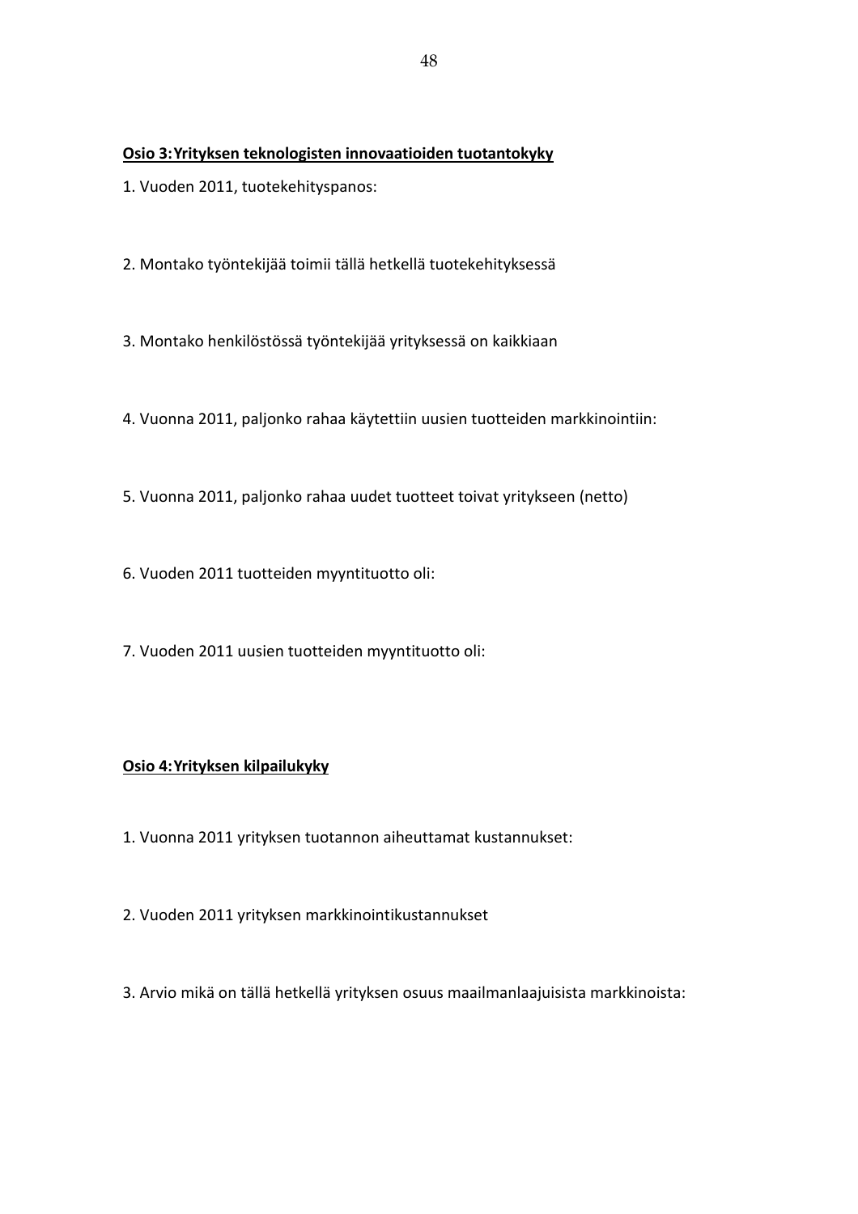**Osio 3: Yrityksen teknologisten innovaatioiden tuotantokyky**

1. Vuoden 2011, tuotekehityspanos:

2. Montako työntekijää toimii tällä hetkellä tuotekehityksessä

3. Montako henkilöstössä työntekijää yrityksessä on kaikkiaan

4. Vuonna 2011, paljonko rahaa käytettiin uusien tuotteiden markkinointiin:

5. Vuonna 2011, paljonko rahaa uudet tuotteet toivat yritykseen (netto)

6. Vuoden 2011 tuotteiden myyntituotto oli:

7. Vuoden 2011 uusien tuotteiden myyntituotto oli:

**Osio 4: Yrityksen kilpailukyky**

1. Vuonna 2011 yrityksen tuotannon aiheuttamat kustannukset:

2. Vuoden 2011 yrityksen markkinointikustannukset

3. Arvio mikä on tällä hetkellä yrityksen osuus maailmanlaajuisista markkinoista: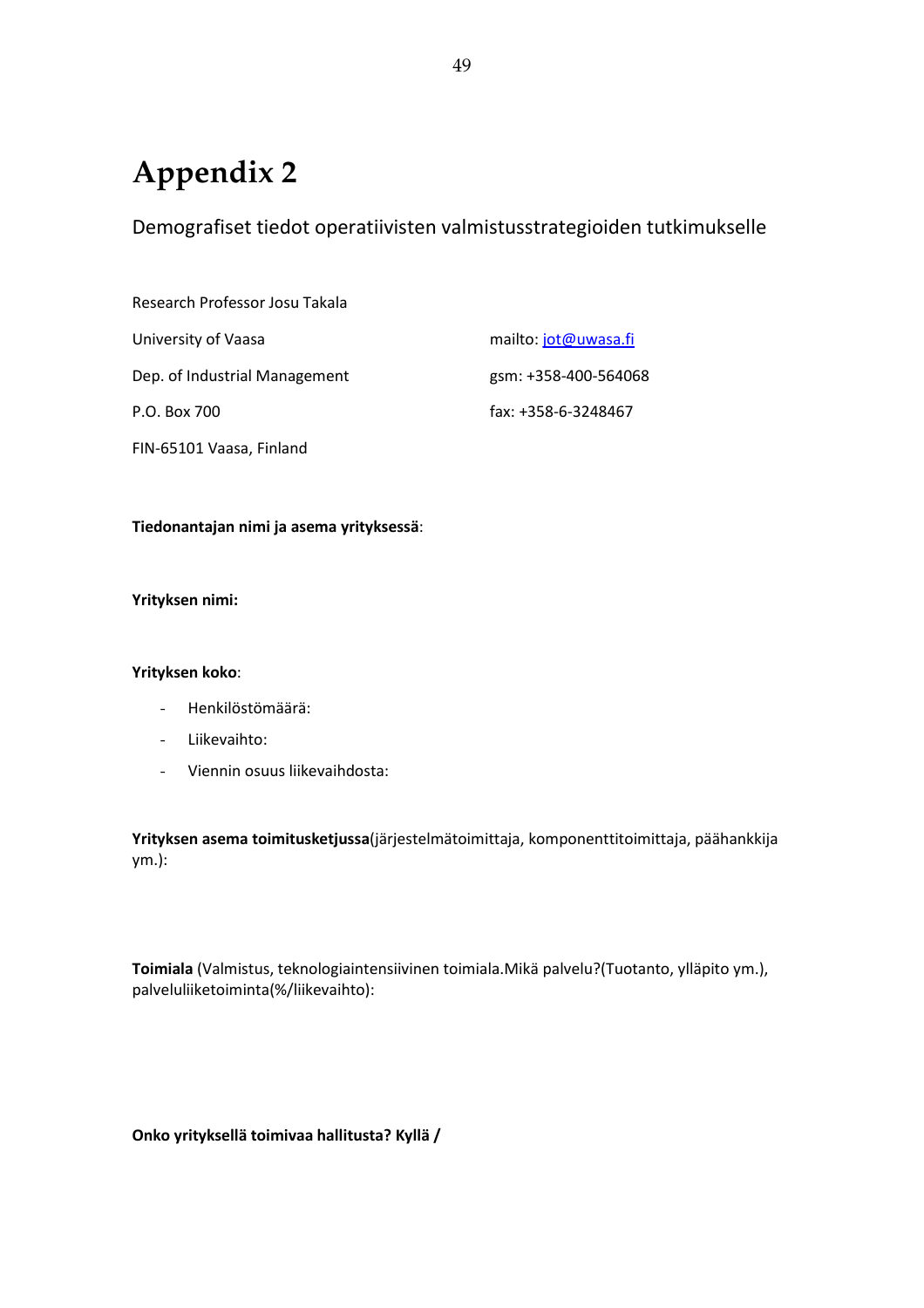# Appendix 2

Demografiset tiedot operatiivisten valmistusstrategioiden tutkimukselle

Research Professor Josu Takala

University of Vaasa

Dep. of Industrial Management

P.O. Box 700

FIN-65101 Vaasa, Finland

mailto: jot@uwasa.fi

gsm: +358-400-564068

fax: +358-6-3248467

**Tiedonantajan nimi ja asema yrityksessä**:

**Yrityksen nimi:**

**Yrityksen koko**:

- Henkilöstömäärä:
- Liikevaihto:
- Viennin osuus liikevaihdosta:

**Yrityksen asema toimitusketjussa**(järjestelmätoimittaja, komponenttitoimittaja, päähankkija ym.):

**Toimiala** (Valmistus, teknologiaintensiivinen toimiala.Mikä palvelu?(Tuotanto, ylläpito ym.), palveluliiketoiminta(%/liikevaihto):

**Onko yrityksellä toimivaa hallitusta? Kyllä /**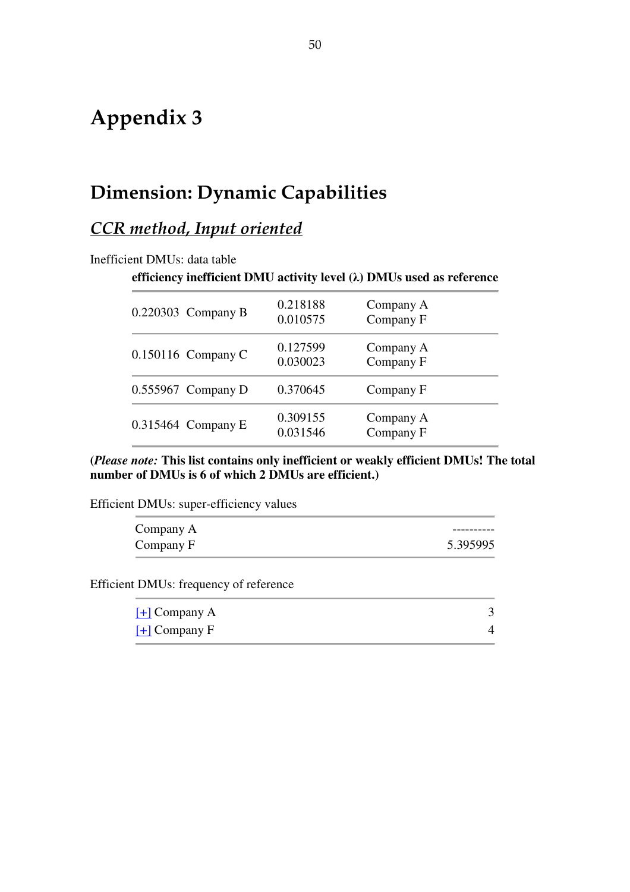# Appendix 3

## Dimension: Dynamic Capabilities

### *CCR method, Input oriented*

Inefficient DMUs: data table

| efficiency | inefficient DMU | activity level (λ) | DMUs used as reference |
|---|---|---|---|
| 0.220303 | Company B | 0.218188<br>0.010575 | Company A<br>Company F |
| 0.150116 | Company C | 0.127599<br>0.030023 | Company A<br>Company F |
| 0.555967 | Company D | 0.370645 | Company F |
| 0.315464 | Company E | 0.309155<br>0.031546 | Company A<br>Company F |

**(*Please note:* This list contains only inefficient or weakly efficient DMUs! The total number of DMUs is 6 of which 2 DMUs are efficient.)**

Efficient DMUs: super-efficiency values

| | |
|---|---|
| Company A | ---------- |
| Company F | 5.395995 |

Efficient DMUs: frequency of reference

| | |
|---|---|
| [+] Company A | 3 |
| [+] Company F | 4 |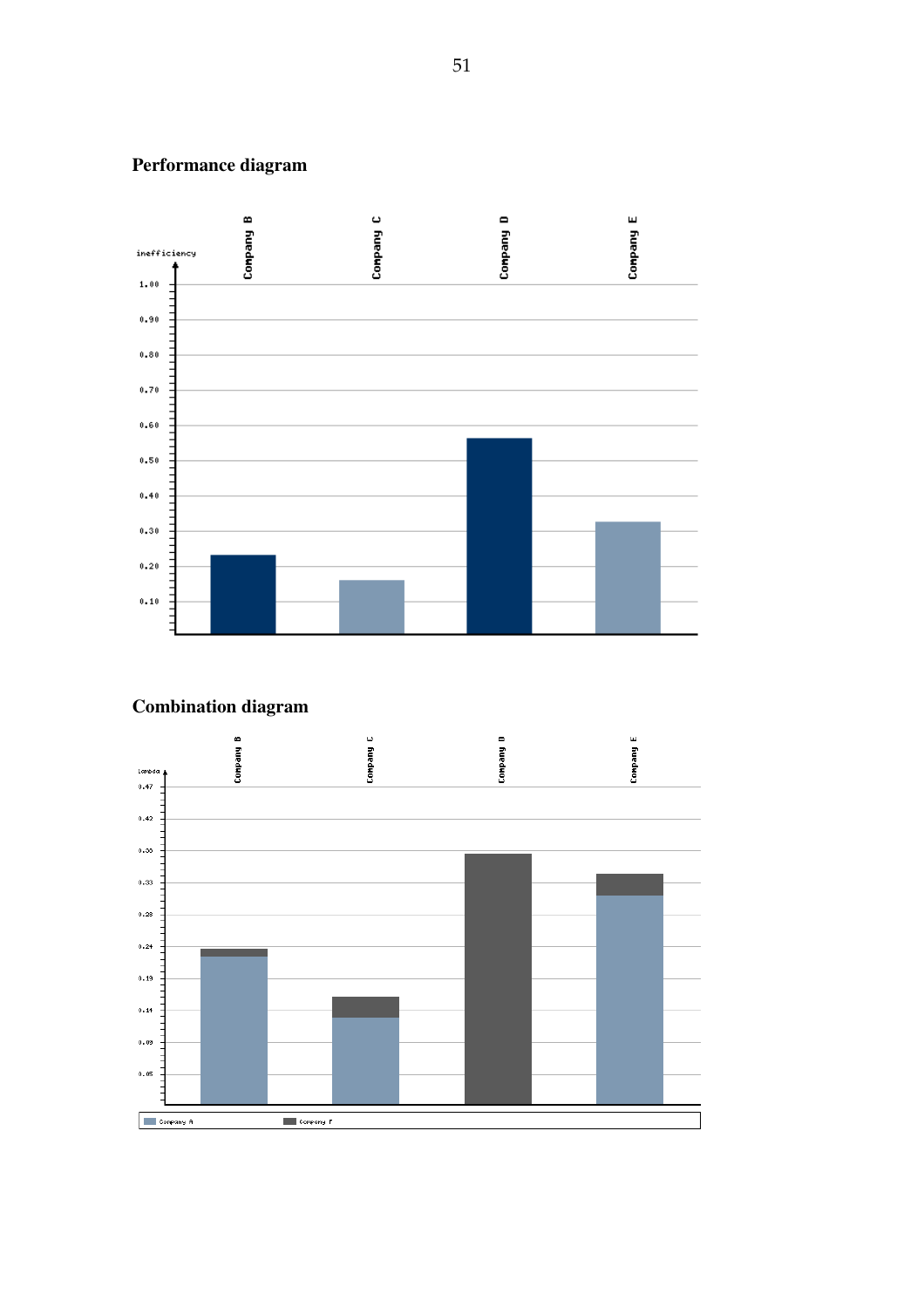## Performance diagram

## Combination diagram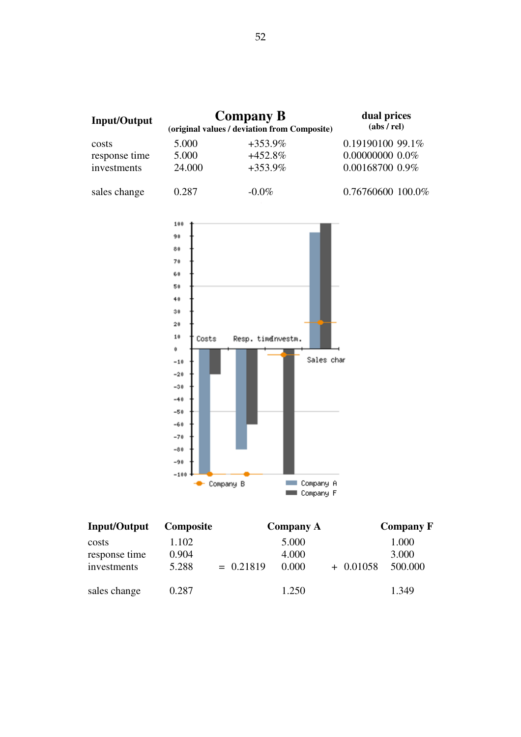| Input/Output | Company B (original values / deviation from Composite) | | dual prices (abs / rel) | |
|---|---|---|---|---|
| costs | 5.000 | +353.9% | 0.19190100 | 99.1% |
| response time | 5.000 | +452.8% | 0.00000000 | 0.0% |
| investments | 24.000 | +353.9% | 0.00168700 | 0.9% |
| sales change | 0.287 | -0.0% | 0.76760600 | 100.0% |

| Input/Output | Composite | | | Company A | | | Company F |
|---|---|---|---|---|---|---|---|
| costs | 1.102 | | | 5.000 | | | 1.000 |
| response time | 0.904 | | | 4.000 | | | 3.000 |
| investments | 5.288 | = | 0.21819 | 0.000 | + | 0.01058 | 500.000 |
| sales change | 0.287 | | | 1.250 | | | 1.349 |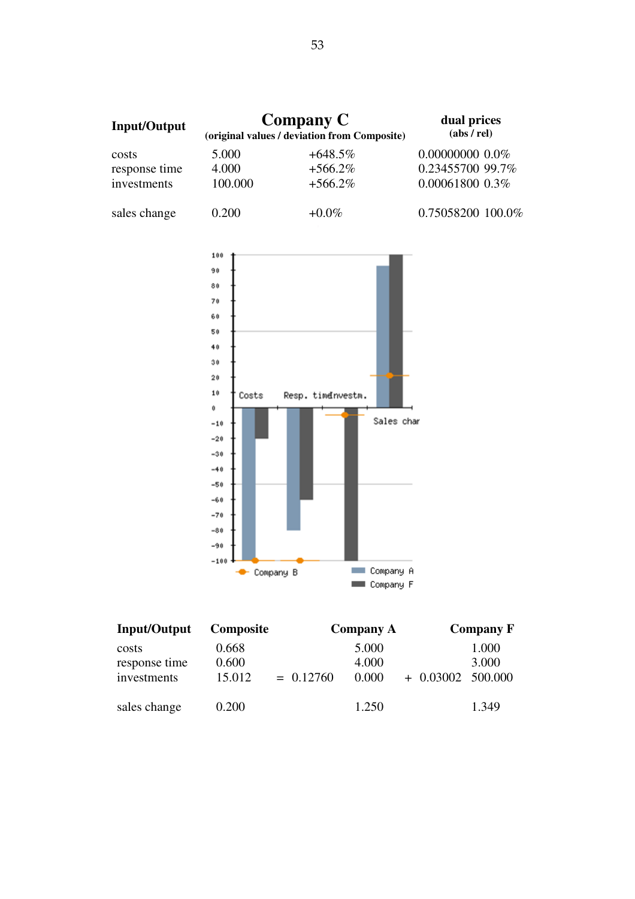| Input/Output | Company C (original values / deviation from Composite) | | dual prices (abs / rel) | |
|---|---|---|---|---|
| costs | 5.000 | +648.5% | 0.00000000 | 0.0% |
| response time | 4.000 | +566.2% | 0.23455700 | 99.7% |
| investments | 100.000 | +566.2% | 0.00061800 | 0.3% |
| | | | | |
| sales change | 0.200 | +0.0% | 0.75058200 | 100.0% |

| Input/Output | Composite | | | Company A | | | Company F |
|---|---|---|---|---|---|---|---|
| costs | 0.668 | | | 5.000 | | | 1.000 |
| response time | 0.600 | | | 4.000 | | | 3.000 |
| investments | 15.012 | = | 0.12760 | 0.000 | + | 0.03002 | 500.000 |
| | | | | | | | |
| sales change | 0.200 | | | 1.250 | | | 1.349 |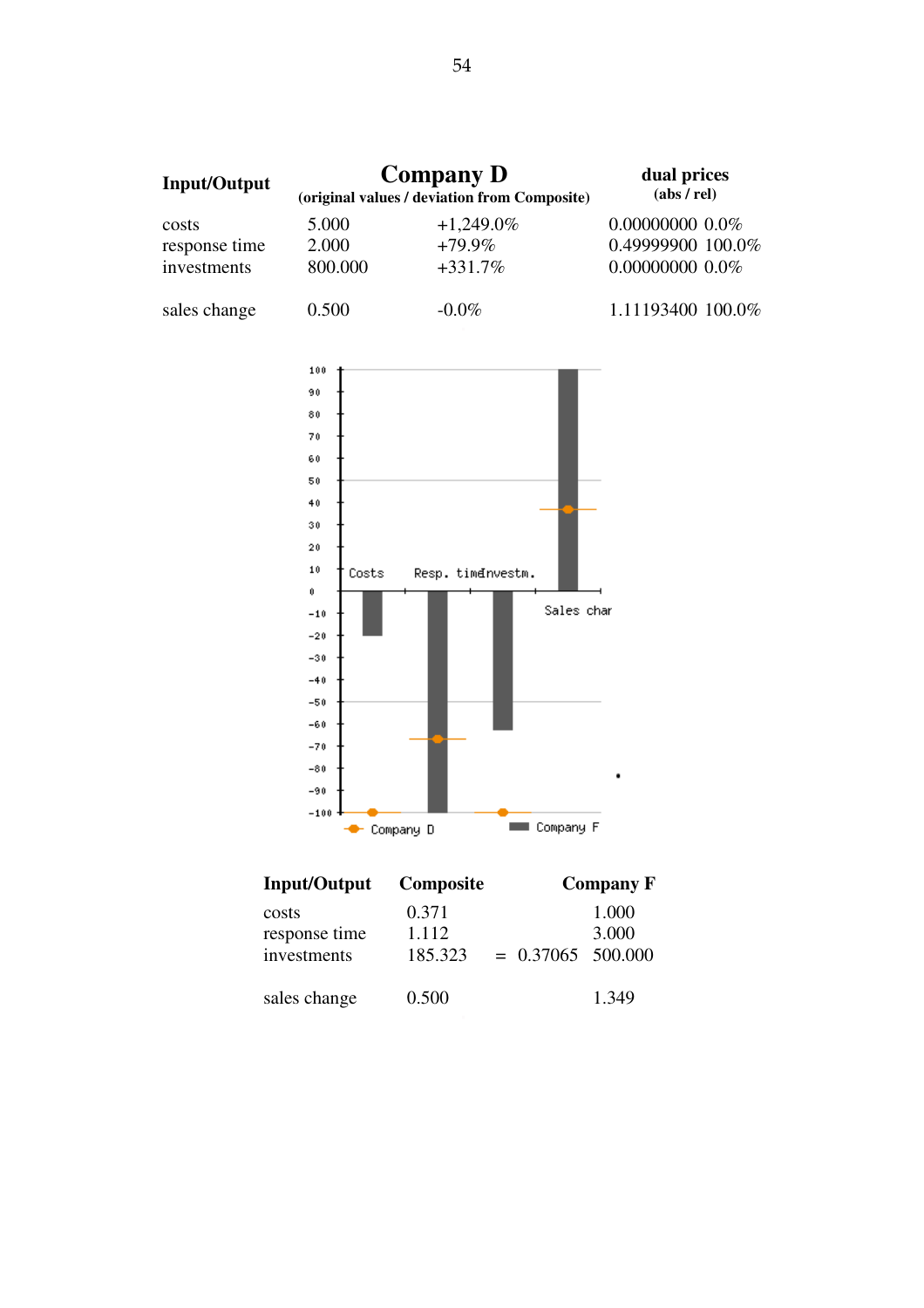| Input/Output | Company D (original values / deviation from Composite) | | dual prices (abs / rel) | |
|---|---|---|---|---|
| costs | 5.000 | +1,249.0% | 0.00000000 | 0.0% |
| response time | 2.000 | +79.9% | 0.49999900 | 100.0% |
| investments | 800.000 | +331.7% | 0.00000000 | 0.0% |
| sales change | 0.500 | -0.0% | 1.11193400 | 100.0% |

| Input/Output | Composite | | | Company F |
|---|---|---|---|---|
| costs | 0.371 | | | 1.000 |
| response time | 1.112 | | | 3.000 |
| investments | 185.323 | = | 0.37065 | 500.000 |
| sales change | 0.500 | | | 1.349 |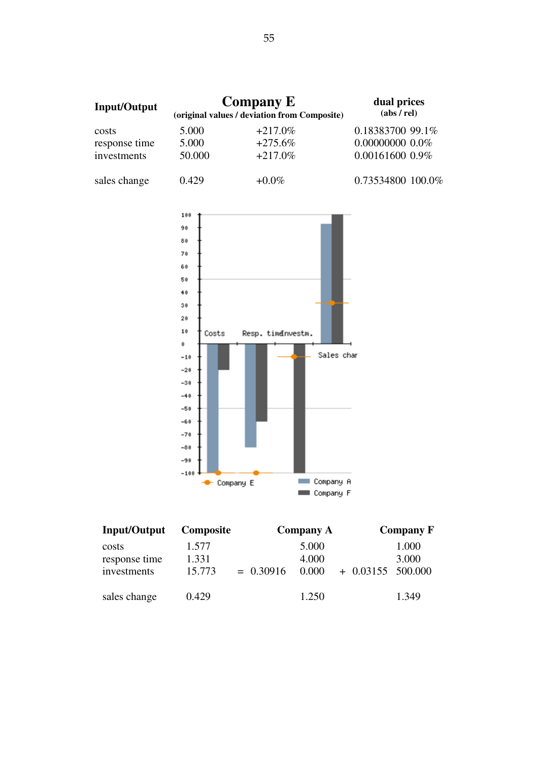| Input/Output | Company E (original values / deviation from Composite) | | dual prices (abs / rel) | |
|---|---|---|---|---|
| costs | 5.000 | +217.0% | 0.18383700 | 99.1% |
| response time | 5.000 | +275.6% | 0.00000000 | 0.0% |
| investments | 50.000 | +217.0% | 0.00161600 | 0.9% |
| sales change | 0.429 | +0.0% | 0.73534800 | 100.0% |

| Input/Output | Composite | | | Company A | | | Company F |
|---|---|---|---|---|---|---|---|
| costs | 1.577 | | | 5.000 | | | 1.000 |
| response time | 1.331 | | | 4.000 | | | 3.000 |
| investments | 15.773 | = | 0.30916 | 0.000 | + | 0.03155 | 500.000 |
| sales change | 0.429 | | | 1.250 | | | 1.349 |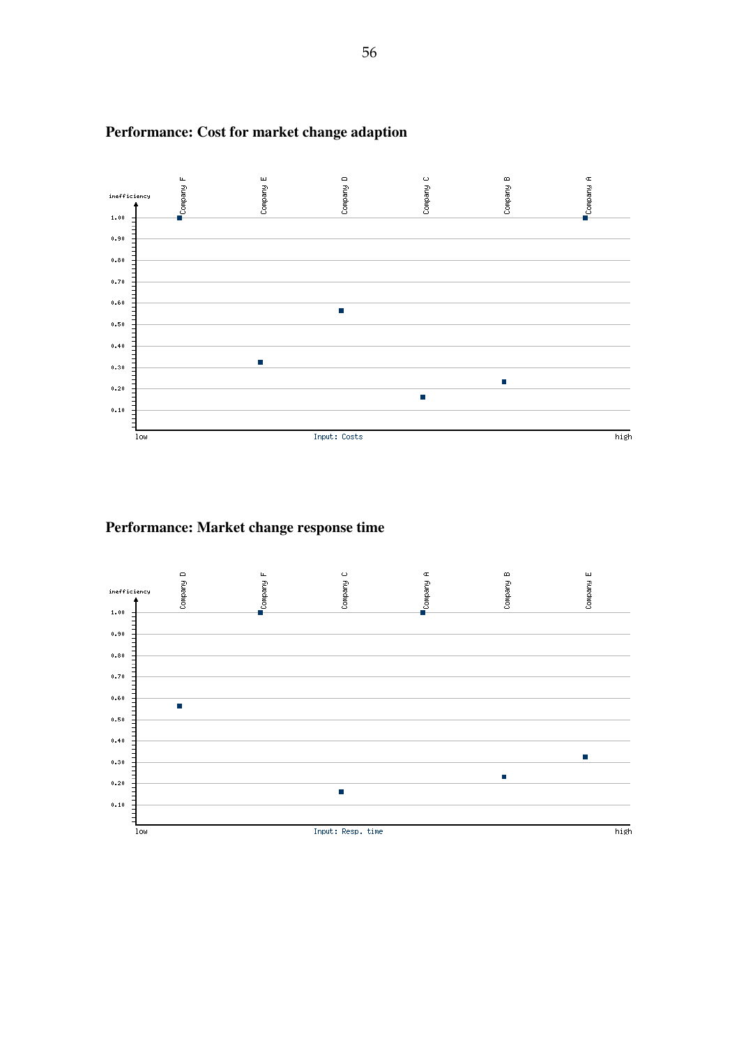**Performance: Cost for market change adaption**

**Performance: Market change response time**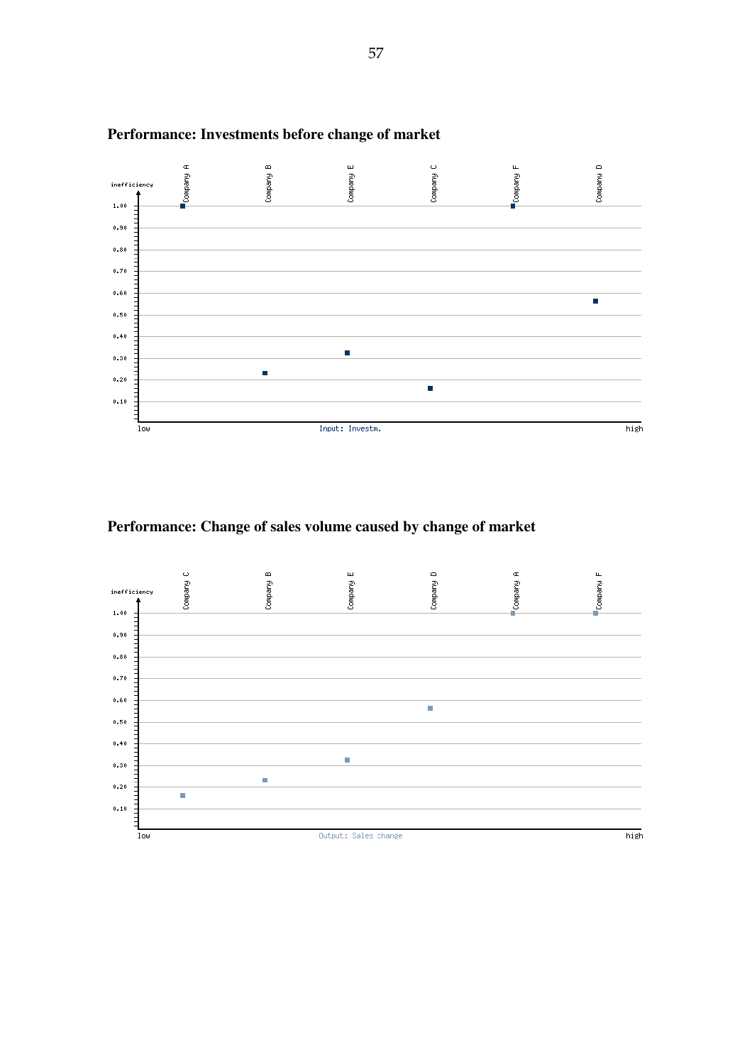**Performance: Investments before change of market**

inefficiency

| Company | Company A | Company B | Company E | Company C | Company F | Company D |
|---|---|---|---|---|---|---|
| Inefficiency (approx.) | 1.00 | 0.23 | 0.32 | 0.16 | 1.00 | 0.56 |

low — Input: Investm. — high

**Performance: Change of sales volume caused by change of market**

inefficiency

| Company | Company C | Company B | Company E | Company D | Company A | Company F |
|---|---|---|---|---|---|---|
| Inefficiency (approx.) | 0.16 | 0.23 | 0.32 | 0.56 | 1.00 | 1.00 |

low — Output: Sales change — high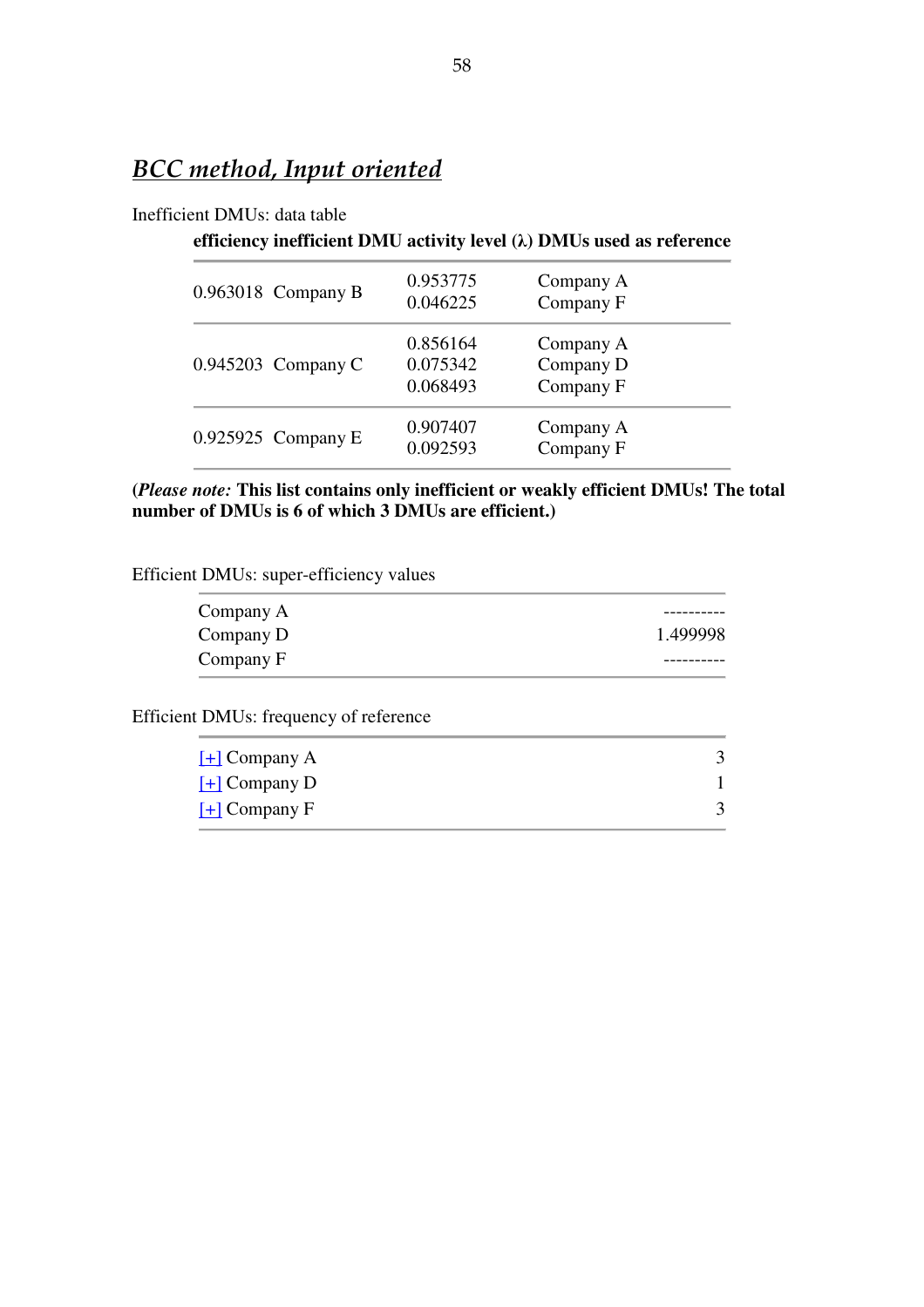## *BCC method, Input oriented*

Inefficient DMUs: data table

| efficiency | inefficient DMU | activity level (λ) | DMUs used as reference |
|---|---|---|---|
| 0.963018 | Company B | 0.953775<br>0.046225 | Company A<br>Company F |
| 0.945203 | Company C | 0.856164<br>0.075342<br>0.068493 | Company A<br>Company D<br>Company F |
| 0.925925 | Company E | 0.907407<br>0.092593 | Company A<br>Company F |

**(*Please note:* This list contains only inefficient or weakly efficient DMUs! The total number of DMUs is 6 of which 3 DMUs are efficient.)**

Efficient DMUs: super-efficiency values

| | |
|---|---|
| Company A | ---------- |
| Company D | 1.499998 |
| Company F | ---------- |

Efficient DMUs: frequency of reference

| | |
|---|---|
| [+] Company A | 3 |
| [+] Company D | 1 |
| [+] Company F | 3 |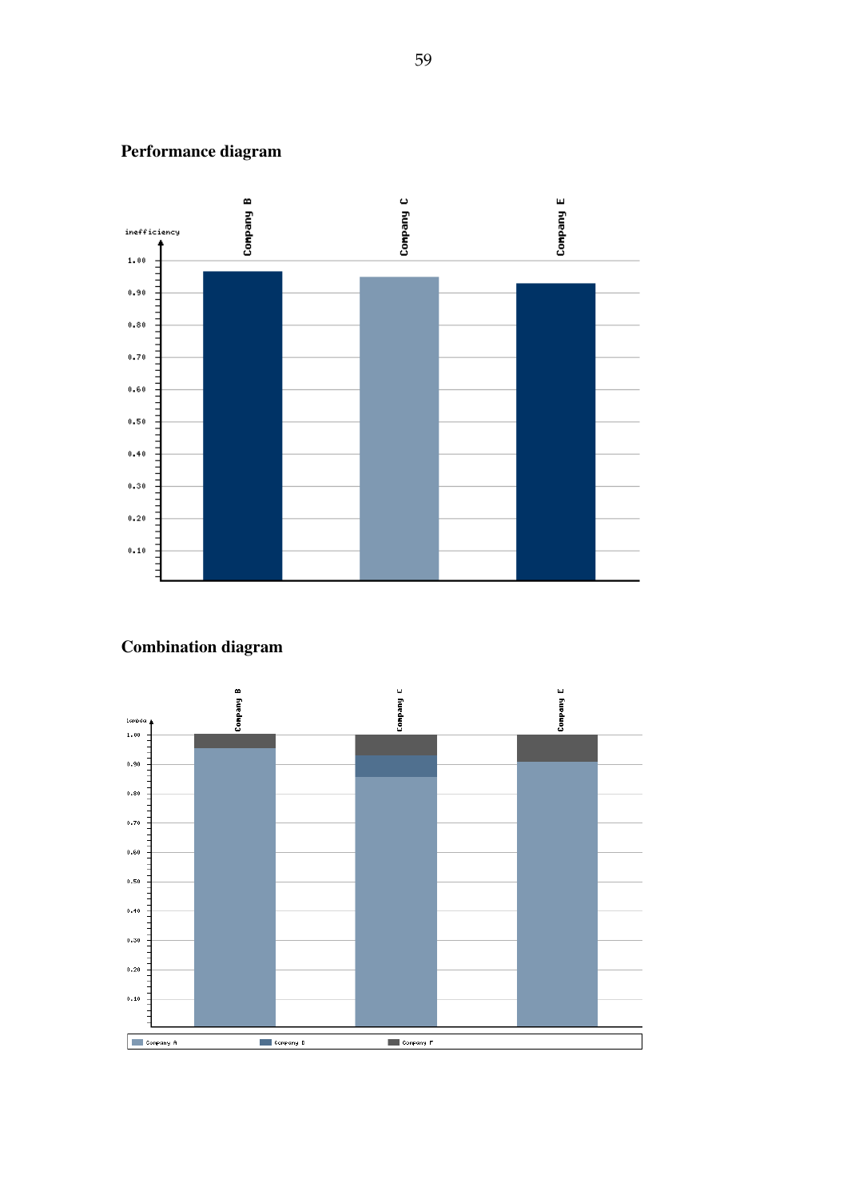## Performance diagram

## Combination diagram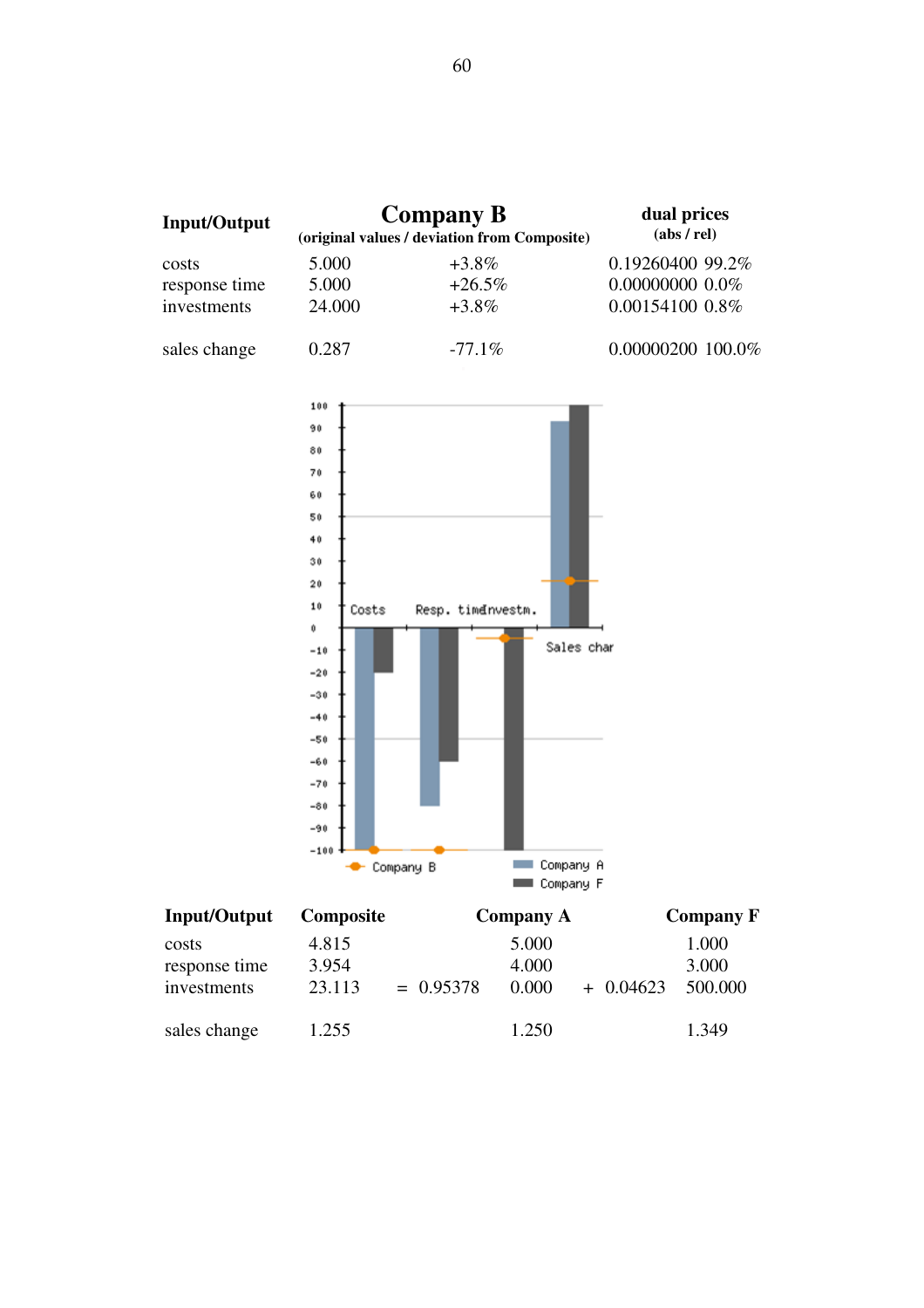| Input/Output | Company B (original values / deviation from Composite) | | dual prices (abs / rel) | |
|---|---|---|---|---|
| costs | 5.000 | +3.8% | 0.19260400 | 99.2% |
| response time | 5.000 | +26.5% | 0.00000000 | 0.0% |
| investments | 24.000 | +3.8% | 0.00154100 | 0.8% |
| | | | | |
| sales change | 0.287 | -77.1% | 0.00000200 | 100.0% |

| Input/Output | Composite | | Company A | | Company F |
|---|---|---|---|---|---|
| costs | 4.815 | | 5.000 | | 1.000 |
| response time | 3.954 | | 4.000 | | 3.000 |
| investments | 23.113 | = 0.95378 | 0.000 | + 0.04623 | 500.000 |
| | | | | | |
| sales change | 1.255 | | 1.250 | | 1.349 |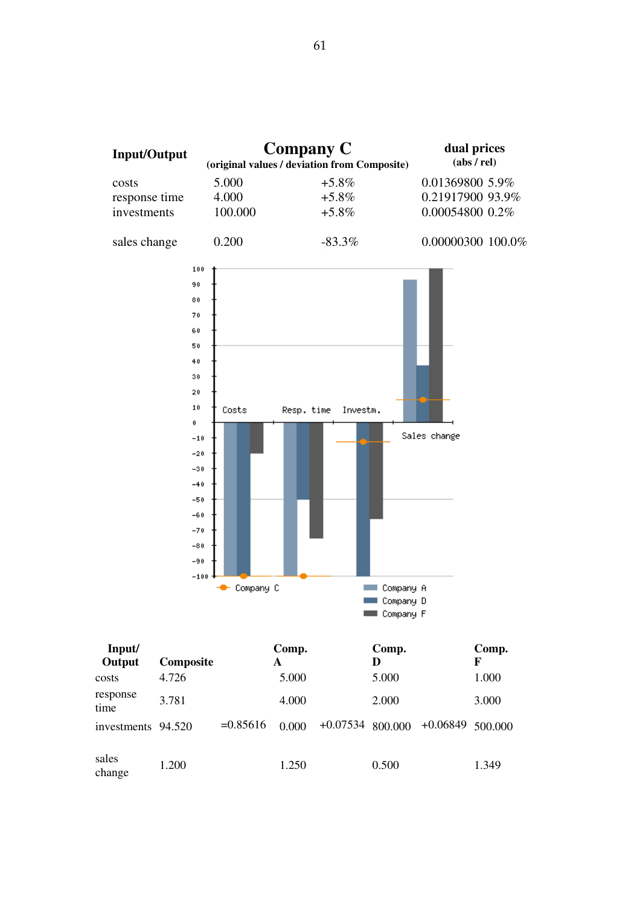| Input/Output | Company C (original values / deviation from Composite) | | dual prices (abs / rel) |
|---|---|---|---|
| costs | 5.000 | +5.8% | 0.01369800 5.9% |
| response time | 4.000 | +5.8% | 0.21917900 93.9% |
| investments | 100.000 | +5.8% | 0.00054800 0.2% |
| sales change | 0.200 | -83.3% | 0.00000300 100.0% |

| Input/ Output | Composite | | Comp. A | | Comp. D | | Comp. F |
|---|---|---|---|---|---|---|---|
| costs | 4.726 | | 5.000 | | 5.000 | | 1.000 |
| response time | 3.781 | | 4.000 | | 2.000 | | 3.000 |
| investments | 94.520 | =0.85616 | 0.000 | +0.07534 | 800.000 | +0.06849 | 500.000 |
| sales change | 1.200 | | 1.250 | | 0.500 | | 1.349 |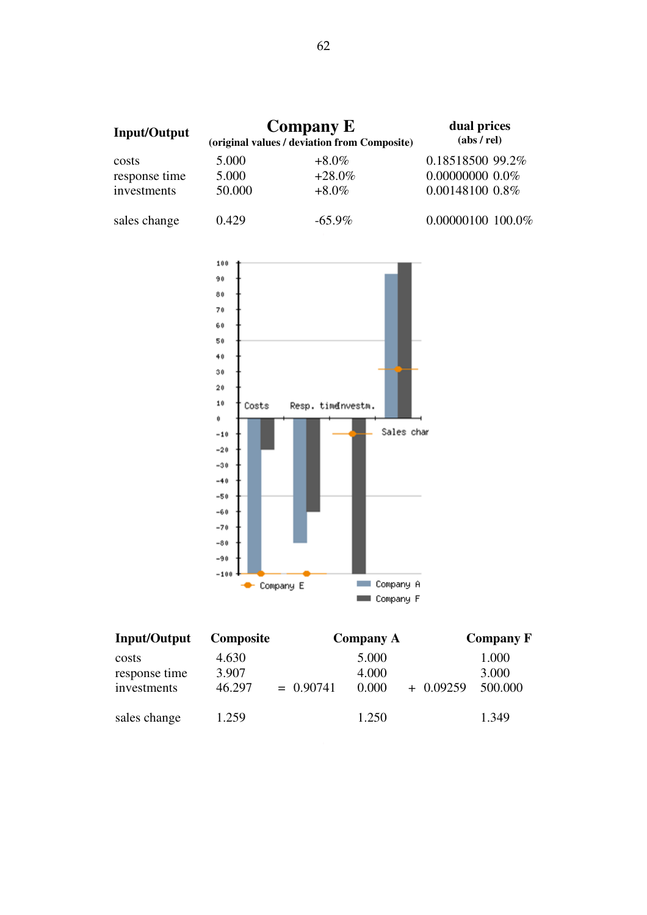| Input/Output | Company E (original values / deviation from Composite) | | dual prices (abs / rel) | |
|---|---|---|---|---|
| costs | 5.000 | +8.0% | 0.18518500 | 99.2% |
| response time | 5.000 | +28.0% | 0.00000000 | 0.0% |
| investments | 50.000 | +8.0% | 0.00148100 | 0.8% |
| sales change | 0.429 | -65.9% | 0.00000100 | 100.0% |

| Input/Output | Composite | | | Company A | | | Company F |
|---|---|---|---|---|---|---|---|
| costs | 4.630 | | | 5.000 | | | 1.000 |
| response time | 3.907 | = | 0.90741 | 4.000 | + | 0.09259 | 3.000 |
| investments | 46.297 | | | 0.000 | | | 500.000 |
| sales change | 1.259 | | | 1.250 | | | 1.349 |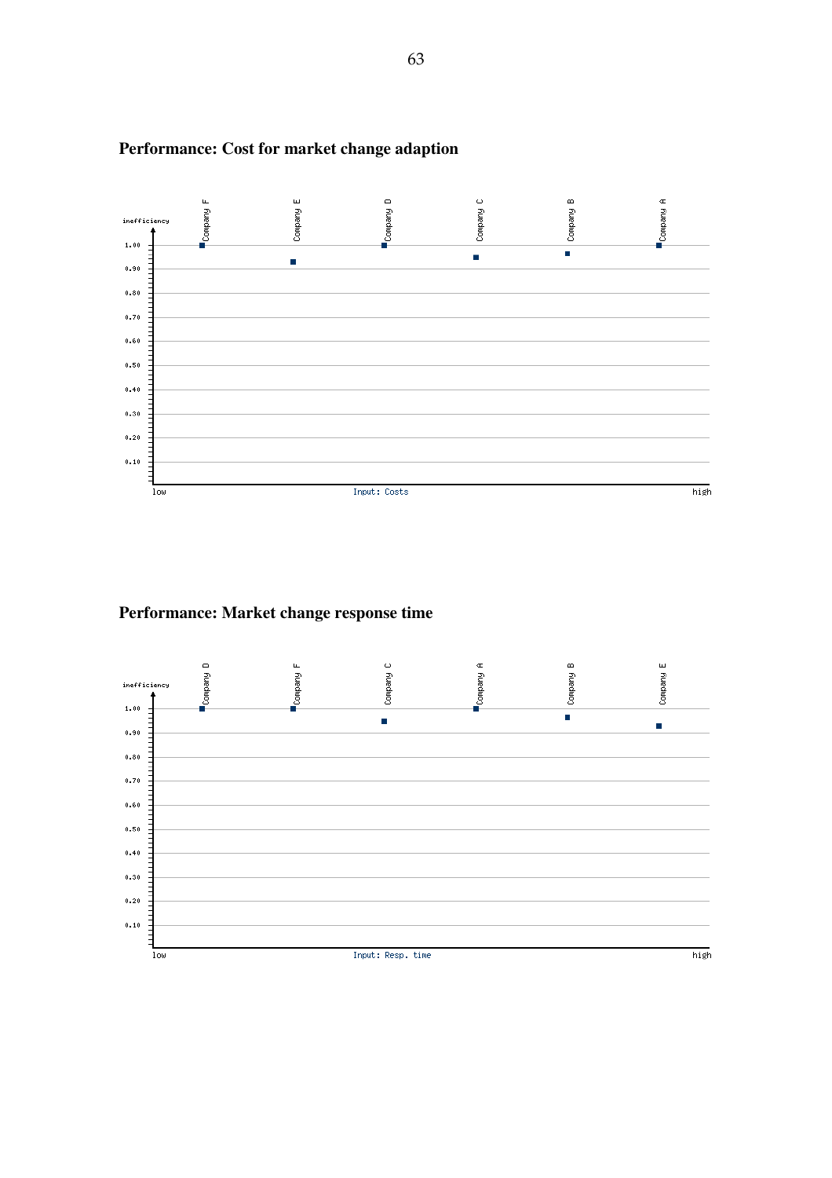**Performance: Cost for market change adaption**

**Performance: Market change response time**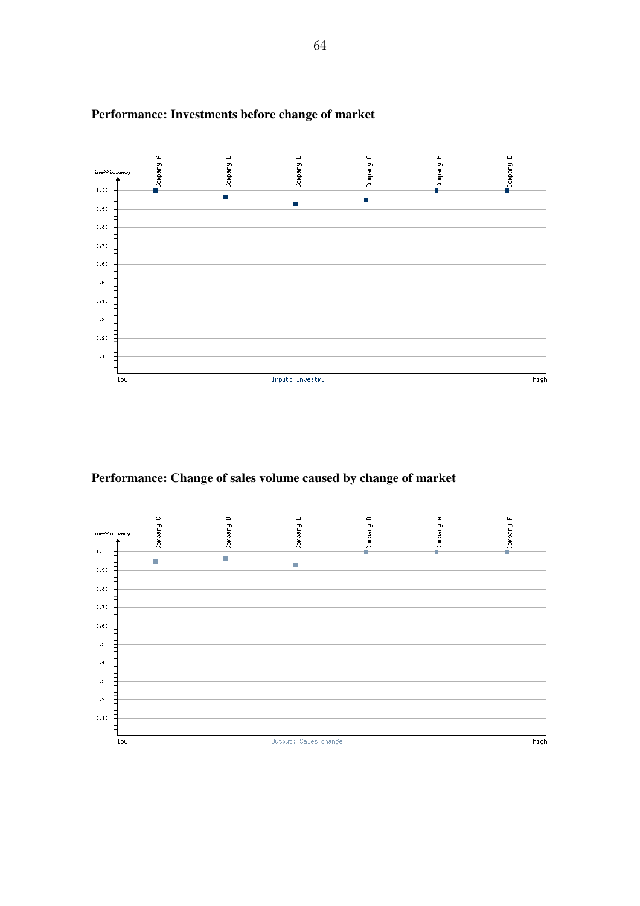**Performance: Investments before change of market**

inefficiency

Company A, Company B, Company E, Company C, Company F, Company D

1.00, 0.90, 0.80, 0.70, 0.60, 0.50, 0.40, 0.30, 0.20, 0.10

low — Input: Investm. — high

**Performance: Change of sales volume caused by change of market**

inefficiency

Company C, Company B, Company E, Company D, Company A, Company F

1.00, 0.90, 0.80, 0.70, 0.60, 0.50, 0.40, 0.30, 0.20, 0.10

low — Output: Sales change — high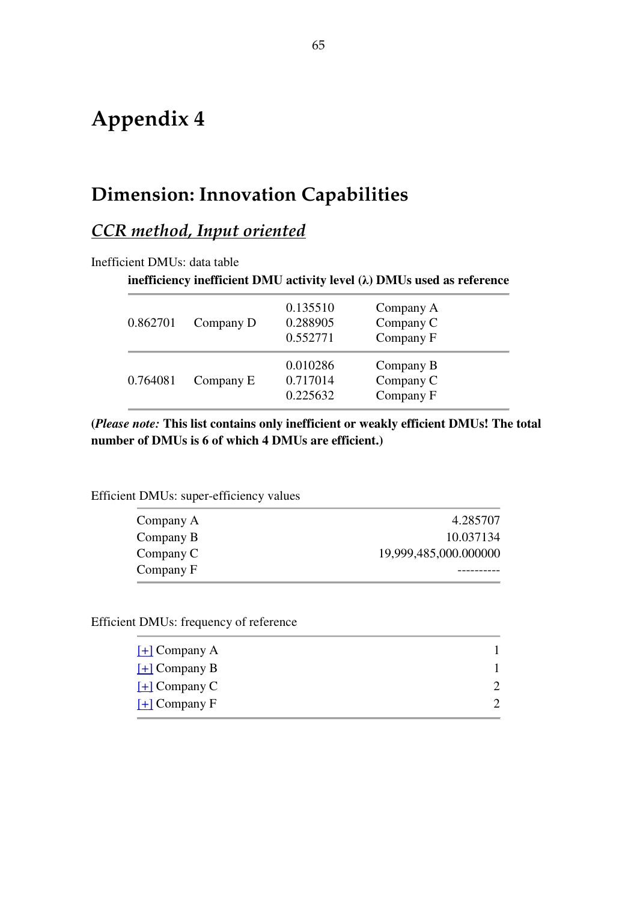# Appendix 4

## Dimension: Innovation Capabilities

### *CCR method, Input oriented*

Inefficient DMUs: data table

| inefficiency | inefficient DMU | activity level (λ) | DMUs used as reference |
|---|---|---|---|
| 0.862701 | Company D | 0.135510 | Company A |
| | | 0.288905 | Company C |
| | | 0.552771 | Company F |
| 0.764081 | Company E | 0.010286 | Company B |
| | | 0.717014 | Company C |
| | | 0.225632 | Company F |

**(*Please note:* This list contains only inefficient or weakly efficient DMUs! The total number of DMUs is 6 of which 4 DMUs are efficient.)**

Efficient DMUs: super-efficiency values

| | |
|---|---|
| Company A | 4.285707 |
| Company B | 10.037134 |
| Company C | 19,999,485,000.000000 |
| Company F | ---------- |

Efficient DMUs: frequency of reference

| | |
|---|---|
| [+] Company A | 1 |
| [+] Company B | 1 |
| [+] Company C | 2 |
| [+] Company F | 2 |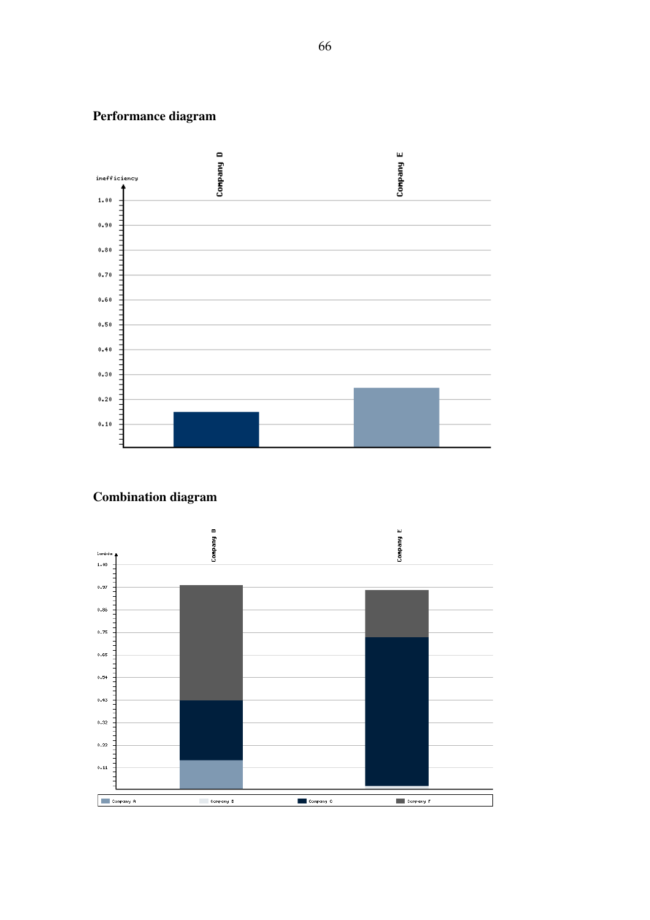## Performance diagram

## Combination diagram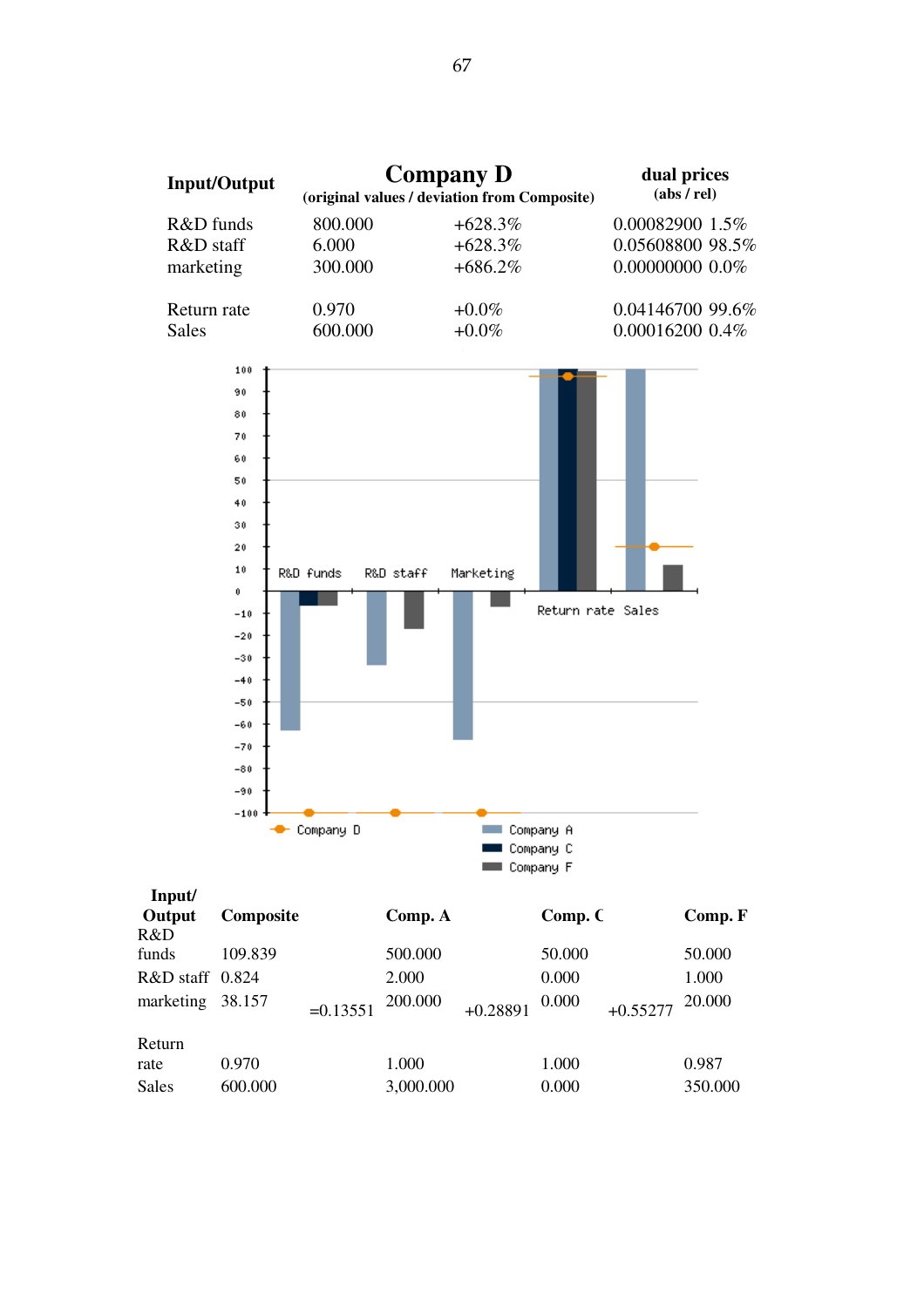| Input/Output | Company D (original values / deviation from Composite) | | dual prices (abs / rel) | |
|---|---|---|---|---|
| R&D funds | 800.000 | +628.3% | 0.00082900 | 1.5% |
| R&D staff | 6.000 | +628.3% | 0.05608800 | 98.5% |
| marketing | 300.000 | +686.2% | 0.00000000 | 0.0% |
| Return rate | 0.970 | +0.0% | 0.04146700 | 99.6% |
| Sales | 600.000 | +0.0% | 0.00016200 | 0.4% |

| Input/ Output | Composite | | Comp. A | | Comp. C | | Comp. F |
|---|---|---|---|---|---|---|---|
| R&D funds | 109.839 | | 500.000 | | 50.000 | | 50.000 |
| R&D staff | 0.824 | | 2.000 | | 0.000 | | 1.000 |
| marketing | 38.157 | =0.13551 | 200.000 | +0.28891 | 0.000 | +0.55277 | 20.000 |
| Return rate | 0.970 | | 1.000 | | 1.000 | | 0.987 |
| Sales | 600.000 | | 3,000.000 | | 0.000 | | 350.000 |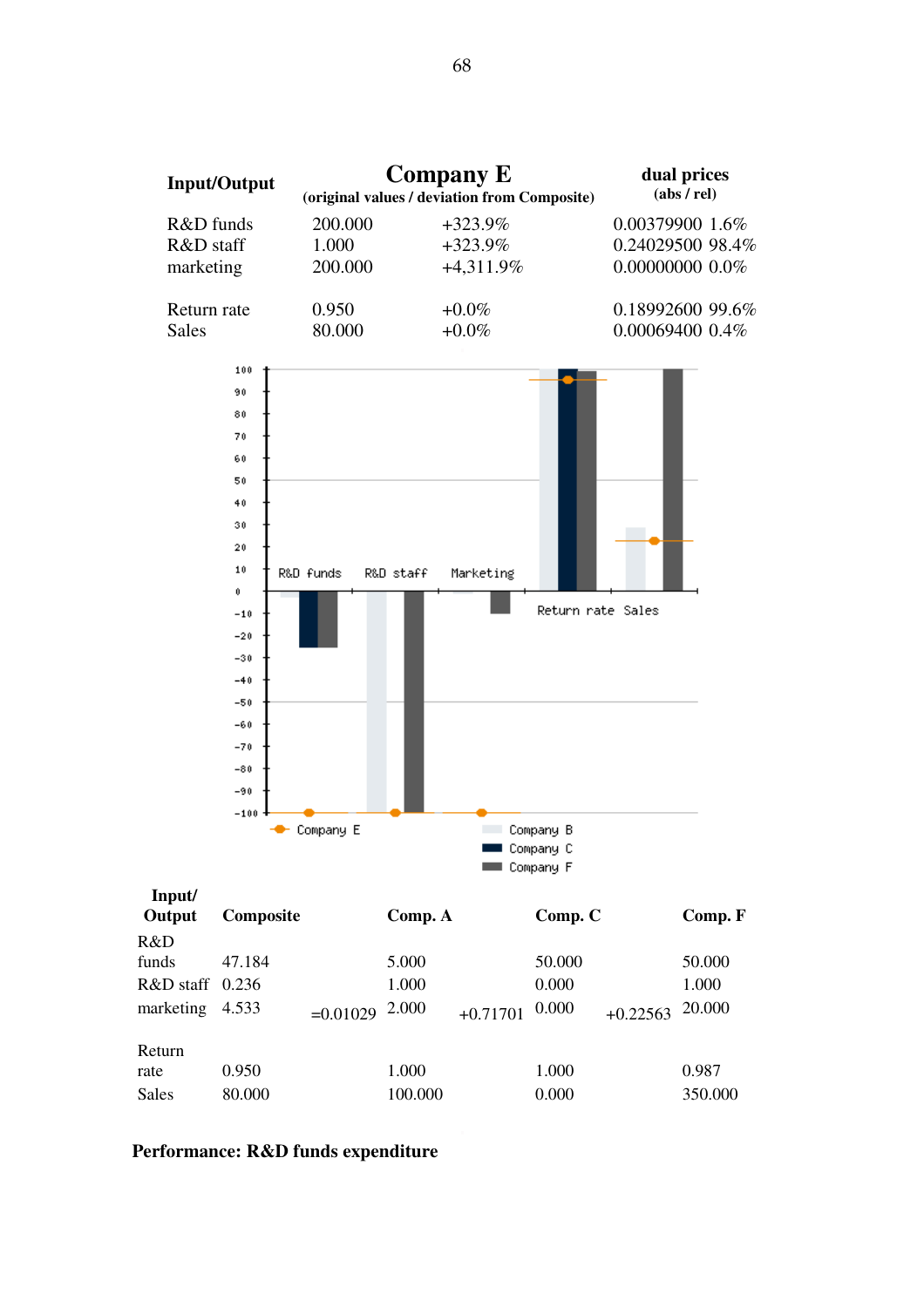| Input/Output | Company E (original values / deviation from Composite) | | dual prices (abs / rel) | |
|---|---|---|---|---|
| R&D funds | 200.000 | +323.9% | 0.00379900 | 1.6% |
| R&D staff | 1.000 | +323.9% | 0.24029500 | 98.4% |
| marketing | 200.000 | +4,311.9% | 0.00000000 | 0.0% |
| Return rate | 0.950 | +0.0% | 0.18992600 | 99.6% |
| Sales | 80.000 | +0.0% | 0.00069400 | 0.4% |

| Input/ Output | Composite | | Comp. A | | Comp. C | | Comp. F |
|---|---|---|---|---|---|---|---|
| R&D funds | 47.184 | | 5.000 | | 50.000 | | 50.000 |
| R&D staff | 0.236 | | 1.000 | | 0.000 | | 1.000 |
| marketing | 4.533 | =0.01029 | 2.000 | +0.71701 | 0.000 | +0.22563 | 20.000 |
| Return rate | 0.950 | | 1.000 | | 1.000 | | 0.987 |
| Sales | 80.000 | | 100.000 | | 0.000 | | 350.000 |

**Performance: R&D funds expenditure**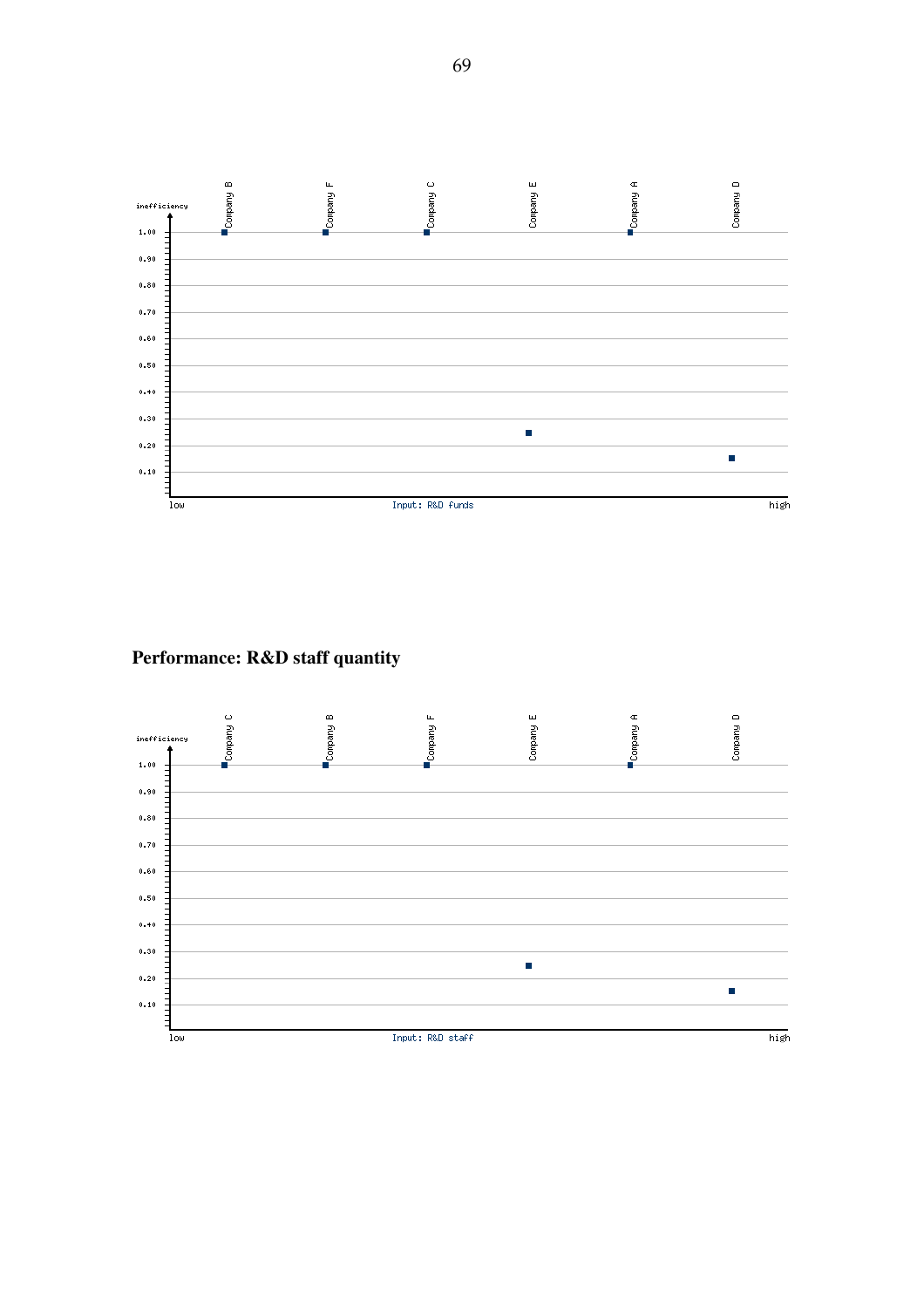**Performance: R&D staff quantity**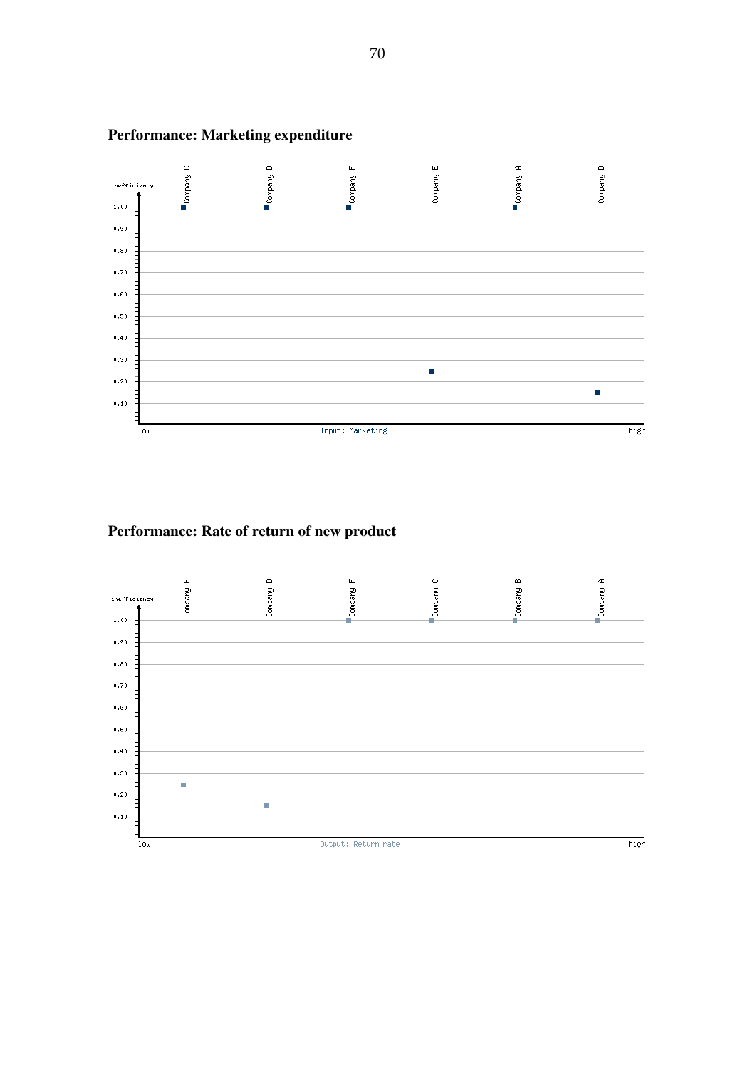## Performance: Marketing expenditure

## Performance: Rate of return of new product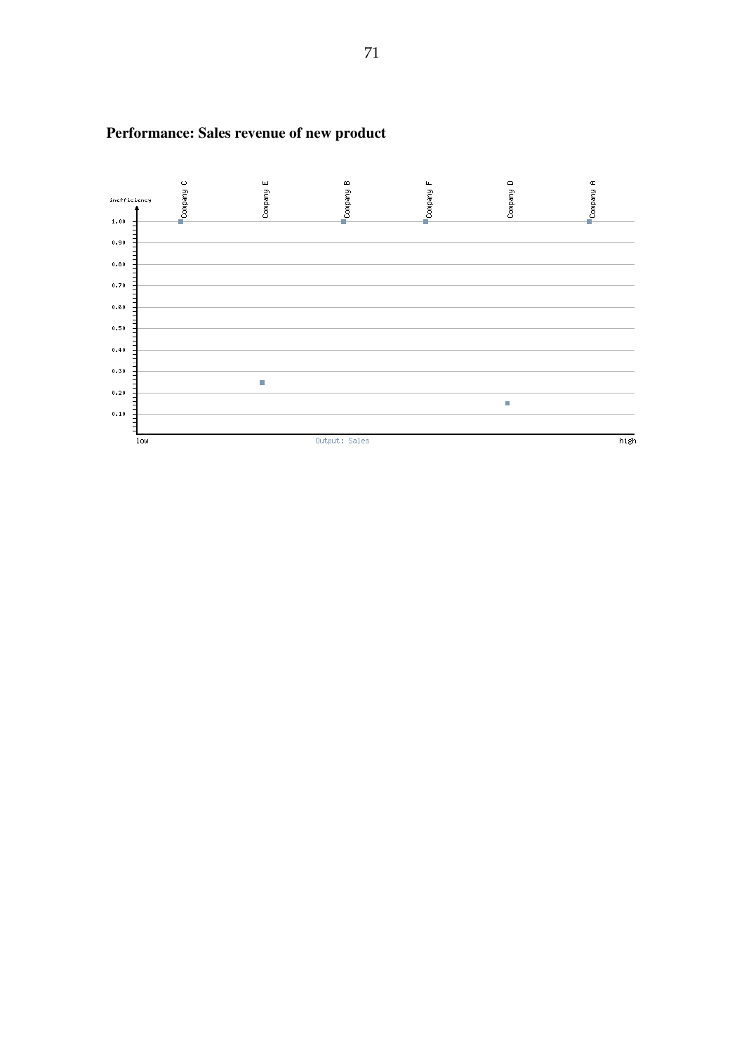**Performance: Sales revenue of new product**

inefficiency

Company C, Company E, Company B, Company F, Company D, Company A

1.00, 0.90, 0.80, 0.70, 0.60, 0.50, 0.40, 0.30, 0.20, 0.10

low — Output: Sales — high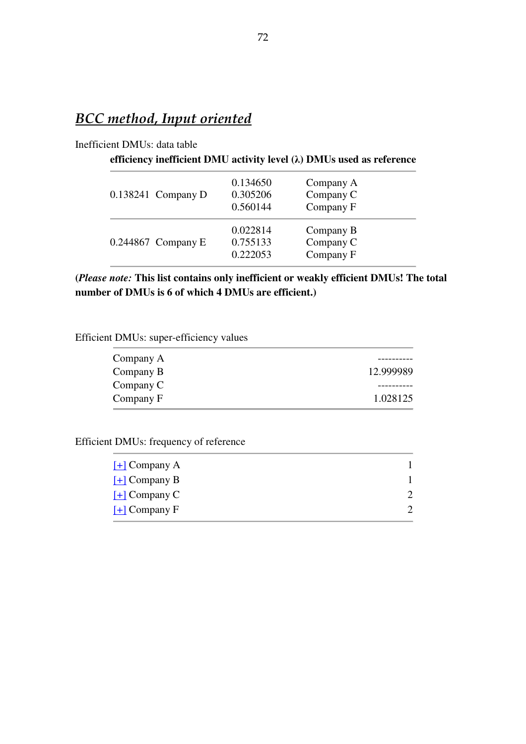## *BCC method, Input oriented*

Inefficient DMUs: data table

| efficiency | inefficient DMU | activity level (λ) | DMUs used as reference |
|---|---|---|---|
| 0.138241 | Company D | 0.134650 | Company A |
| | | 0.305206 | Company C |
| | | 0.560144 | Company F |
| 0.244867 | Company E | 0.022814 | Company B |
| | | 0.755133 | Company C |
| | | 0.222053 | Company F |

**(*Please note:* This list contains only inefficient or weakly efficient DMUs! The total number of DMUs is 6 of which 4 DMUs are efficient.)**

Efficient DMUs: super-efficiency values

| | |
|---|---|
| Company A | ---------- |
| Company B | 12.999989 |
| Company C | ---------- |
| Company F | 1.028125 |

Efficient DMUs: frequency of reference

| | |
|---|---|
| [+] Company A | 1 |
| [+] Company B | 1 |
| [+] Company C | 2 |
| [+] Company F | 2 |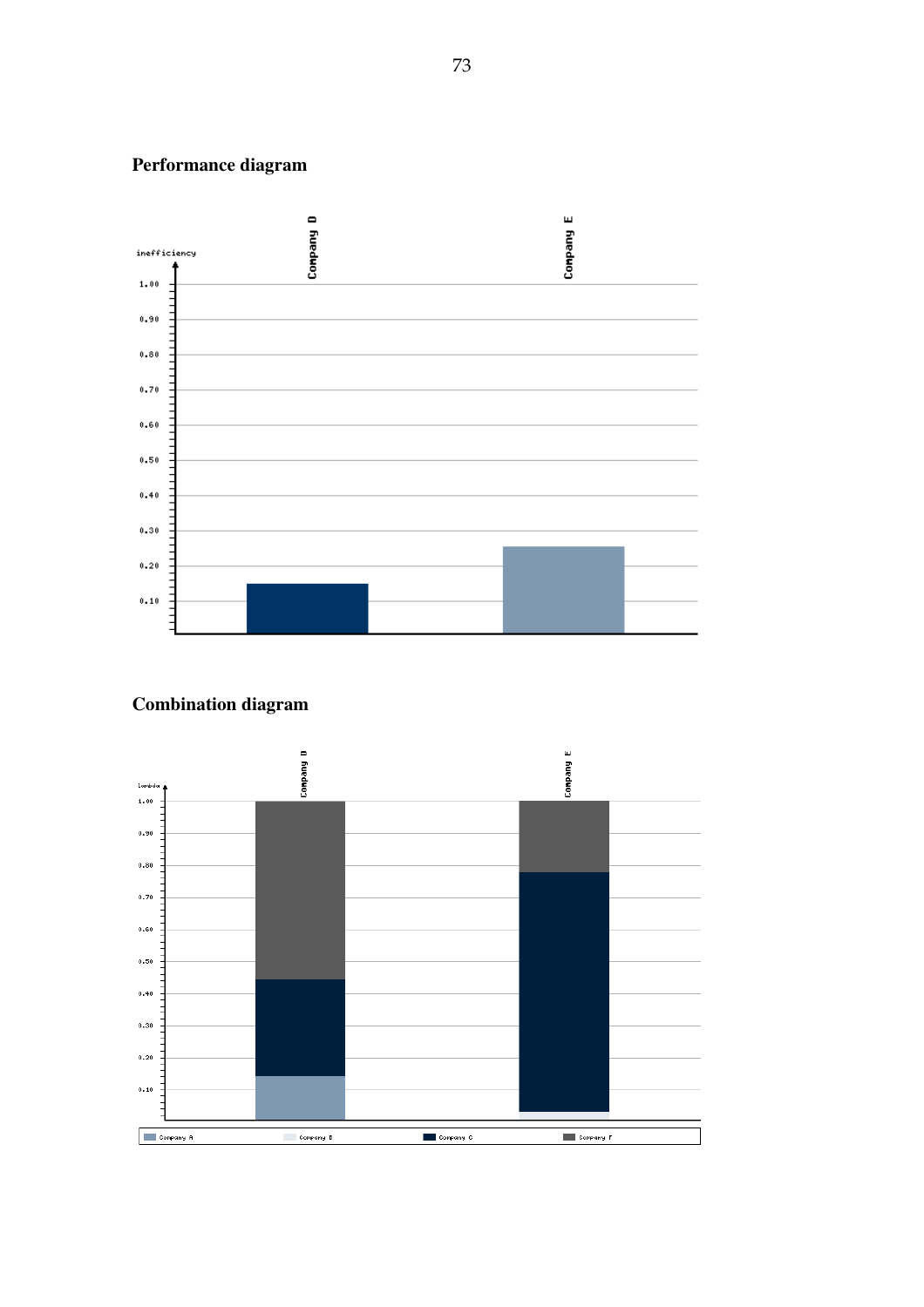## Performance diagram

## Combination diagram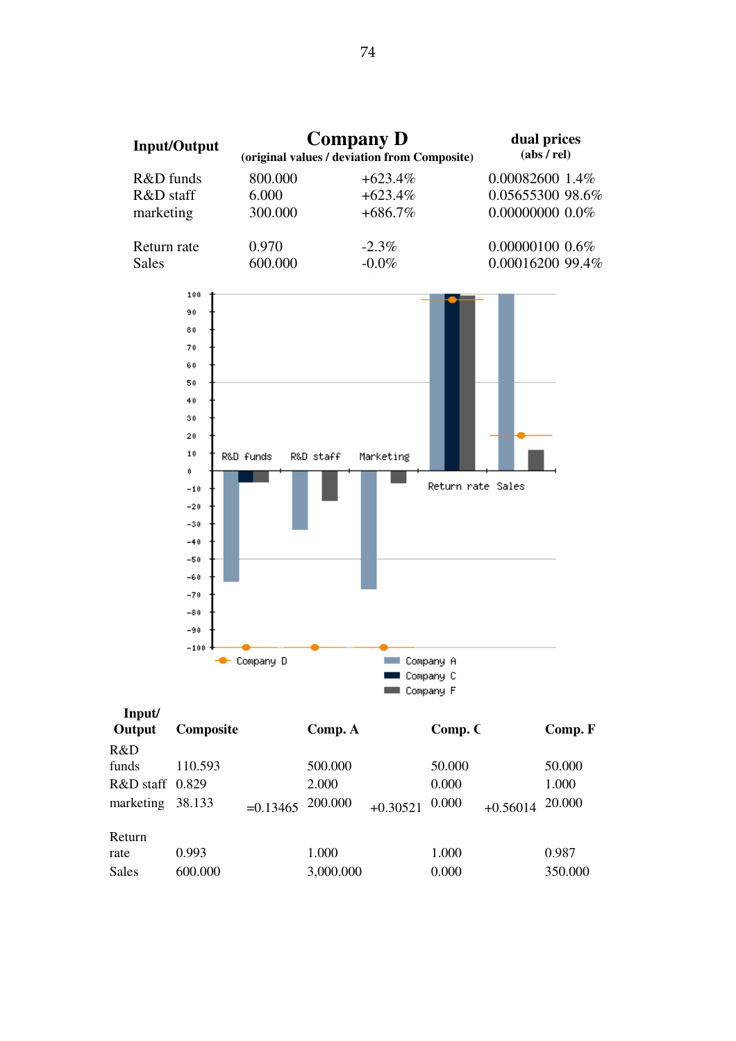| Input/Output | Company D (original values) | (deviation from Composite) | dual prices (abs) | (rel) |
|---|---|---|---|---|
| R&D funds | 800.000 | +623.4% | 0.00082600 | 1.4% |
| R&D staff | 6.000 | +623.4% | 0.05655300 | 98.6% |
| marketing | 300.000 | +686.7% | 0.00000000 | 0.0% |
| Return rate | 0.970 | -2.3% | 0.00000100 | 0.6% |
| Sales | 600.000 | -0.0% | 0.00016200 | 99.4% |

| Input/ Output | Composite | | Comp. A | | Comp. C | | Comp. F |
|---|---|---|---|---|---|---|---|
| R&D funds | 110.593 | | 500.000 | | 50.000 | | 50.000 |
| R&D staff | 0.829 | | 2.000 | | 0.000 | | 1.000 |
| marketing | 38.133 | =0.13465 | 200.000 | +0.30521 | 0.000 | +0.56014 | 20.000 |
| Return rate | 0.993 | | 1.000 | | 1.000 | | 0.987 |
| Sales | 600.000 | | 3,000.000 | | 0.000 | | 350.000 |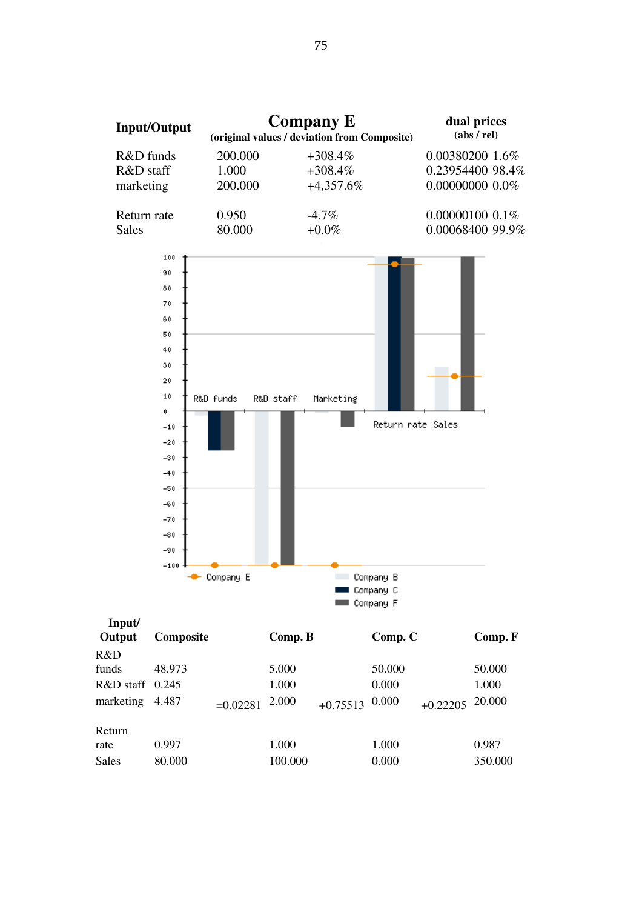| Input/Output | Company E (original values / deviation from Composite) | | dual prices (abs / rel) | |
|---|---|---|---|---|
| R&D funds | 200.000 | +308.4% | 0.00380200 | 1.6% |
| R&D staff | 1.000 | +308.4% | 0.23954400 | 98.4% |
| marketing | 200.000 | +4,357.6% | 0.00000000 | 0.0% |
| Return rate | 0.950 | -4.7% | 0.00000100 | 0.1% |
| Sales | 80.000 | +0.0% | 0.00068400 | 99.9% |

| Input/ Output | Composite | | Comp. B | | Comp. C | | Comp. F |
|---|---|---|---|---|---|---|---|
| R&D funds | 48.973 | | 5.000 | | 50.000 | | 50.000 |
| R&D staff | 0.245 | | 1.000 | | 0.000 | | 1.000 |
| marketing | 4.487 | =0.02281 | 2.000 | +0.75513 | 0.000 | +0.22205 | 20.000 |
| Return rate | 0.997 | | 1.000 | | 1.000 | | 0.987 |
| Sales | 80.000 | | 100.000 | | 0.000 | | 350.000 |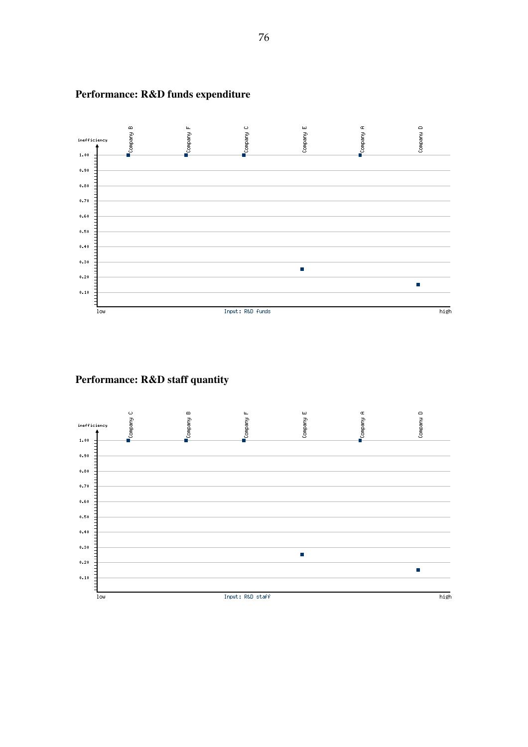## Performance: R&D funds expenditure

## Performance: R&D staff quantity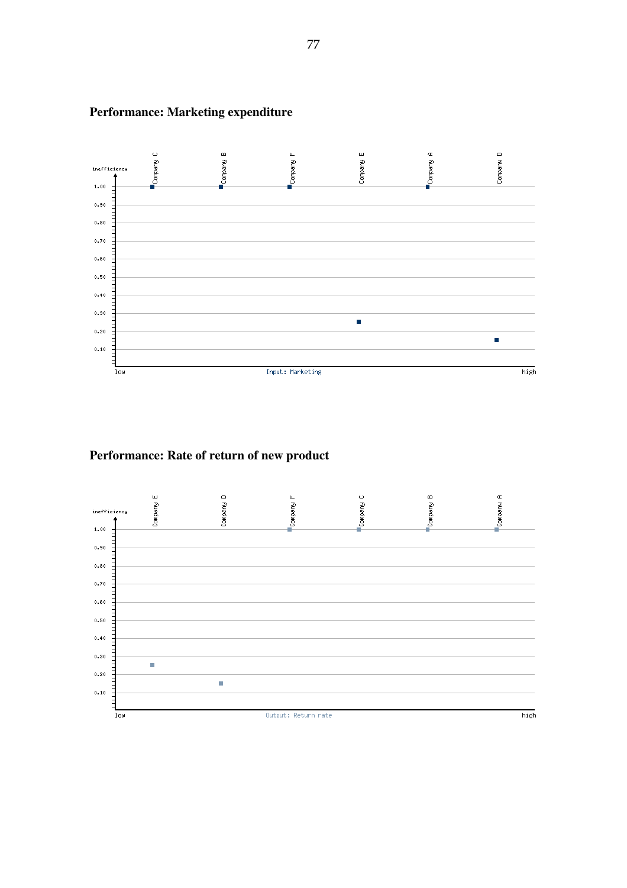## Performance: Marketing expenditure

## Performance: Rate of return of new product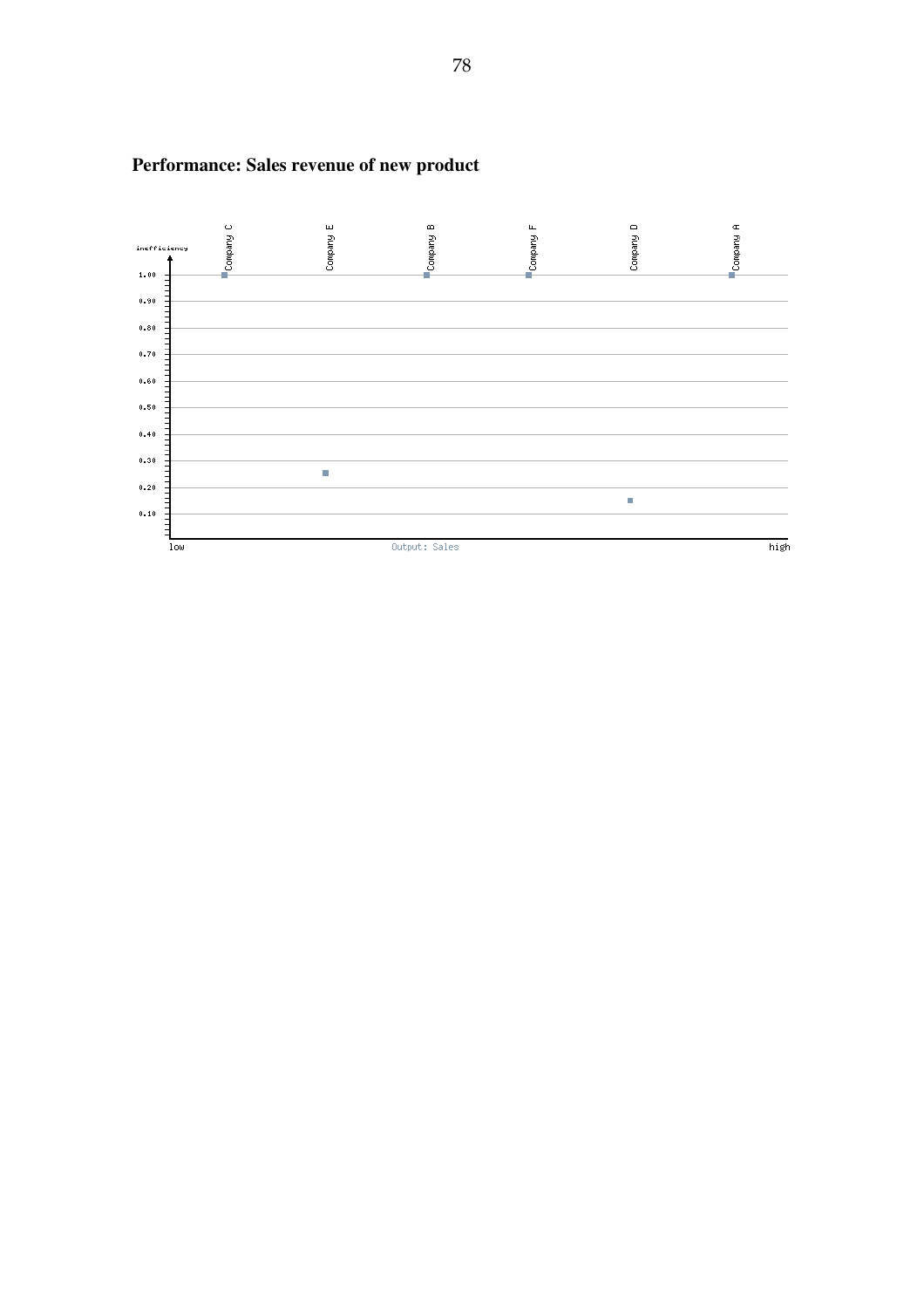**Performance: Sales revenue of new product**

inefficiency

1.00
0.90
0.80
0.70
0.60
0.50
0.40
0.30
0.20
0.10

Company C  Company E  Company B  Company F  Company D  Company A

low  Output: Sales  high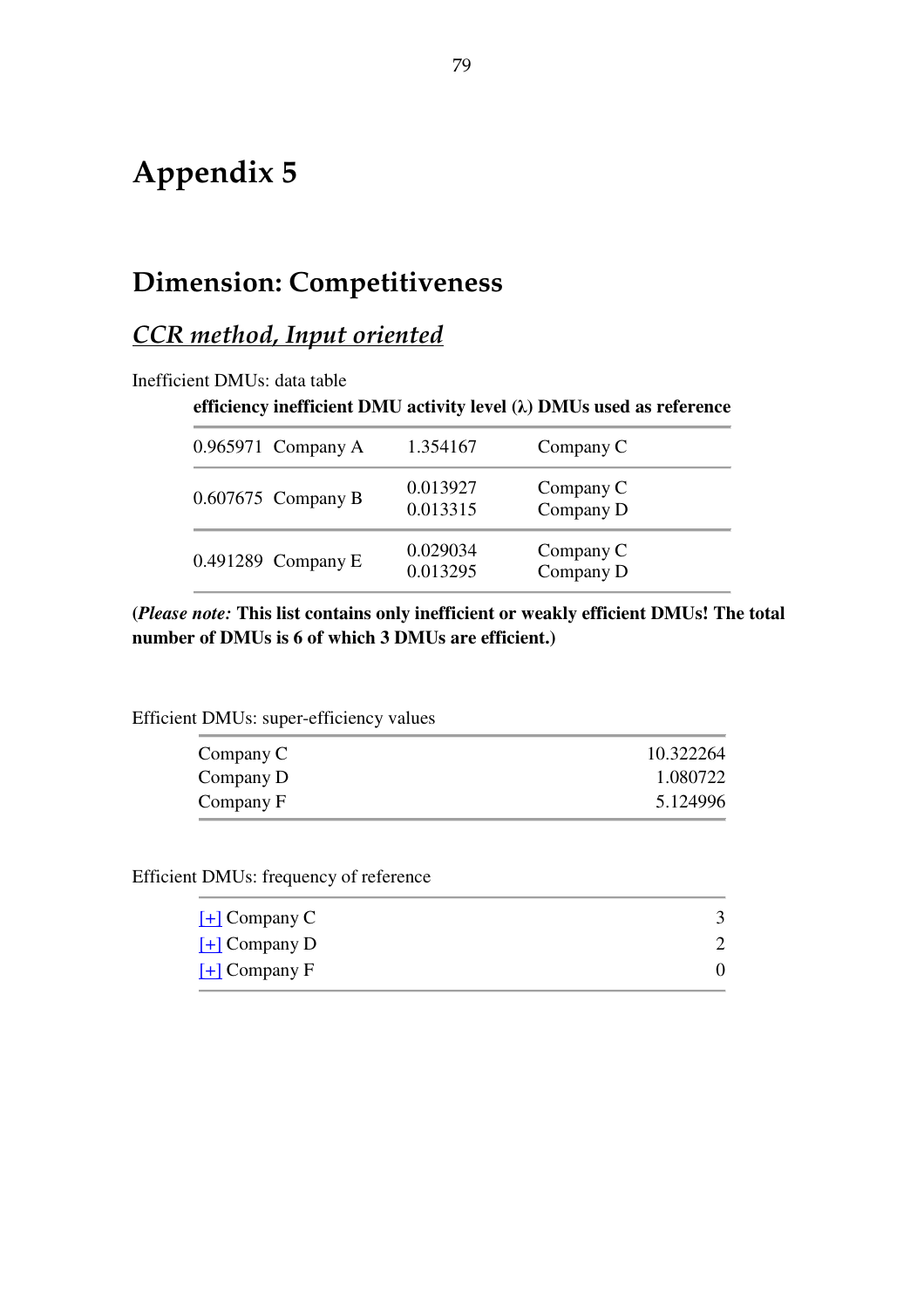# Appendix 5

## Dimension: Competitiveness

### <u>*CCR method, Input oriented*</u>

Inefficient DMUs: data table

| efficiency | inefficient DMU | activity level (λ) | DMUs used as reference |
|---|---|---|---|
| 0.965971 | Company A | 1.354167 | Company C |
| 0.607675 | Company B | 0.013927<br>0.013315 | Company C<br>Company D |
| 0.491289 | Company E | 0.029034<br>0.013295 | Company C<br>Company D |

**(*Please note:* This list contains only inefficient or weakly efficient DMUs! The total number of DMUs is 6 of which 3 DMUs are efficient.)**

Efficient DMUs: super-efficiency values

| | |
|---|---|
| Company C | 10.322264 |
| Company D | 1.080722 |
| Company F | 5.124996 |

Efficient DMUs: frequency of reference

| | |
|---|---|
| [+] Company C | 3 |
| [+] Company D | 2 |
| [+] Company F | 0 |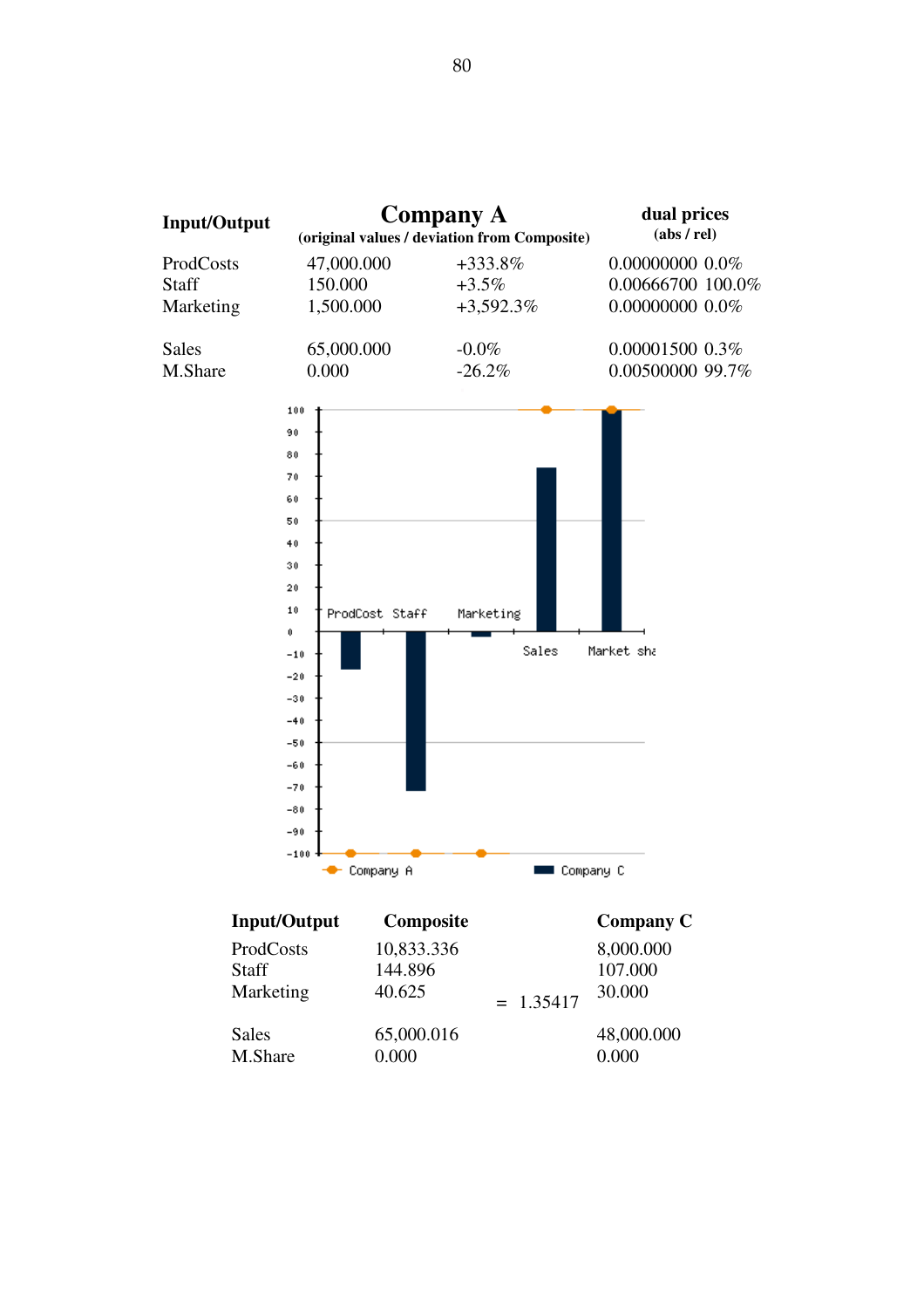| Input/Output | Company A (original values / deviation from Composite) | | dual prices (abs / rel) | |
|---|---|---|---|---|
| ProdCosts | 47,000.000 | +333.8% | 0.00000000 | 0.0% |
| Staff | 150.000 | +3.5% | 0.00666700 | 100.0% |
| Marketing | 1,500.000 | +3,592.3% | 0.00000000 | 0.0% |
| Sales | 65,000.000 | -0.0% | 0.00001500 | 0.3% |
| M.Share | 0.000 | -26.2% | 0.00500000 | 99.7% |

| Input/Output | Composite | | Company C |
|---|---|---|---|
| ProdCosts | 10,833.336 | | 8,000.000 |
| Staff | 144.896 | | 107.000 |
| Marketing | 40.625 | = 1.35417 | 30.000 |
| Sales | 65,000.016 | | 48,000.000 |
| M.Share | 0.000 | | 0.000 |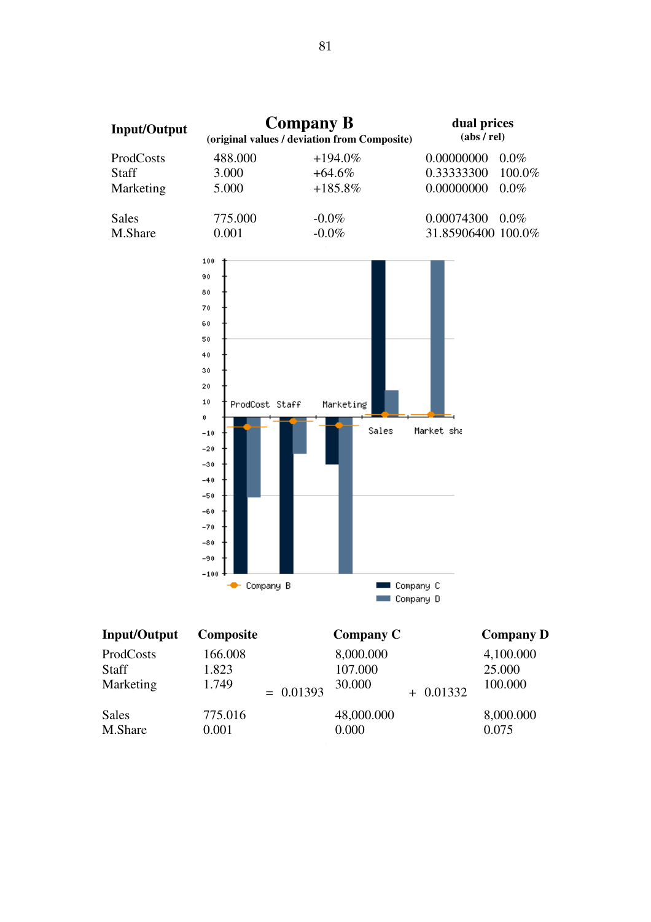| Input/Output | Company B (original values / deviation from Composite) | | dual prices (abs / rel) | |
|---|---|---|---|---|
| ProdCosts | 488.000 | +194.0% | 0.00000000 | 0.0% |
| Staff | 3.000 | +64.6% | 0.33333300 | 100.0% |
| Marketing | 5.000 | +185.8% | 0.00000000 | 0.0% |
| Sales | 775.000 | -0.0% | 0.00074300 | 0.0% |
| M.Share | 0.001 | -0.0% | 31.85906400 | 100.0% |

| Input/Output | Composite | | Company C | | Company D |
|---|---|---|---|---|---|
| ProdCosts | 166.008 | | 8,000.000 | | 4,100.000 |
| Staff | 1.823 | | 107.000 | | 25.000 |
| Marketing | 1.749 | = 0.01393 | 30.000 | + 0.01332 | 100.000 |
| Sales | 775.016 | | 48,000.000 | | 8,000.000 |
| M.Share | 0.001 | | 0.000 | | 0.075 |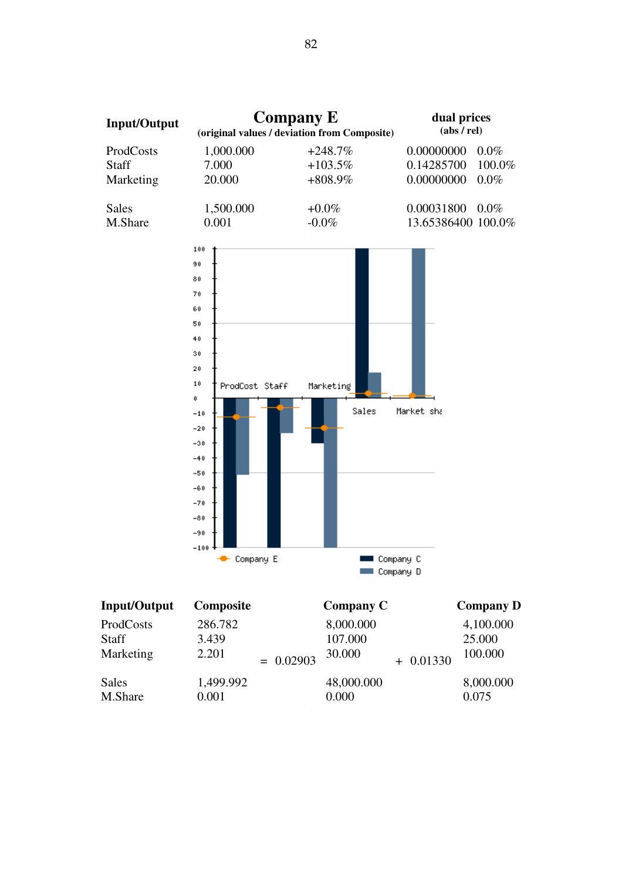| Input/Output | Company E (original values / deviation from Composite) | | dual prices (abs / rel) | |
|---|---|---|---|---|
| ProdCosts | 1,000.000 | +248.7% | 0.00000000 | 0.0% |
| Staff | 7.000 | +103.5% | 0.14285700 | 100.0% |
| Marketing | 20.000 | +808.9% | 0.00000000 | 0.0% |
| Sales | 1,500.000 | +0.0% | 0.00031800 | 0.0% |
| M.Share | 0.001 | -0.0% | 13.65386400 | 100.0% |

| Input/Output | Composite | | Company C | | Company D |
|---|---|---|---|---|---|
| ProdCosts | 286.782 | | 8,000.000 | | 4,100.000 |
| Staff | 3.439 | | 107.000 | | 25.000 |
| Marketing | 2.201 | = 0.02903 | 30.000 | + 0.01330 | 100.000 |
| Sales | 1,499.992 | | 48,000.000 | | 8,000.000 |
| M.Share | 0.001 | | 0.000 | | 0.075 |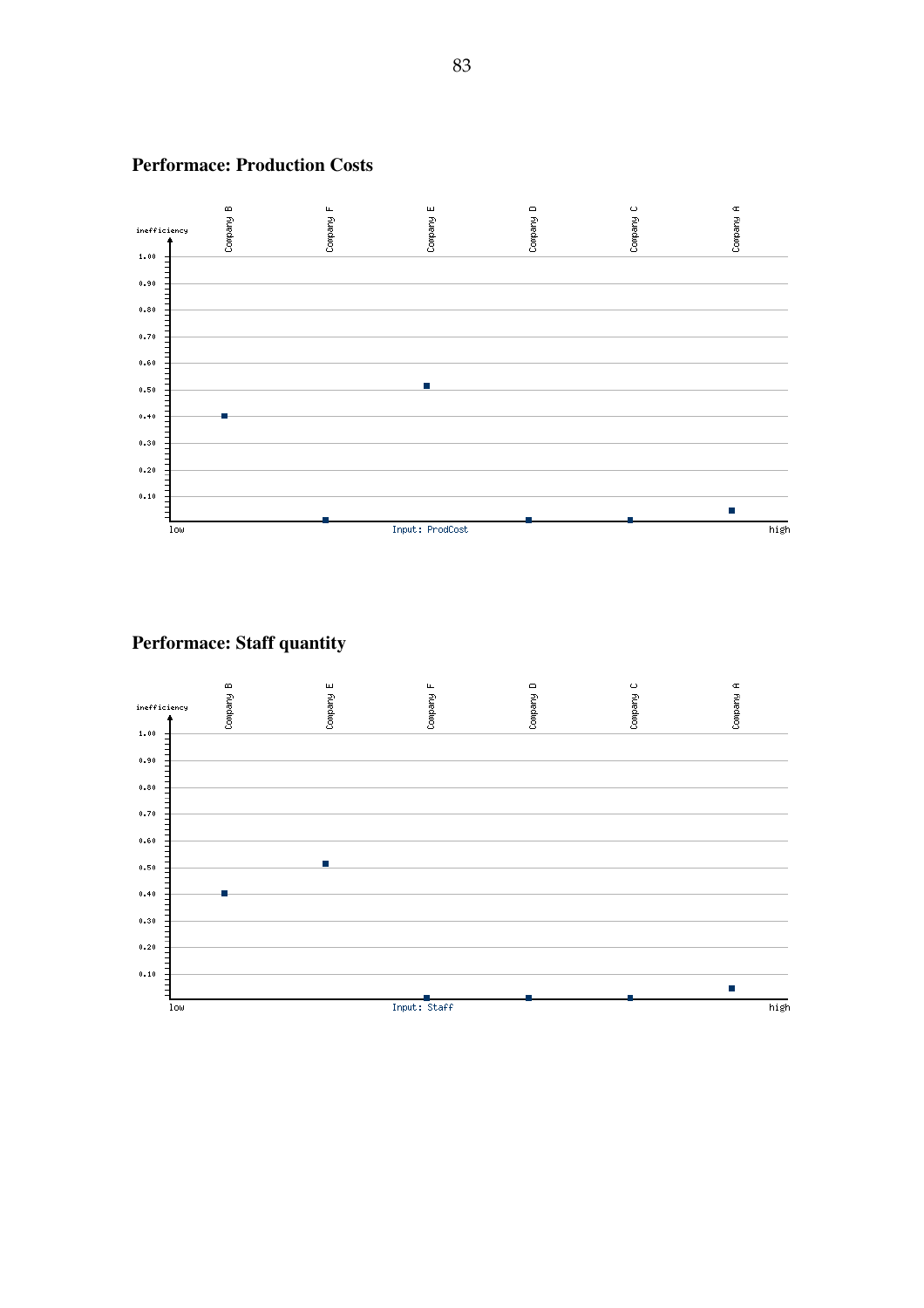## Performace: Production Costs

## Performace: Staff quantity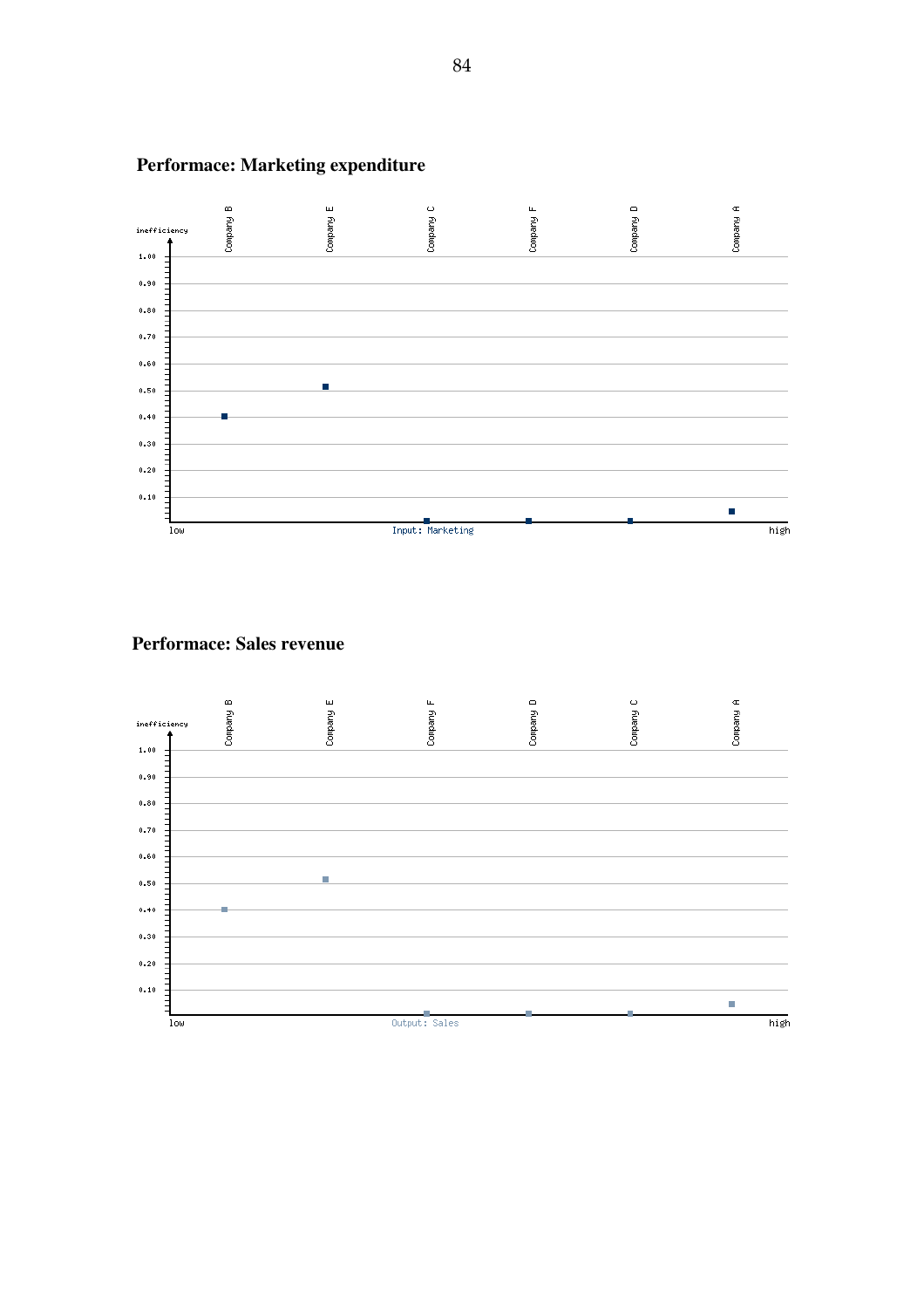**Performace: Marketing expenditure**

inefficiency

Company B, Company E, Company C, Company F, Company D, Company A

1.00, 0.90, 0.80, 0.70, 0.60, 0.50, 0.40, 0.30, 0.20, 0.10

low — Input: Marketing — high

**Performace: Sales revenue**

inefficiency

Company B, Company E, Company F, Company D, Company C, Company A

1.00, 0.90, 0.80, 0.70, 0.60, 0.50, 0.40, 0.30, 0.20, 0.10

low — Output: Sales — high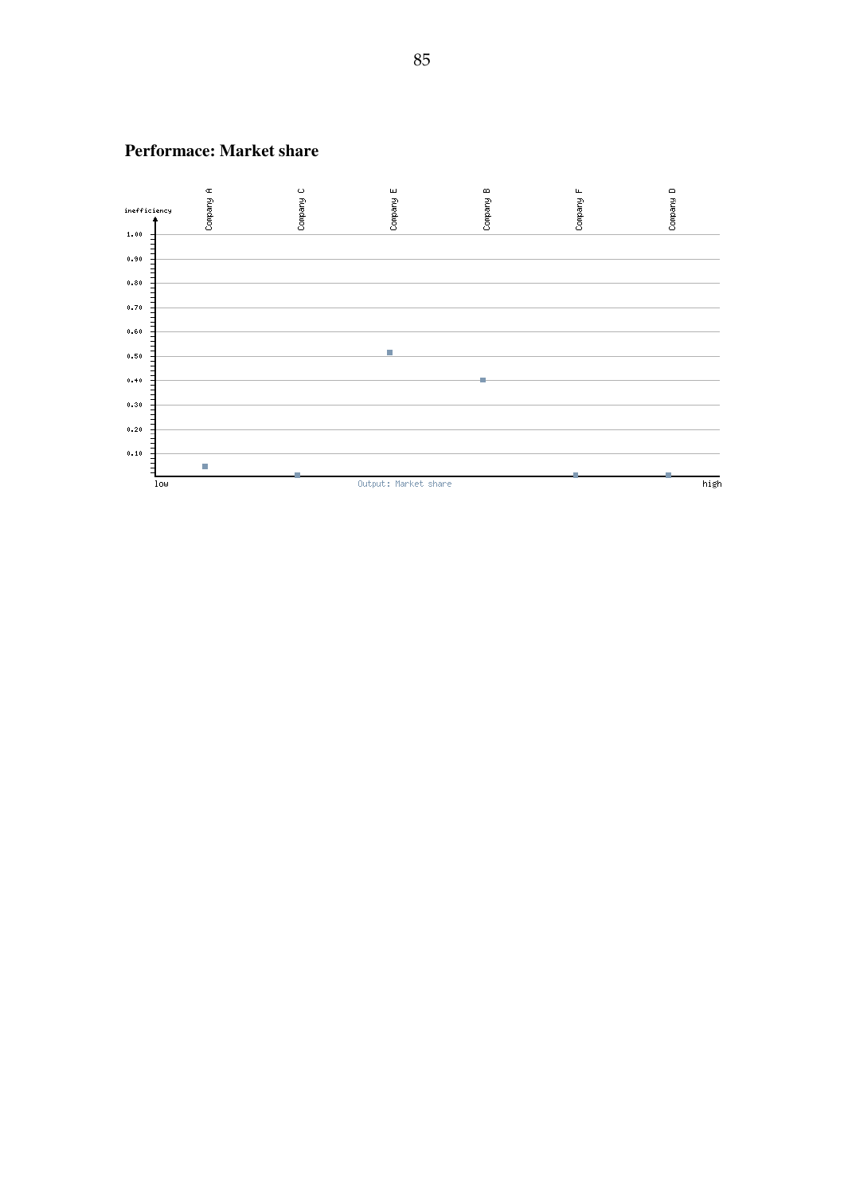### Performace: Market share

inefficiency

| | Company A | Company C | Company E | Company B | Company F | Company D |
|---|---|---|---|---|---|---|
| inefficiency (approx.) | 0.05 | 0.00 | 0.51 | 0.40 | 0.00 | 0.00 |

Axis: 1.00, 0.90, 0.80, 0.70, 0.60, 0.50, 0.40, 0.30, 0.20, 0.10

low — Output: Market share — high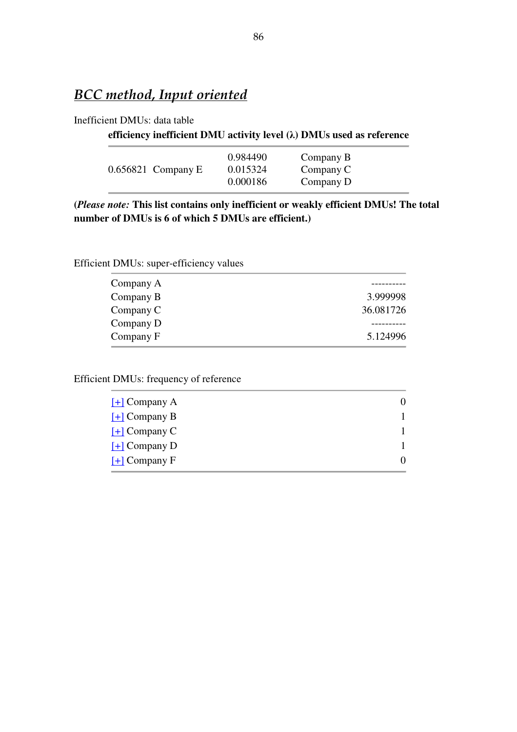## *BCC method, Input oriented*

Inefficient DMUs: data table

| efficiency | inefficient DMU | activity level (λ) | DMUs used as reference |
|---|---|---|---|
| 0.656821 | Company E | 0.984490 | Company B |
| | | 0.015324 | Company C |
| | | 0.000186 | Company D |

**(*Please note:* This list contains only inefficient or weakly efficient DMUs! The total number of DMUs is 6 of which 5 DMUs are efficient.)**

Efficient DMUs: super-efficiency values

| | |
|---|---|
| Company A | ---------- |
| Company B | 3.999998 |
| Company C | 36.081726 |
| Company D | ---------- |
| Company F | 5.124996 |

Efficient DMUs: frequency of reference

| | |
|---|---|
| [+] Company A | 0 |
| [+] Company B | 1 |
| [+] Company C | 1 |
| [+] Company D | 1 |
| [+] Company F | 0 |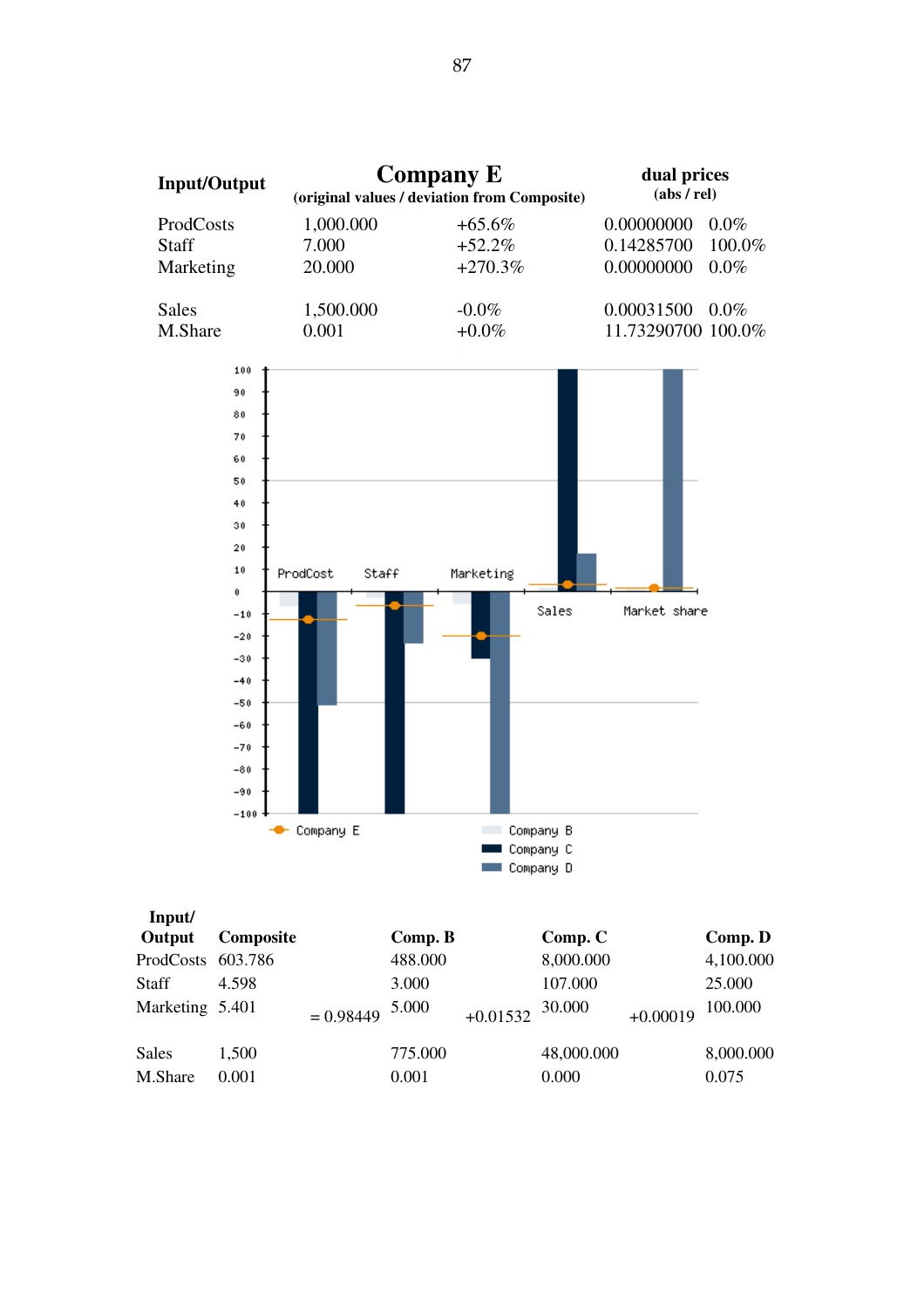| Input/Output | Company E (original values / deviation from Composite) | | dual prices (abs / rel) | |
|---|---|---|---|---|
| ProdCosts | 1,000.000 | +65.6% | 0.00000000 | 0.0% |
| Staff | 7.000 | +52.2% | 0.14285700 | 100.0% |
| Marketing | 20.000 | +270.3% | 0.00000000 | 0.0% |
| Sales | 1,500.000 | -0.0% | 0.00031500 | 0.0% |
| M.Share | 0.001 | +0.0% | 11.73290700 | 100.0% |

| Input/ Output | Composite | | Comp. B | | Comp. C | | Comp. D |
|---|---|---|---|---|---|---|---|
| ProdCosts | 603.786 | | 488.000 | | 8,000.000 | | 4,100.000 |
| Staff | 4.598 | | 3.000 | | 107.000 | | 25.000 |
| Marketing | 5.401 | = 0.98449 | 5.000 | +0.01532 | 30.000 | +0.00019 | 100.000 |
| Sales | 1,500 | | 775.000 | | 48,000.000 | | 8,000.000 |
| M.Share | 0.001 | | 0.001 | | 0.000 | | 0.075 |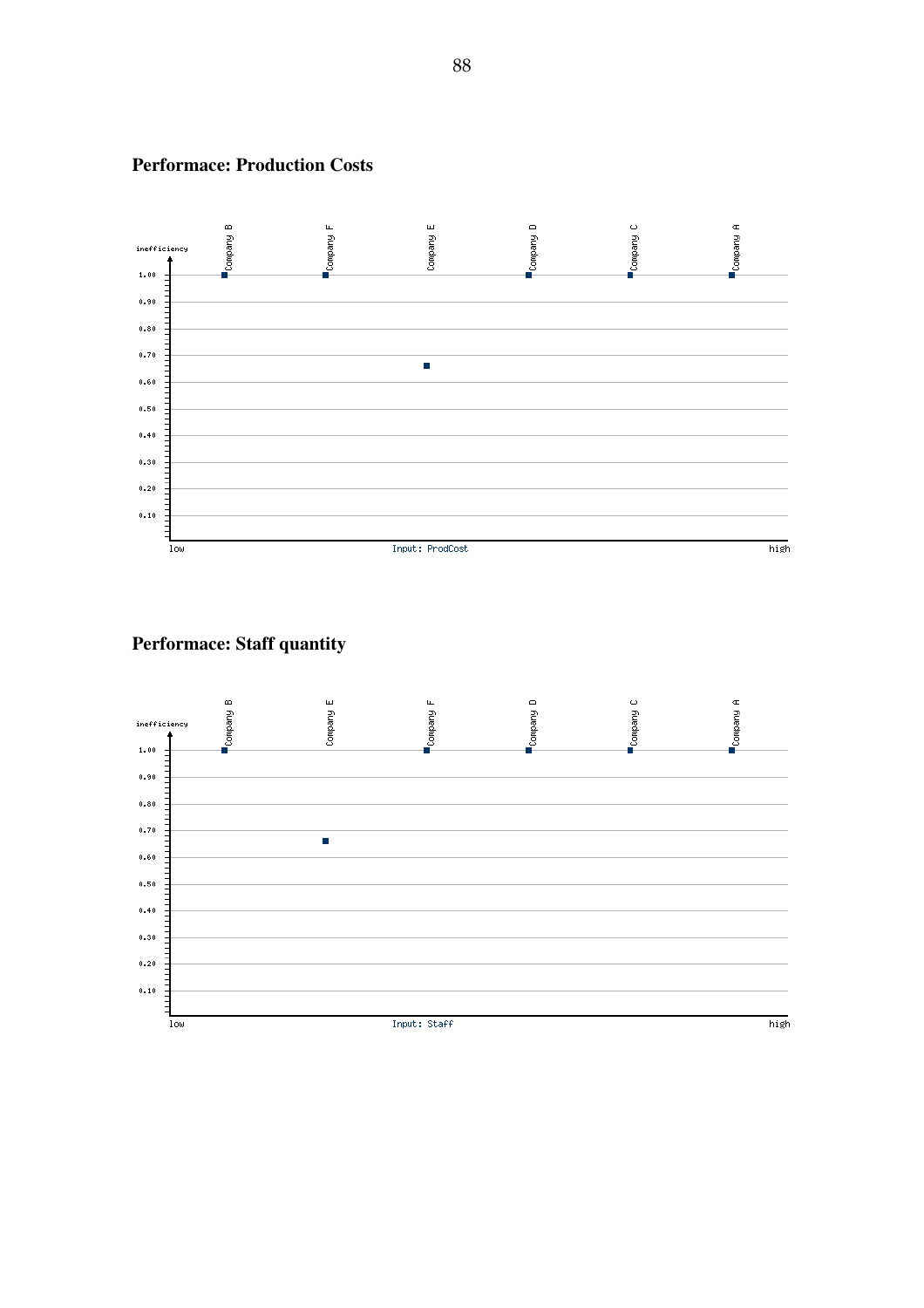**Performace: Production Costs**

**Performace: Staff quantity**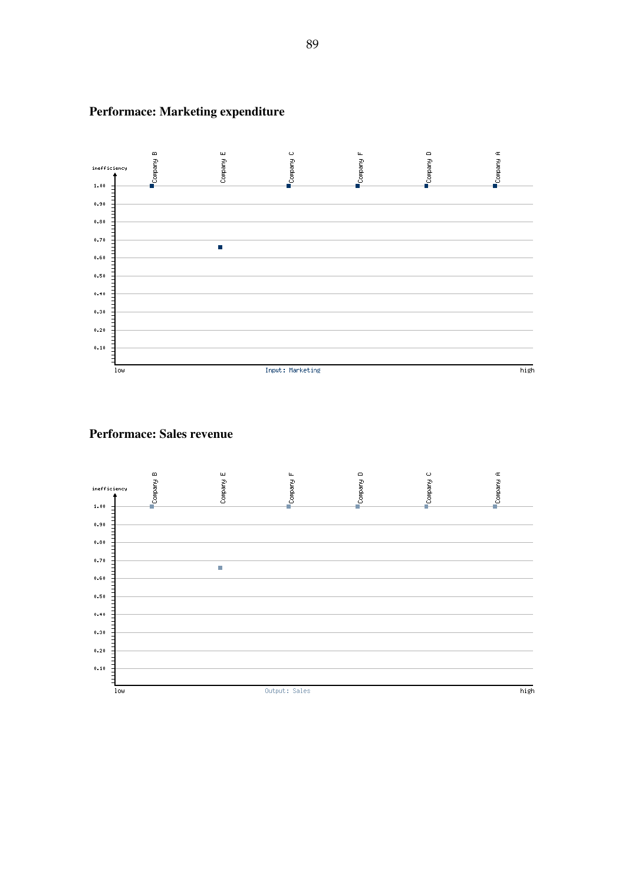### Performace: Marketing expenditure

| | Company B | Company E | Company C | Company F | Company D | Company A |
|---|---|---|---|---|---|---|
| inefficiency | 1.00 | 0.66 | 1.00 | 1.00 | 1.00 | 1.00 |

Input: Marketing (low → high)

### Performace: Sales revenue

| | Company B | Company E | Company F | Company D | Company C | Company A |
|---|---|---|---|---|---|---|
| inefficiency | 1.00 | 0.66 | 1.00 | 1.00 | 1.00 | 1.00 |

Output: Sales (low → high)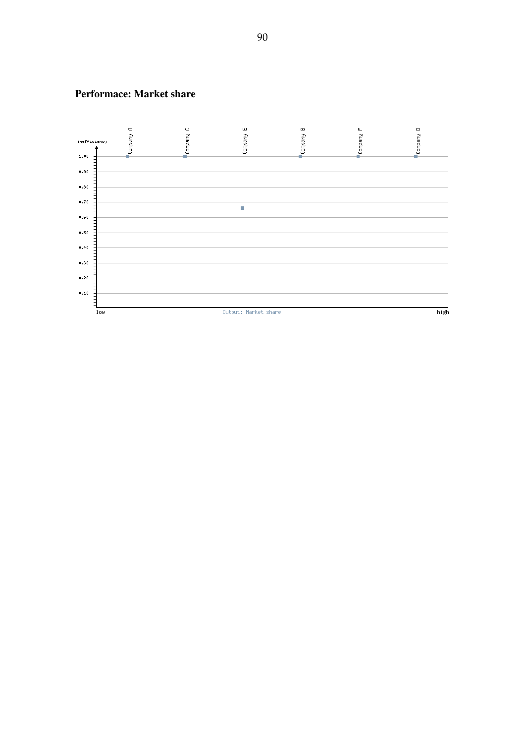**Performace: Market share**

inefficiency

1.00
0.90
0.80
0.70
0.60
0.50
0.40
0.30
0.20
0.10

Company A
Company C
Company E
Company B
Company F
Company D

low
Output: Market share
high